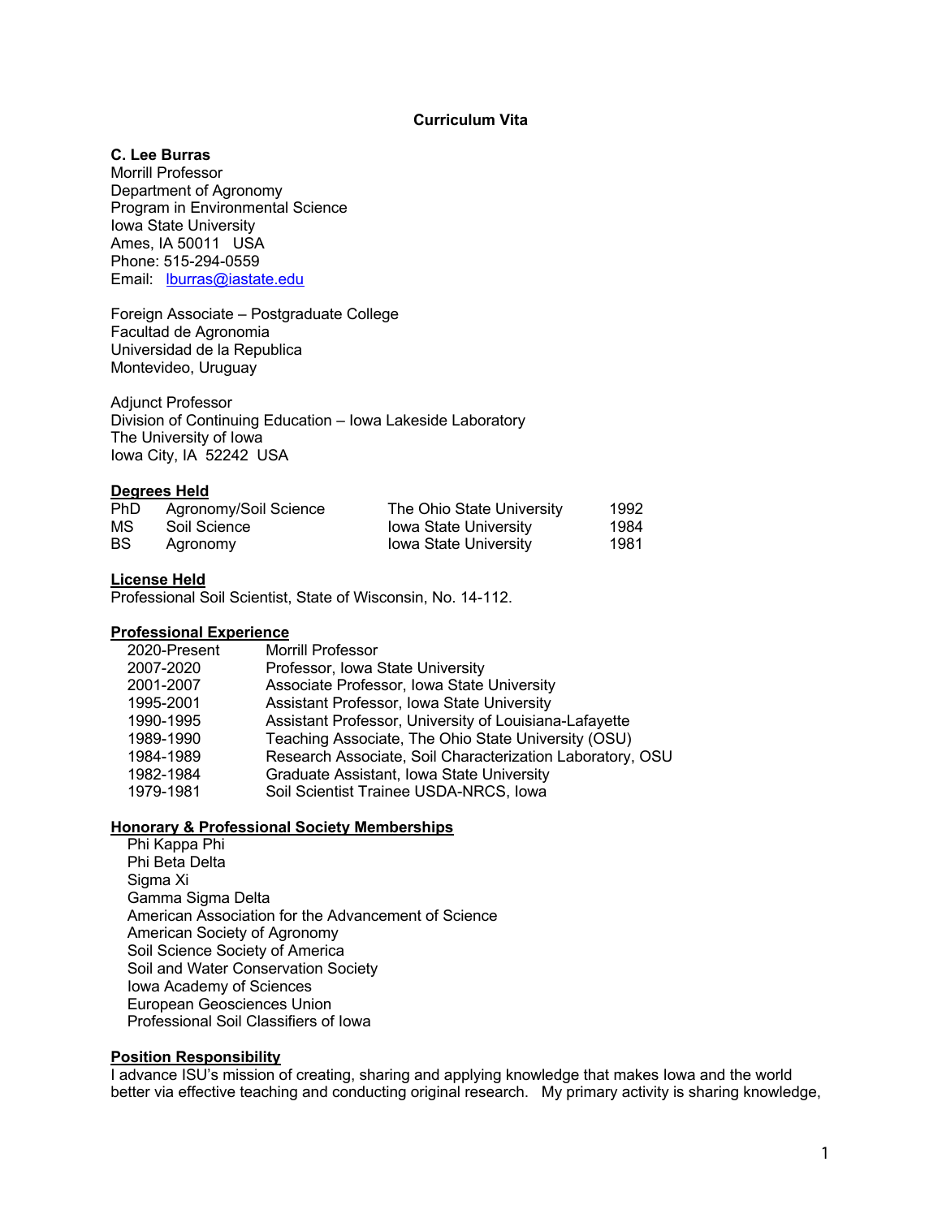# Curriculum Vita

**C. Lee Burras**
Morrill Professor
Department of Agronomy
Program in Environmental Science
Iowa State University
Ames, IA 50011 USA
Phone: 515-294-0559
Email: lburras@iastate.edu

Foreign Associate – Postgraduate College
Facultad de Agronomia
Universidad de la Republica
Montevideo, Uruguay

Adjunct Professor
Division of Continuing Education – Iowa Lakeside Laboratory
The University of Iowa
Iowa City, IA 52242 USA

## Degrees Held

| | | | |
|---|---|---|---|
| PhD | Agronomy/Soil Science | The Ohio State University | 1992 |
| MS | Soil Science | Iowa State University | 1984 |
| BS | Agronomy | Iowa State University | 1981 |

## License Held

Professional Soil Scientist, State of Wisconsin, No. 14-112.

## Professional Experience

| | |
|---|---|
| 2020-Present | Morrill Professor |
| 2007-2020 | Professor, Iowa State University |
| 2001-2007 | Associate Professor, Iowa State University |
| 1995-2001 | Assistant Professor, Iowa State University |
| 1990-1995 | Assistant Professor, University of Louisiana-Lafayette |
| 1989-1990 | Teaching Associate, The Ohio State University (OSU) |
| 1984-1989 | Research Associate, Soil Characterization Laboratory, OSU |
| 1982-1984 | Graduate Assistant, Iowa State University |
| 1979-1981 | Soil Scientist Trainee USDA-NRCS, Iowa |

## Honorary & Professional Society Memberships

- Phi Kappa Phi
- Phi Beta Delta
- Sigma Xi
- Gamma Sigma Delta
- American Association for the Advancement of Science
- American Society of Agronomy
- Soil Science Society of America
- Soil and Water Conservation Society
- Iowa Academy of Sciences
- European Geosciences Union
- Professional Soil Classifiers of Iowa

## Position Responsibility

I advance ISU's mission of creating, sharing and applying knowledge that makes Iowa and the world better via effective teaching and conducting original research. My primary activity is sharing knowledge,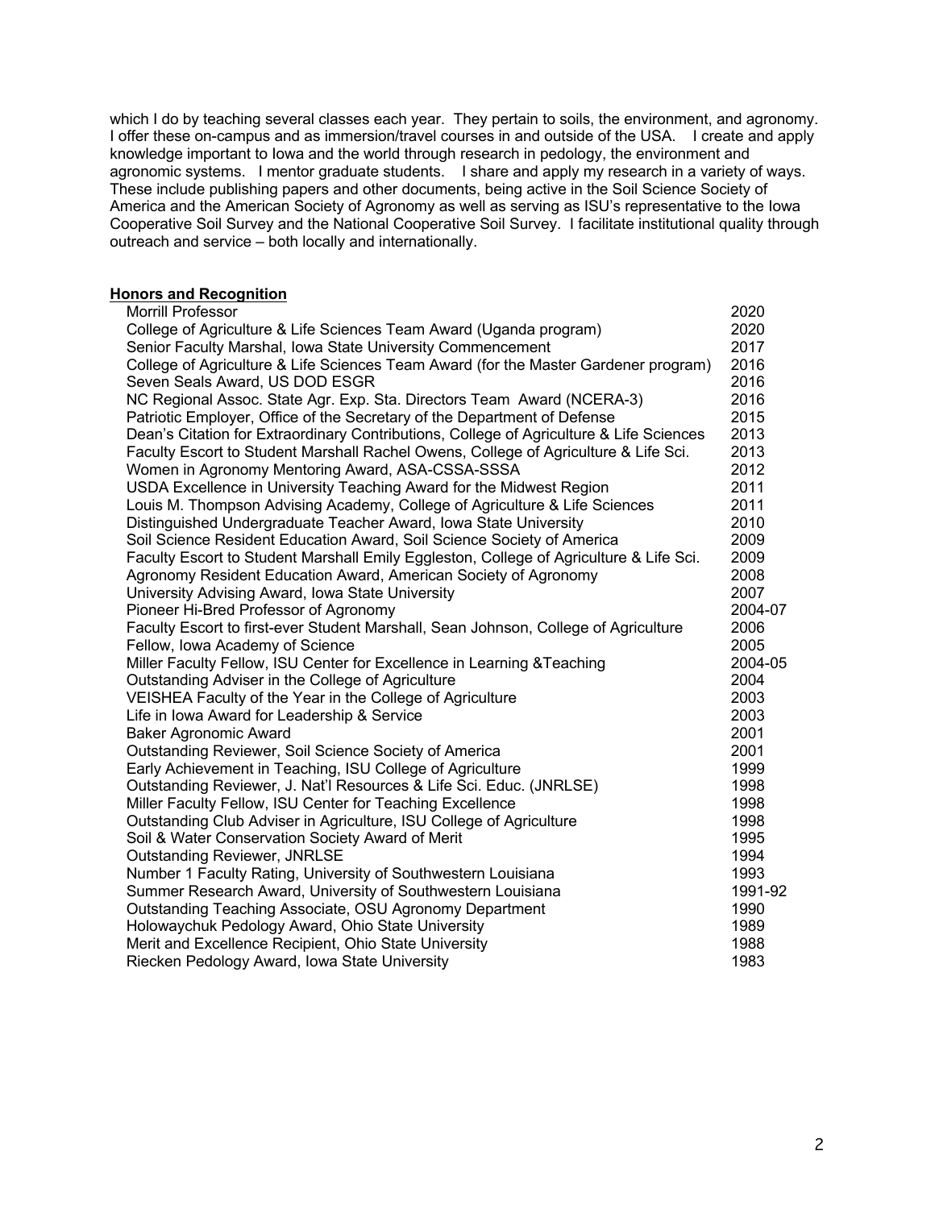which I do by teaching several classes each year. They pertain to soils, the environment, and agronomy. I offer these on-campus and as immersion/travel courses in and outside of the USA. I create and apply knowledge important to Iowa and the world through research in pedology, the environment and agronomic systems. I mentor graduate students. I share and apply my research in a variety of ways. These include publishing papers and other documents, being active in the Soil Science Society of America and the American Society of Agronomy as well as serving as ISU's representative to the Iowa Cooperative Soil Survey and the National Cooperative Soil Survey. I facilitate institutional quality through outreach and service – both locally and internationally.

## Honors and Recognition

| | |
|---|---|
| Morrill Professor | 2020 |
| College of Agriculture & Life Sciences Team Award (Uganda program) | 2020 |
| Senior Faculty Marshal, Iowa State University Commencement | 2017 |
| College of Agriculture & Life Sciences Team Award (for the Master Gardener program) | 2016 |
| Seven Seals Award, US DOD ESGR | 2016 |
| NC Regional Assoc. State Agr. Exp. Sta. Directors Team Award (NCERA-3) | 2016 |
| Patriotic Employer, Office of the Secretary of the Department of Defense | 2015 |
| Dean's Citation for Extraordinary Contributions, College of Agriculture & Life Sciences | 2013 |
| Faculty Escort to Student Marshall Rachel Owens, College of Agriculture & Life Sci. | 2013 |
| Women in Agronomy Mentoring Award, ASA-CSSA-SSSA | 2012 |
| USDA Excellence in University Teaching Award for the Midwest Region | 2011 |
| Louis M. Thompson Advising Academy, College of Agriculture & Life Sciences | 2011 |
| Distinguished Undergraduate Teacher Award, Iowa State University | 2010 |
| Soil Science Resident Education Award, Soil Science Society of America | 2009 |
| Faculty Escort to Student Marshall Emily Eggleston, College of Agriculture & Life Sci. | 2009 |
| Agronomy Resident Education Award, American Society of Agronomy | 2008 |
| University Advising Award, Iowa State University | 2007 |
| Pioneer Hi-Bred Professor of Agronomy | 2004-07 |
| Faculty Escort to first-ever Student Marshall, Sean Johnson, College of Agriculture | 2006 |
| Fellow, Iowa Academy of Science | 2005 |
| Miller Faculty Fellow, ISU Center for Excellence in Learning &Teaching | 2004-05 |
| Outstanding Adviser in the College of Agriculture | 2004 |
| VEISHEA Faculty of the Year in the College of Agriculture | 2003 |
| Life in Iowa Award for Leadership & Service | 2003 |
| Baker Agronomic Award | 2001 |
| Outstanding Reviewer, Soil Science Society of America | 2001 |
| Early Achievement in Teaching, ISU College of Agriculture | 1999 |
| Outstanding Reviewer, J. Nat'l Resources & Life Sci. Educ. (JNRLSE) | 1998 |
| Miller Faculty Fellow, ISU Center for Teaching Excellence | 1998 |
| Outstanding Club Adviser in Agriculture, ISU College of Agriculture | 1998 |
| Soil & Water Conservation Society Award of Merit | 1995 |
| Outstanding Reviewer, JNRLSE | 1994 |
| Number 1 Faculty Rating, University of Southwestern Louisiana | 1993 |
| Summer Research Award, University of Southwestern Louisiana | 1991-92 |
| Outstanding Teaching Associate, OSU Agronomy Department | 1990 |
| Holowaychuk Pedology Award, Ohio State University | 1989 |
| Merit and Excellence Recipient, Ohio State University | 1988 |
| Riecken Pedology Award, Iowa State University | 1983 |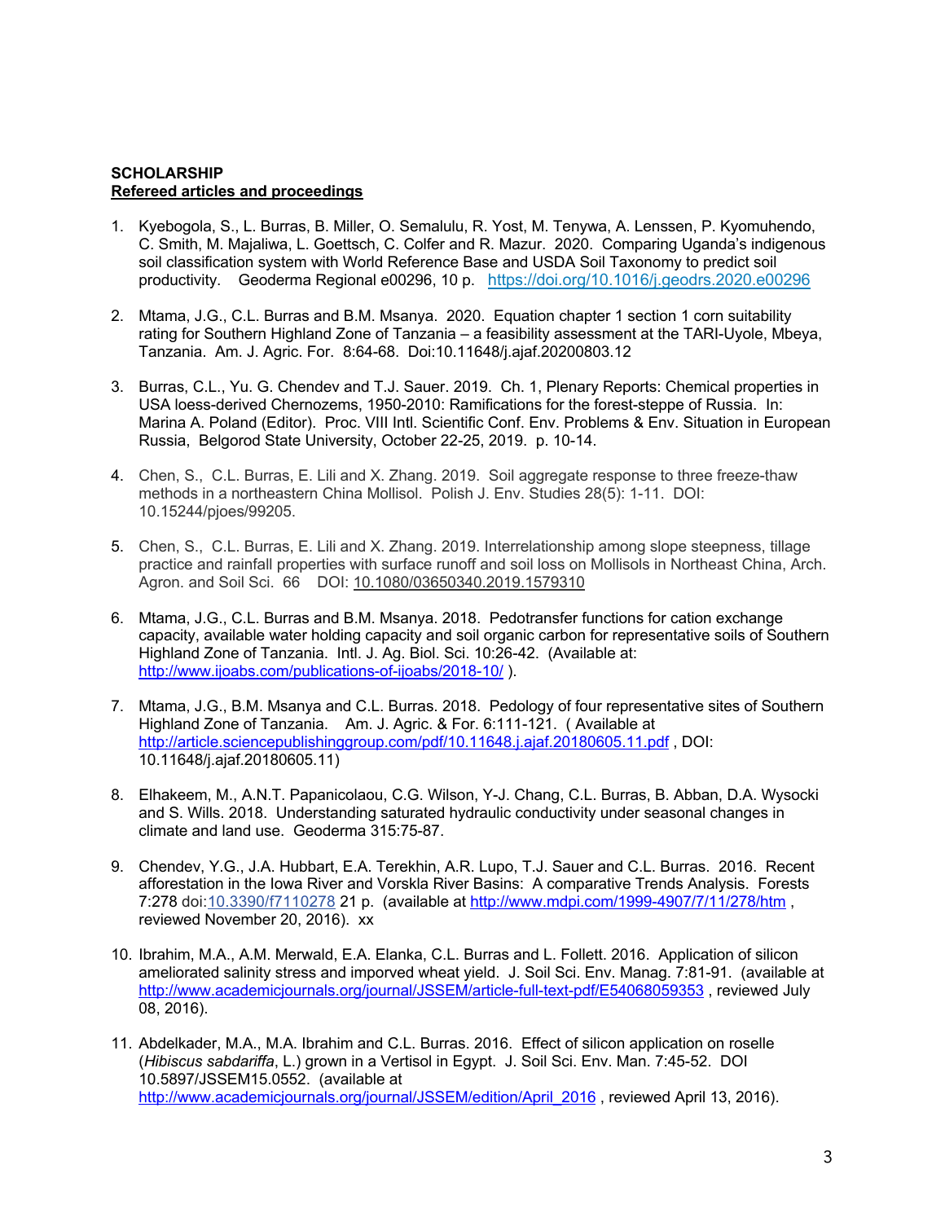**SCHOLARSHIP**

**Refereed articles and proceedings**

1. Kyebogola, S., L. Burras, B. Miller, O. Semalulu, R. Yost, M. Tenywa, A. Lenssen, P. Kyomuhendo, C. Smith, M. Majaliwa, L. Goettsch, C. Colfer and R. Mazur. 2020. Comparing Uganda's indigenous soil classification system with World Reference Base and USDA Soil Taxonomy to predict soil productivity. Geoderma Regional e00296, 10 p. https://doi.org/10.1016/j.geodrs.2020.e00296

2. Mtama, J.G., C.L. Burras and B.M. Msanya. 2020. Equation chapter 1 section 1 corn suitability rating for Southern Highland Zone of Tanzania – a feasibility assessment at the TARI-Uyole, Mbeya, Tanzania. Am. J. Agric. For. 8:64-68. Doi:10.11648/j.ajaf.20200803.12

3. Burras, C.L., Yu. G. Chendev and T.J. Sauer. 2019. Ch. 1, Plenary Reports: Chemical properties in USA loess-derived Chernozems, 1950-2010: Ramifications for the forest-steppe of Russia. In: Marina A. Poland (Editor). Proc. VIII Intl. Scientific Conf. Env. Problems & Env. Situation in European Russia, Belgorod State University, October 22-25, 2019. p. 10-14.

4. Chen, S., C.L. Burras, E. Lili and X. Zhang. 2019. Soil aggregate response to three freeze-thaw methods in a northeastern China Mollisol. Polish J. Env. Studies 28(5): 1-11. DOI: 10.15244/pjoes/99205.

5. Chen, S., C.L. Burras, E. Lili and X. Zhang. 2019. Interrelationship among slope steepness, tillage practice and rainfall properties with surface runoff and soil loss on Mollisols in Northeast China, Arch. Agron. and Soil Sci. 66 DOI: 10.1080/03650340.2019.1579310

6. Mtama, J.G., C.L. Burras and B.M. Msanya. 2018. Pedotransfer functions for cation exchange capacity, available water holding capacity and soil organic carbon for representative soils of Southern Highland Zone of Tanzania. Intl. J. Ag. Biol. Sci. 10:26-42. (Available at: http://www.ijoabs.com/publications-of-ijoabs/2018-10/ ).

7. Mtama, J.G., B.M. Msanya and C.L. Burras. 2018. Pedology of four representative sites of Southern Highland Zone of Tanzania. Am. J. Agric. & For. 6:111-121. ( Available at http://article.sciencepublishinggroup.com/pdf/10.11648.j.ajaf.20180605.11.pdf , DOI: 10.11648/j.ajaf.20180605.11)

8. Elhakeem, M., A.N.T. Papanicolaou, C.G. Wilson, Y-J. Chang, C.L. Burras, B. Abban, D.A. Wysocki and S. Wills. 2018. Understanding saturated hydraulic conductivity under seasonal changes in climate and land use. Geoderma 315:75-87.

9. Chendev, Y.G., J.A. Hubbart, E.A. Terekhin, A.R. Lupo, T.J. Sauer and C.L. Burras. 2016. Recent afforestation in the Iowa River and Vorskla River Basins: A comparative Trends Analysis. Forests 7:278 doi:10.3390/f7110278 21 p. (available at http://www.mdpi.com/1999-4907/7/11/278/htm , reviewed November 20, 2016). xx

10. Ibrahim, M.A., A.M. Merwald, E.A. Elanka, C.L. Burras and L. Follett. 2016. Application of silicon ameliorated salinity stress and imporved wheat yield. J. Soil Sci. Env. Manag. 7:81-91. (available at http://www.academicjournals.org/journal/JSSEM/article-full-text-pdf/E54068059353 , reviewed July 08, 2016).

11. Abdelkader, M.A., M.A. Ibrahim and C.L. Burras. 2016. Effect of silicon application on roselle (*Hibiscus sabdariffa*, L.) grown in a Vertisol in Egypt. J. Soil Sci. Env. Man. 7:45-52. DOI 10.5897/JSSEM15.0552. (available at http://www.academicjournals.org/journal/JSSEM/edition/April_2016 , reviewed April 13, 2016).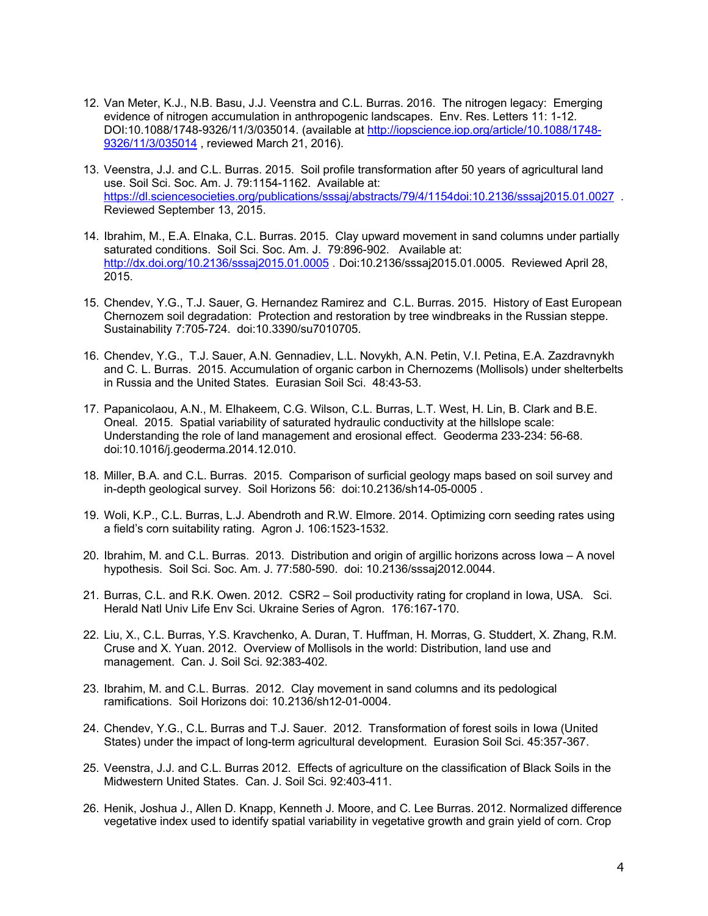12. Van Meter, K.J., N.B. Basu, J.J. Veenstra and C.L. Burras. 2016. The nitrogen legacy: Emerging evidence of nitrogen accumulation in anthropogenic landscapes. Env. Res. Letters 11: 1-12. DOI:10.1088/1748-9326/11/3/035014. (available at [http://iopscience.iop.org/article/10.1088/1748-9326/11/3/035014](http://iopscience.iop.org/article/10.1088/1748-9326/11/3/035014) , reviewed March 21, 2016).

13. Veenstra, J.J. and C.L. Burras. 2015. Soil profile transformation after 50 years of agricultural land use. Soil Sci. Soc. Am. J. 79:1154-1162. Available at: [https://dl.sciencesocieties.org/publications/sssaj/abstracts/79/4/1154doi:10.2136/sssaj2015.01.0027](https://dl.sciencesocieties.org/publications/sssaj/abstracts/79/4/1154doi:10.2136/sssaj2015.01.0027) . Reviewed September 13, 2015.

14. Ibrahim, M., E.A. Elnaka, C.L. Burras. 2015. Clay upward movement in sand columns under partially saturated conditions. Soil Sci. Soc. Am. J. 79:896-902. Available at: [http://dx.doi.org/10.2136/sssaj2015.01.0005](http://dx.doi.org/10.2136/sssaj2015.01.0005) . Doi:10.2136/sssaj2015.01.0005. Reviewed April 28, 2015.

15. Chendev, Y.G., T.J. Sauer, G. Hernandez Ramirez and C.L. Burras. 2015. History of East European Chernozem soil degradation: Protection and restoration by tree windbreaks in the Russian steppe. Sustainability 7:705-724. doi:10.3390/su7010705.

16. Chendev, Y.G., T.J. Sauer, A.N. Gennadiev, L.L. Novykh, A.N. Petin, V.I. Petina, E.A. Zazdravnykh and C. L. Burras. 2015. Accumulation of organic carbon in Chernozems (Mollisols) under shelterbelts in Russia and the United States. Eurasian Soil Sci. 48:43-53.

17. Papanicolaou, A.N., M. Elhakeem, C.G. Wilson, C.L. Burras, L.T. West, H. Lin, B. Clark and B.E. Oneal. 2015. Spatial variability of saturated hydraulic conductivity at the hillslope scale: Understanding the role of land management and erosional effect. Geoderma 233-234: 56-68. doi:10.1016/j.geoderma.2014.12.010.

18. Miller, B.A. and C.L. Burras. 2015. Comparison of surficial geology maps based on soil survey and in-depth geological survey. Soil Horizons 56: doi:10.2136/sh14-05-0005 .

19. Woli, K.P., C.L. Burras, L.J. Abendroth and R.W. Elmore. 2014. Optimizing corn seeding rates using a field's corn suitability rating. Agron J. 106:1523-1532.

20. Ibrahim, M. and C.L. Burras. 2013. Distribution and origin of argillic horizons across Iowa – A novel hypothesis. Soil Sci. Soc. Am. J. 77:580-590. doi: 10.2136/sssaj2012.0044.

21. Burras, C.L. and R.K. Owen. 2012. CSR2 – Soil productivity rating for cropland in Iowa, USA. Sci. Herald Natl Univ Life Env Sci. Ukraine Series of Agron. 176:167-170.

22. Liu, X., C.L. Burras, Y.S. Kravchenko, A. Duran, T. Huffman, H. Morras, G. Studdert, X. Zhang, R.M. Cruse and X. Yuan. 2012. Overview of Mollisols in the world: Distribution, land use and management. Can. J. Soil Sci. 92:383-402.

23. Ibrahim, M. and C.L. Burras. 2012. Clay movement in sand columns and its pedological ramifications. Soil Horizons doi: 10.2136/sh12-01-0004.

24. Chendev, Y.G., C.L. Burras and T.J. Sauer. 2012. Transformation of forest soils in Iowa (United States) under the impact of long-term agricultural development. Eurasion Soil Sci. 45:357-367.

25. Veenstra, J.J. and C.L. Burras 2012. Effects of agriculture on the classification of Black Soils in the Midwestern United States. Can. J. Soil Sci. 92:403-411.

26. Henik, Joshua J., Allen D. Knapp, Kenneth J. Moore, and C. Lee Burras. 2012. Normalized difference vegetative index used to identify spatial variability in vegetative growth and grain yield of corn. Crop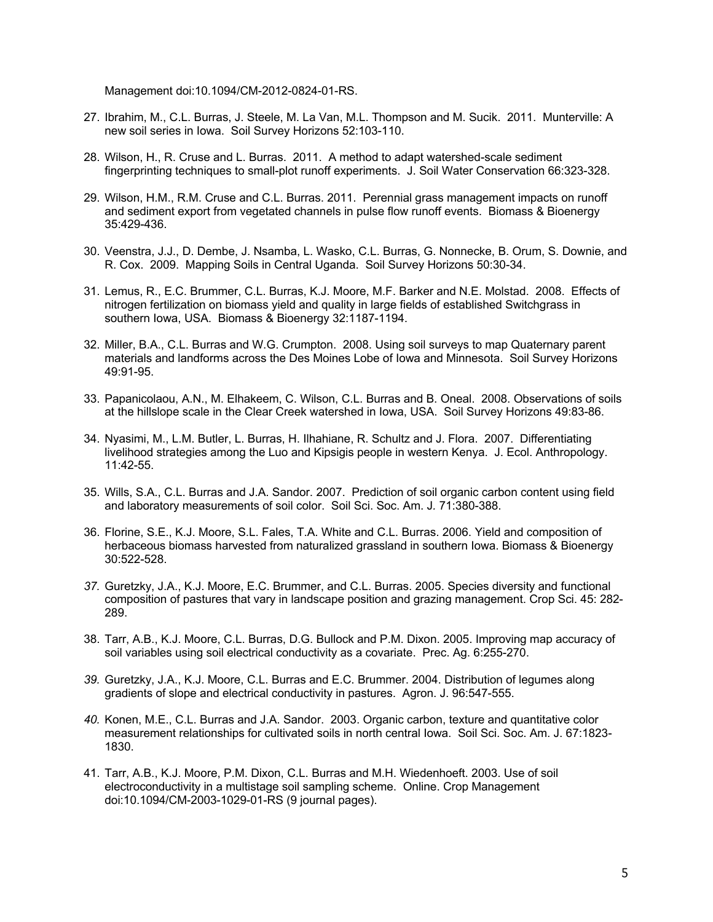Management doi:10.1094/CM-2012-0824-01-RS.

27. Ibrahim, M., C.L. Burras, J. Steele, M. La Van, M.L. Thompson and M. Sucik. 2011. Munterville: A new soil series in Iowa. Soil Survey Horizons 52:103-110.

28. Wilson, H., R. Cruse and L. Burras. 2011. A method to adapt watershed-scale sediment fingerprinting techniques to small-plot runoff experiments. J. Soil Water Conservation 66:323-328.

29. Wilson, H.M., R.M. Cruse and C.L. Burras. 2011. Perennial grass management impacts on runoff and sediment export from vegetated channels in pulse flow runoff events. Biomass & Bioenergy 35:429-436.

30. Veenstra, J.J., D. Dembe, J. Nsamba, L. Wasko, C.L. Burras, G. Nonnecke, B. Orum, S. Downie, and R. Cox. 2009. Mapping Soils in Central Uganda. Soil Survey Horizons 50:30-34.

31. Lemus, R., E.C. Brummer, C.L. Burras, K.J. Moore, M.F. Barker and N.E. Molstad. 2008. Effects of nitrogen fertilization on biomass yield and quality in large fields of established Switchgrass in southern Iowa, USA. Biomass & Bioenergy 32:1187-1194.

32. Miller, B.A., C.L. Burras and W.G. Crumpton. 2008. Using soil surveys to map Quaternary parent materials and landforms across the Des Moines Lobe of Iowa and Minnesota. Soil Survey Horizons 49:91-95.

33. Papanicolaou, A.N., M. Elhakeem, C. Wilson, C.L. Burras and B. Oneal. 2008. Observations of soils at the hillslope scale in the Clear Creek watershed in Iowa, USA. Soil Survey Horizons 49:83-86.

34. Nyasimi, M., L.M. Butler, L. Burras, H. Ilhahiane, R. Schultz and J. Flora. 2007. Differentiating livelihood strategies among the Luo and Kipsigis people in western Kenya. J. Ecol. Anthropology. 11:42-55.

35. Wills, S.A., C.L. Burras and J.A. Sandor. 2007. Prediction of soil organic carbon content using field and laboratory measurements of soil color. Soil Sci. Soc. Am. J. 71:380-388.

36. Florine, S.E., K.J. Moore, S.L. Fales, T.A. White and C.L. Burras. 2006. Yield and composition of herbaceous biomass harvested from naturalized grassland in southern Iowa. Biomass & Bioenergy 30:522-528.

37. Guretzky, J.A., K.J. Moore, E.C. Brummer, and C.L. Burras. 2005. Species diversity and functional composition of pastures that vary in landscape position and grazing management. Crop Sci. 45: 282-289.

38. Tarr, A.B., K.J. Moore, C.L. Burras, D.G. Bullock and P.M. Dixon. 2005. Improving map accuracy of soil variables using soil electrical conductivity as a covariate. Prec. Ag. 6:255-270.

39. Guretzky, J.A., K.J. Moore, C.L. Burras and E.C. Brummer. 2004. Distribution of legumes along gradients of slope and electrical conductivity in pastures. Agron. J. 96:547-555.

40. Konen, M.E., C.L. Burras and J.A. Sandor. 2003. Organic carbon, texture and quantitative color measurement relationships for cultivated soils in north central Iowa. Soil Sci. Soc. Am. J. 67:1823-1830.

41. Tarr, A.B., K.J. Moore, P.M. Dixon, C.L. Burras and M.H. Wiedenhoeft. 2003. Use of soil electroconductivity in a multistage soil sampling scheme. Online. Crop Management doi:10.1094/CM-2003-1029-01-RS (9 journal pages).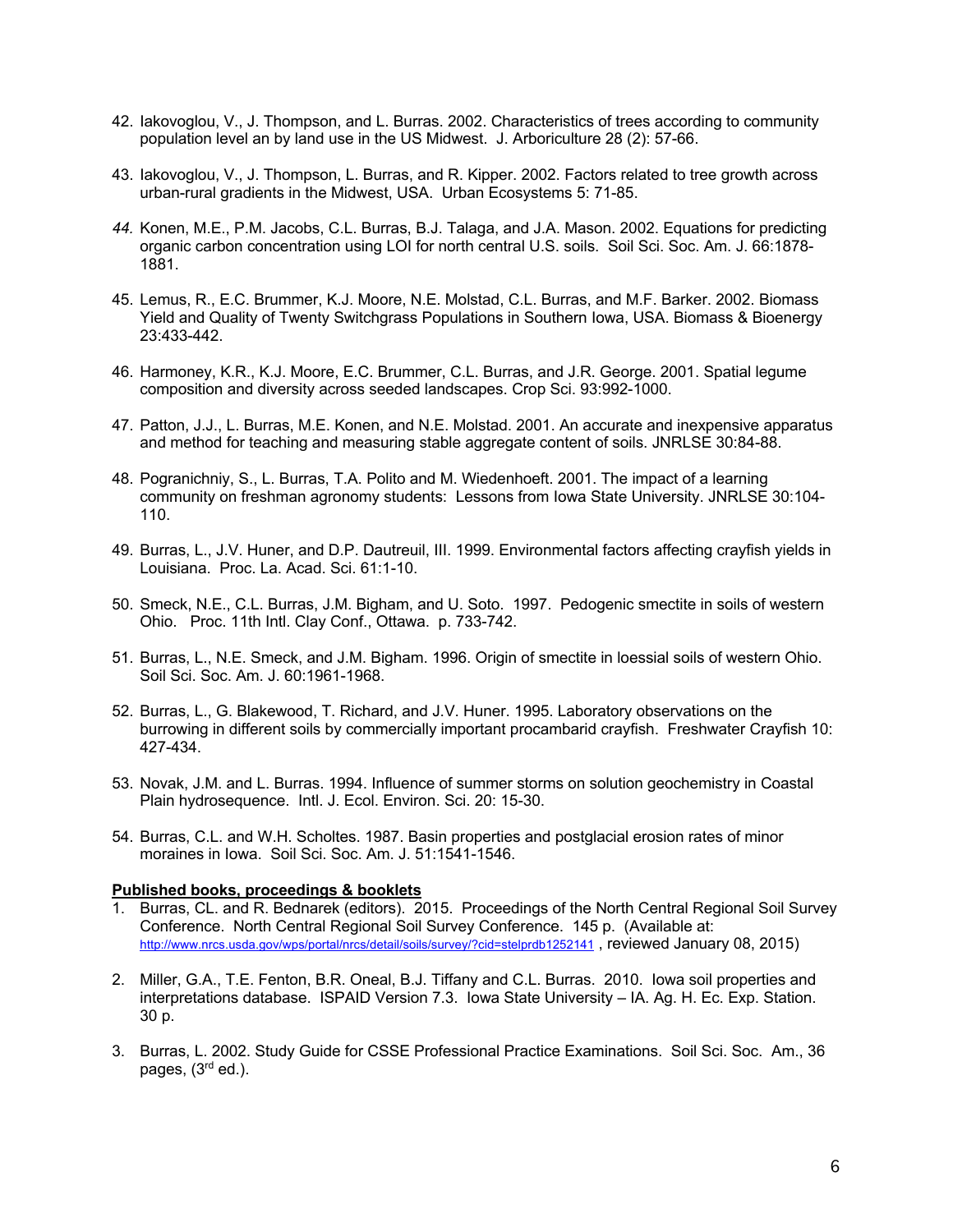42. Iakovoglou, V., J. Thompson, and L. Burras. 2002. Characteristics of trees according to community population level an by land use in the US Midwest. J. Arboriculture 28 (2): 57-66.

43. Iakovoglou, V., J. Thompson, L. Burras, and R. Kipper. 2002. Factors related to tree growth across urban-rural gradients in the Midwest, USA. Urban Ecosystems 5: 71-85.

44. Konen, M.E., P.M. Jacobs, C.L. Burras, B.J. Talaga, and J.A. Mason. 2002. Equations for predicting organic carbon concentration using LOI for north central U.S. soils. Soil Sci. Soc. Am. J. 66:1878-1881.

45. Lemus, R., E.C. Brummer, K.J. Moore, N.E. Molstad, C.L. Burras, and M.F. Barker. 2002. Biomass Yield and Quality of Twenty Switchgrass Populations in Southern Iowa, USA. Biomass & Bioenergy 23:433-442.

46. Harmoney, K.R., K.J. Moore, E.C. Brummer, C.L. Burras, and J.R. George. 2001. Spatial legume composition and diversity across seeded landscapes. Crop Sci. 93:992-1000.

47. Patton, J.J., L. Burras, M.E. Konen, and N.E. Molstad. 2001. An accurate and inexpensive apparatus and method for teaching and measuring stable aggregate content of soils. JNRLSE 30:84-88.

48. Pogranichniy, S., L. Burras, T.A. Polito and M. Wiedenhoeft. 2001. The impact of a learning community on freshman agronomy students: Lessons from Iowa State University. JNRLSE 30:104-110.

49. Burras, L., J.V. Huner, and D.P. Dautreuil, III. 1999. Environmental factors affecting crayfish yields in Louisiana. Proc. La. Acad. Sci. 61:1-10.

50. Smeck, N.E., C.L. Burras, J.M. Bigham, and U. Soto. 1997. Pedogenic smectite in soils of western Ohio. Proc. 11th Intl. Clay Conf., Ottawa. p. 733-742.

51. Burras, L., N.E. Smeck, and J.M. Bigham. 1996. Origin of smectite in loessial soils of western Ohio. Soil Sci. Soc. Am. J. 60:1961-1968.

52. Burras, L., G. Blakewood, T. Richard, and J.V. Huner. 1995. Laboratory observations on the burrowing in different soils by commercially important procambarid crayfish. Freshwater Crayfish 10: 427-434.

53. Novak, J.M. and L. Burras. 1994. Influence of summer storms on solution geochemistry in Coastal Plain hydrosequence. Intl. J. Ecol. Environ. Sci. 20: 15-30.

54. Burras, C.L. and W.H. Scholtes. 1987. Basin properties and postglacial erosion rates of minor moraines in Iowa. Soil Sci. Soc. Am. J. 51:1541-1546.

**Published books, proceedings & booklets**

1. Burras, CL. and R. Bednarek (editors). 2015. Proceedings of the North Central Regional Soil Survey Conference. North Central Regional Soil Survey Conference. 145 p. (Available at: http://www.nrcs.usda.gov/wps/portal/nrcs/detail/soils/survey/?cid=stelprdb1252141 , reviewed January 08, 2015)

2. Miller, G.A., T.E. Fenton, B.R. Oneal, B.J. Tiffany and C.L. Burras. 2010. Iowa soil properties and interpretations database. ISPAID Version 7.3. Iowa State University – IA. Ag. H. Ec. Exp. Station. 30 p.

3. Burras, L. 2002. Study Guide for CSSE Professional Practice Examinations. Soil Sci. Soc. Am., 36 pages, (3rd ed.).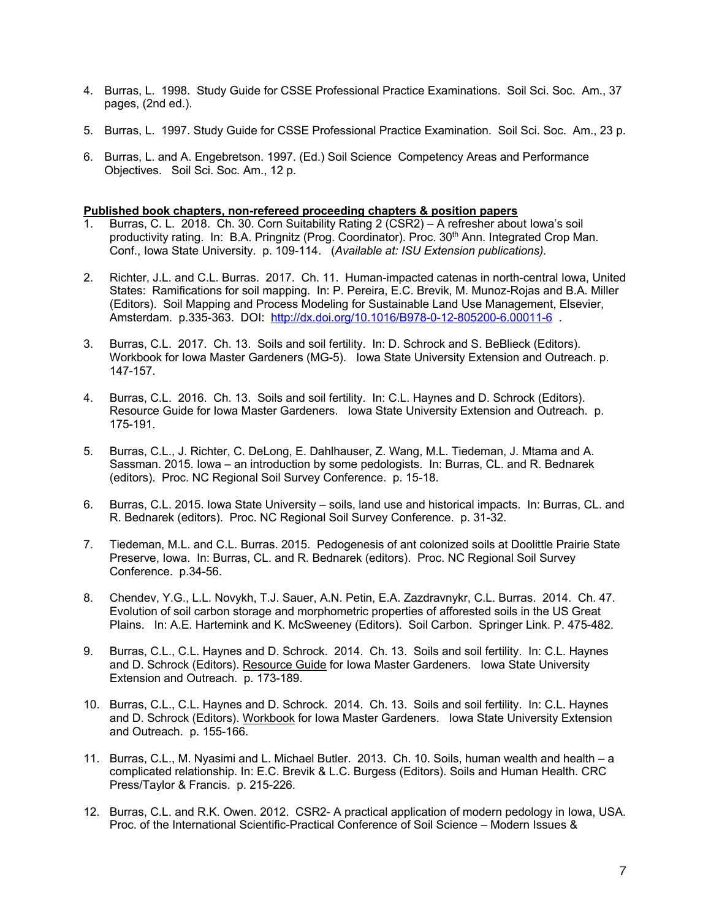4. Burras, L. 1998. Study Guide for CSSE Professional Practice Examinations. Soil Sci. Soc. Am., 37 pages, (2nd ed.).

5. Burras, L. 1997. Study Guide for CSSE Professional Practice Examination. Soil Sci. Soc. Am., 23 p.

6. Burras, L. and A. Engebretson. 1997. (Ed.) Soil Science Competency Areas and Performance Objectives. Soil Sci. Soc. Am., 12 p.

**Published book chapters, non-refereed proceeding chapters & position papers**

1. Burras, C. L. 2018. Ch. 30. Corn Suitability Rating 2 (CSR2) – A refresher about Iowa's soil productivity rating. In: B.A. Pringnitz (Prog. Coordinator). Proc. 30th Ann. Integrated Crop Man. Conf., Iowa State University. p. 109-114. (*Available at: ISU Extension publications).*

2. Richter, J.L. and C.L. Burras. 2017. Ch. 11. Human-impacted catenas in north-central Iowa, United States: Ramifications for soil mapping. In: P. Pereira, E.C. Brevik, M. Munoz-Rojas and B.A. Miller (Editors). Soil Mapping and Process Modeling for Sustainable Land Use Management, Elsevier, Amsterdam. p.335-363. DOI: http://dx.doi.org/10.1016/B978-0-12-805200-6.00011-6 .

3. Burras, C.L. 2017. Ch. 13. Soils and soil fertility. In: D. Schrock and S. BeBlieck (Editors). Workbook for Iowa Master Gardeners (MG-5). Iowa State University Extension and Outreach. p. 147-157.

4. Burras, C.L. 2016. Ch. 13. Soils and soil fertility. In: C.L. Haynes and D. Schrock (Editors). Resource Guide for Iowa Master Gardeners. Iowa State University Extension and Outreach. p. 175-191.

5. Burras, C.L., J. Richter, C. DeLong, E. Dahlhauser, Z. Wang, M.L. Tiedeman, J. Mtama and A. Sassman. 2015. Iowa – an introduction by some pedologists. In: Burras, CL. and R. Bednarek (editors). Proc. NC Regional Soil Survey Conference. p. 15-18.

6. Burras, C.L. 2015. Iowa State University – soils, land use and historical impacts. In: Burras, CL. and R. Bednarek (editors). Proc. NC Regional Soil Survey Conference. p. 31-32.

7. Tiedeman, M.L. and C.L. Burras. 2015. Pedogenesis of ant colonized soils at Doolittle Prairie State Preserve, Iowa. In: Burras, CL. and R. Bednarek (editors). Proc. NC Regional Soil Survey Conference. p.34-56.

8. Chendev, Y.G., L.L. Novykh, T.J. Sauer, A.N. Petin, E.A. Zazdravnykr, C.L. Burras. 2014. Ch. 47. Evolution of soil carbon storage and morphometric properties of afforested soils in the US Great Plains. In: A.E. Hartemink and K. McSweeney (Editors). Soil Carbon. Springer Link. P. 475-482.

9. Burras, C.L., C.L. Haynes and D. Schrock. 2014. Ch. 13. Soils and soil fertility. In: C.L. Haynes and D. Schrock (Editors). Resource Guide for Iowa Master Gardeners. Iowa State University Extension and Outreach. p. 173-189.

10. Burras, C.L., C.L. Haynes and D. Schrock. 2014. Ch. 13. Soils and soil fertility. In: C.L. Haynes and D. Schrock (Editors). Workbook for Iowa Master Gardeners. Iowa State University Extension and Outreach. p. 155-166.

11. Burras, C.L., M. Nyasimi and L. Michael Butler. 2013. Ch. 10. Soils, human wealth and health – a complicated relationship. In: E.C. Brevik & L.C. Burgess (Editors). Soils and Human Health. CRC Press/Taylor & Francis. p. 215-226.

12. Burras, C.L. and R.K. Owen. 2012. CSR2- A practical application of modern pedology in Iowa, USA. Proc. of the International Scientific-Practical Conference of Soil Science – Modern Issues &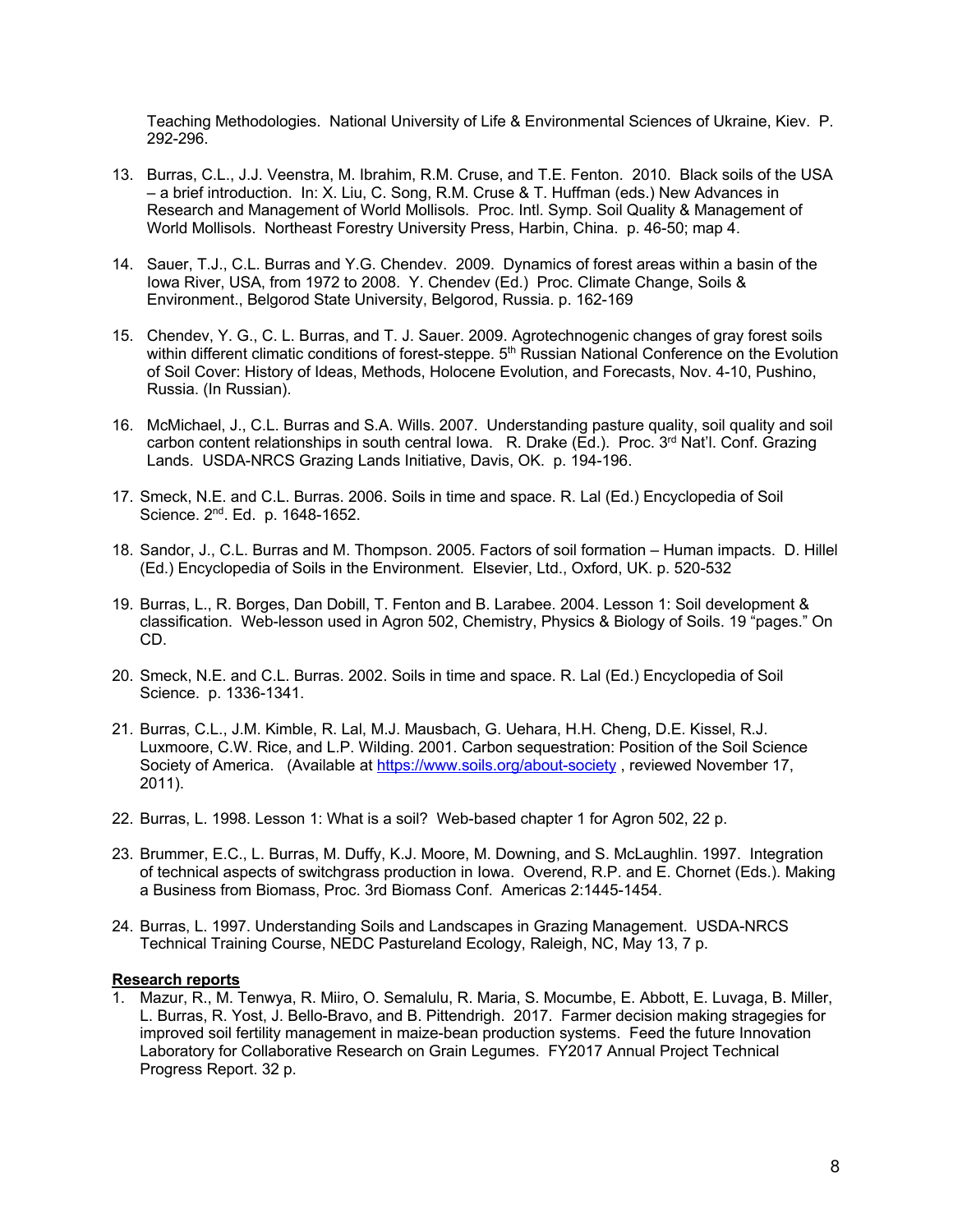Teaching Methodologies. National University of Life & Environmental Sciences of Ukraine, Kiev. P. 292-296.

13. Burras, C.L., J.J. Veenstra, M. Ibrahim, R.M. Cruse, and T.E. Fenton. 2010. Black soils of the USA – a brief introduction. In: X. Liu, C. Song, R.M. Cruse & T. Huffman (eds.) New Advances in Research and Management of World Mollisols. Proc. Intl. Symp. Soil Quality & Management of World Mollisols. Northeast Forestry University Press, Harbin, China. p. 46-50; map 4.

14. Sauer, T.J., C.L. Burras and Y.G. Chendev. 2009. Dynamics of forest areas within a basin of the Iowa River, USA, from 1972 to 2008. Y. Chendev (Ed.) Proc. Climate Change, Soils & Environment., Belgorod State University, Belgorod, Russia. p. 162-169

15. Chendev, Y. G., C. L. Burras, and T. J. Sauer. 2009. Agrotechnogenic changes of gray forest soils within different climatic conditions of forest-steppe. 5th Russian National Conference on the Evolution of Soil Cover: History of Ideas, Methods, Holocene Evolution, and Forecasts, Nov. 4-10, Pushino, Russia. (In Russian).

16. McMichael, J., C.L. Burras and S.A. Wills. 2007. Understanding pasture quality, soil quality and soil carbon content relationships in south central Iowa. R. Drake (Ed.). Proc. 3rd Nat'l. Conf. Grazing Lands. USDA-NRCS Grazing Lands Initiative, Davis, OK. p. 194-196.

17. Smeck, N.E. and C.L. Burras. 2006. Soils in time and space. R. Lal (Ed.) Encyclopedia of Soil Science. 2nd. Ed. p. 1648-1652.

18. Sandor, J., C.L. Burras and M. Thompson. 2005. Factors of soil formation – Human impacts. D. Hillel (Ed.) Encyclopedia of Soils in the Environment. Elsevier, Ltd., Oxford, UK. p. 520-532

19. Burras, L., R. Borges, Dan Dobill, T. Fenton and B. Larabee. 2004. Lesson 1: Soil development & classification. Web-lesson used in Agron 502, Chemistry, Physics & Biology of Soils. 19 "pages." On CD.

20. Smeck, N.E. and C.L. Burras. 2002. Soils in time and space. R. Lal (Ed.) Encyclopedia of Soil Science. p. 1336-1341.

21. Burras, C.L., J.M. Kimble, R. Lal, M.J. Mausbach, G. Uehara, H.H. Cheng, D.E. Kissel, R.J. Luxmoore, C.W. Rice, and L.P. Wilding. 2001. Carbon sequestration: Position of the Soil Science Society of America. (Available at https://www.soils.org/about-society , reviewed November 17, 2011).

22. Burras, L. 1998. Lesson 1: What is a soil? Web-based chapter 1 for Agron 502, 22 p.

23. Brummer, E.C., L. Burras, M. Duffy, K.J. Moore, M. Downing, and S. McLaughlin. 1997. Integration of technical aspects of switchgrass production in Iowa. Overend, R.P. and E. Chornet (Eds.). Making a Business from Biomass, Proc. 3rd Biomass Conf. Americas 2:1445-1454.

24. Burras, L. 1997. Understanding Soils and Landscapes in Grazing Management. USDA-NRCS Technical Training Course, NEDC Pastureland Ecology, Raleigh, NC, May 13, 7 p.

**Research reports**

1. Mazur, R., M. Tenwya, R. Miiro, O. Semalulu, R. Maria, S. Mocumbe, E. Abbott, E. Luvaga, B. Miller, L. Burras, R. Yost, J. Bello-Bravo, and B. Pittendrigh. 2017. Farmer decision making stragegies for improved soil fertility management in maize-bean production systems. Feed the future Innovation Laboratory for Collaborative Research on Grain Legumes. FY2017 Annual Project Technical Progress Report. 32 p.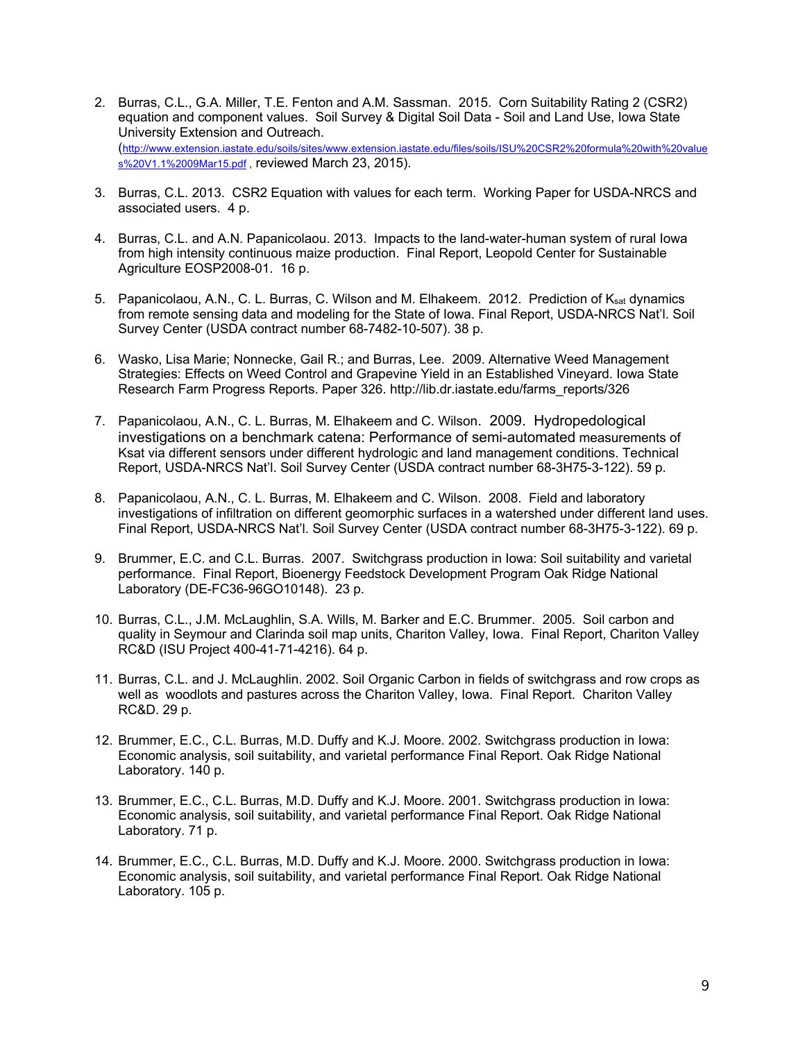2. Burras, C.L., G.A. Miller, T.E. Fenton and A.M. Sassman. 2015. Corn Suitability Rating 2 (CSR2) equation and component values. Soil Survey & Digital Soil Data - Soil and Land Use, Iowa State University Extension and Outreach. (http://www.extension.iastate.edu/soils/sites/www.extension.iastate.edu/files/soils/ISU%20CSR2%20formula%20with%20values%20V1.1%2009Mar15.pdf , reviewed March 23, 2015).

3. Burras, C.L. 2013. CSR2 Equation with values for each term. Working Paper for USDA-NRCS and associated users. 4 p.

4. Burras, C.L. and A.N. Papanicolaou. 2013. Impacts to the land-water-human system of rural Iowa from high intensity continuous maize production. Final Report, Leopold Center for Sustainable Agriculture EOSP2008-01. 16 p.

5. Papanicolaou, A.N., C. L. Burras, C. Wilson and M. Elhakeem. 2012. Prediction of $K_{sat}$ dynamics from remote sensing data and modeling for the State of Iowa. Final Report, USDA-NRCS Nat'l. Soil Survey Center (USDA contract number 68-7482-10-507). 38 p.

6. Wasko, Lisa Marie; Nonnecke, Gail R.; and Burras, Lee. 2009. Alternative Weed Management Strategies: Effects on Weed Control and Grapevine Yield in an Established Vineyard. Iowa State Research Farm Progress Reports. Paper 326. http://lib.dr.iastate.edu/farms_reports/326

7. Papanicolaou, A.N., C. L. Burras, M. Elhakeem and C. Wilson. 2009. Hydropedological investigations on a benchmark catena: Performance of semi-automated measurements of Ksat via different sensors under different hydrologic and land management conditions. Technical Report, USDA-NRCS Nat'l. Soil Survey Center (USDA contract number 68-3H75-3-122). 59 p.

8. Papanicolaou, A.N., C. L. Burras, M. Elhakeem and C. Wilson. 2008. Field and laboratory investigations of infiltration on different geomorphic surfaces in a watershed under different land uses. Final Report, USDA-NRCS Nat'l. Soil Survey Center (USDA contract number 68-3H75-3-122). 69 p.

9. Brummer, E.C. and C.L. Burras. 2007. Switchgrass production in Iowa: Soil suitability and varietal performance. Final Report, Bioenergy Feedstock Development Program Oak Ridge National Laboratory (DE-FC36-96GO10148). 23 p.

10. Burras, C.L., J.M. McLaughlin, S.A. Wills, M. Barker and E.C. Brummer. 2005. Soil carbon and quality in Seymour and Clarinda soil map units, Chariton Valley, Iowa. Final Report, Chariton Valley RC&D (ISU Project 400-41-71-4216). 64 p.

11. Burras, C.L. and J. McLaughlin. 2002. Soil Organic Carbon in fields of switchgrass and row crops as well as woodlots and pastures across the Chariton Valley, Iowa. Final Report. Chariton Valley RC&D. 29 p.

12. Brummer, E.C., C.L. Burras, M.D. Duffy and K.J. Moore. 2002. Switchgrass production in Iowa: Economic analysis, soil suitability, and varietal performance Final Report. Oak Ridge National Laboratory. 140 p.

13. Brummer, E.C., C.L. Burras, M.D. Duffy and K.J. Moore. 2001. Switchgrass production in Iowa: Economic analysis, soil suitability, and varietal performance Final Report. Oak Ridge National Laboratory. 71 p.

14. Brummer, E.C., C.L. Burras, M.D. Duffy and K.J. Moore. 2000. Switchgrass production in Iowa: Economic analysis, soil suitability, and varietal performance Final Report. Oak Ridge National Laboratory. 105 p.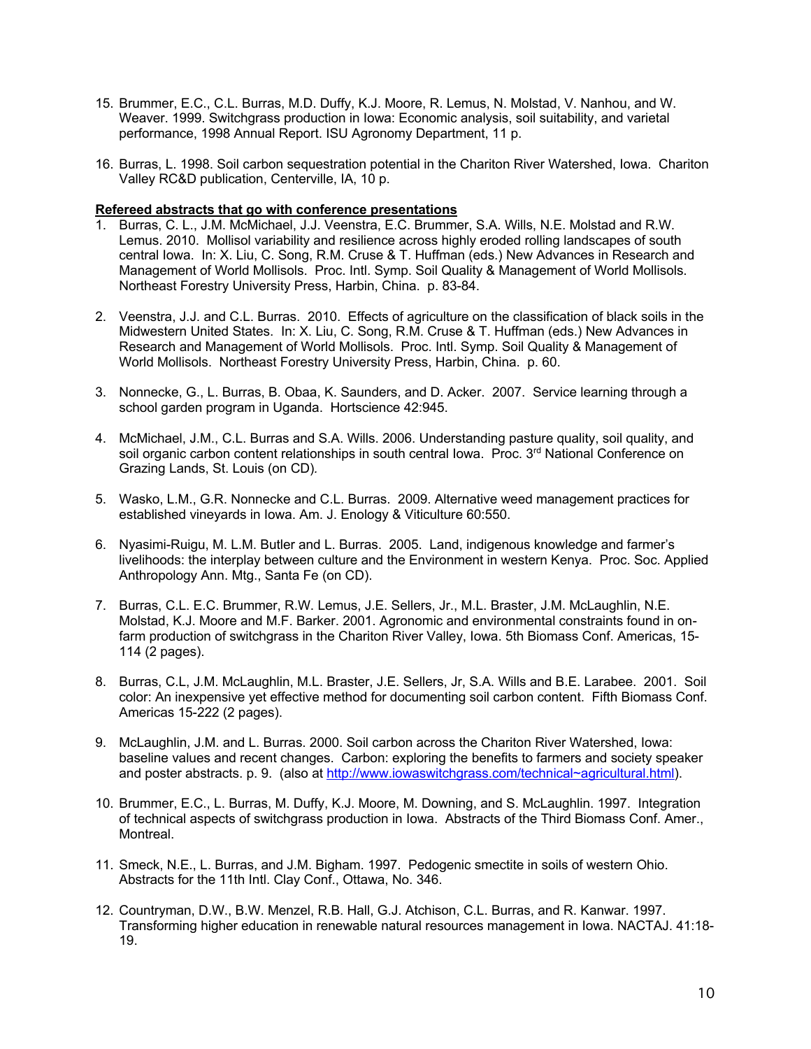15. Brummer, E.C., C.L. Burras, M.D. Duffy, K.J. Moore, R. Lemus, N. Molstad, V. Nanhou, and W. Weaver. 1999. Switchgrass production in Iowa: Economic analysis, soil suitability, and varietal performance, 1998 Annual Report. ISU Agronomy Department, 11 p.

16. Burras, L. 1998. Soil carbon sequestration potential in the Chariton River Watershed, Iowa. Chariton Valley RC&D publication, Centerville, IA, 10 p.

**Refereed abstracts that go with conference presentations**

1. Burras, C. L., J.M. McMichael, J.J. Veenstra, E.C. Brummer, S.A. Wills, N.E. Molstad and R.W. Lemus. 2010. Mollisol variability and resilience across highly eroded rolling landscapes of south central Iowa. In: X. Liu, C. Song, R.M. Cruse & T. Huffman (eds.) New Advances in Research and Management of World Mollisols. Proc. Intl. Symp. Soil Quality & Management of World Mollisols. Northeast Forestry University Press, Harbin, China. p. 83-84.

2. Veenstra, J.J. and C.L. Burras. 2010. Effects of agriculture on the classification of black soils in the Midwestern United States. In: X. Liu, C. Song, R.M. Cruse & T. Huffman (eds.) New Advances in Research and Management of World Mollisols. Proc. Intl. Symp. Soil Quality & Management of World Mollisols. Northeast Forestry University Press, Harbin, China. p. 60.

3. Nonnecke, G., L. Burras, B. Obaa, K. Saunders, and D. Acker. 2007. Service learning through a school garden program in Uganda. Hortscience 42:945.

4. McMichael, J.M., C.L. Burras and S.A. Wills. 2006. Understanding pasture quality, soil quality, and soil organic carbon content relationships in south central Iowa. Proc. 3rd National Conference on Grazing Lands, St. Louis (on CD).

5. Wasko, L.M., G.R. Nonnecke and C.L. Burras. 2009. Alternative weed management practices for established vineyards in Iowa. Am. J. Enology & Viticulture 60:550.

6. Nyasimi-Ruigu, M. L.M. Butler and L. Burras. 2005. Land, indigenous knowledge and farmer's livelihoods: the interplay between culture and the Environment in western Kenya. Proc. Soc. Applied Anthropology Ann. Mtg., Santa Fe (on CD).

7. Burras, C.L. E.C. Brummer, R.W. Lemus, J.E. Sellers, Jr., M.L. Braster, J.M. McLaughlin, N.E. Molstad, K.J. Moore and M.F. Barker. 2001. Agronomic and environmental constraints found in on-farm production of switchgrass in the Chariton River Valley, Iowa. 5th Biomass Conf. Americas, 15-114 (2 pages).

8. Burras, C.L, J.M. McLaughlin, M.L. Braster, J.E. Sellers, Jr, S.A. Wills and B.E. Larabee. 2001. Soil color: An inexpensive yet effective method for documenting soil carbon content. Fifth Biomass Conf. Americas 15-222 (2 pages).

9. McLaughlin, J.M. and L. Burras. 2000. Soil carbon across the Chariton River Watershed, Iowa: baseline values and recent changes. Carbon: exploring the benefits to farmers and society speaker and poster abstracts. p. 9. (also at http://www.iowaswitchgrass.com/technical~agricultural.html).

10. Brummer, E.C., L. Burras, M. Duffy, K.J. Moore, M. Downing, and S. McLaughlin. 1997. Integration of technical aspects of switchgrass production in Iowa. Abstracts of the Third Biomass Conf. Amer., Montreal.

11. Smeck, N.E., L. Burras, and J.M. Bigham. 1997. Pedogenic smectite in soils of western Ohio. Abstracts for the 11th Intl. Clay Conf., Ottawa, No. 346.

12. Countryman, D.W., B.W. Menzel, R.B. Hall, G.J. Atchison, C.L. Burras, and R. Kanwar. 1997. Transforming higher education in renewable natural resources management in Iowa. NACTAJ. 41:18-19.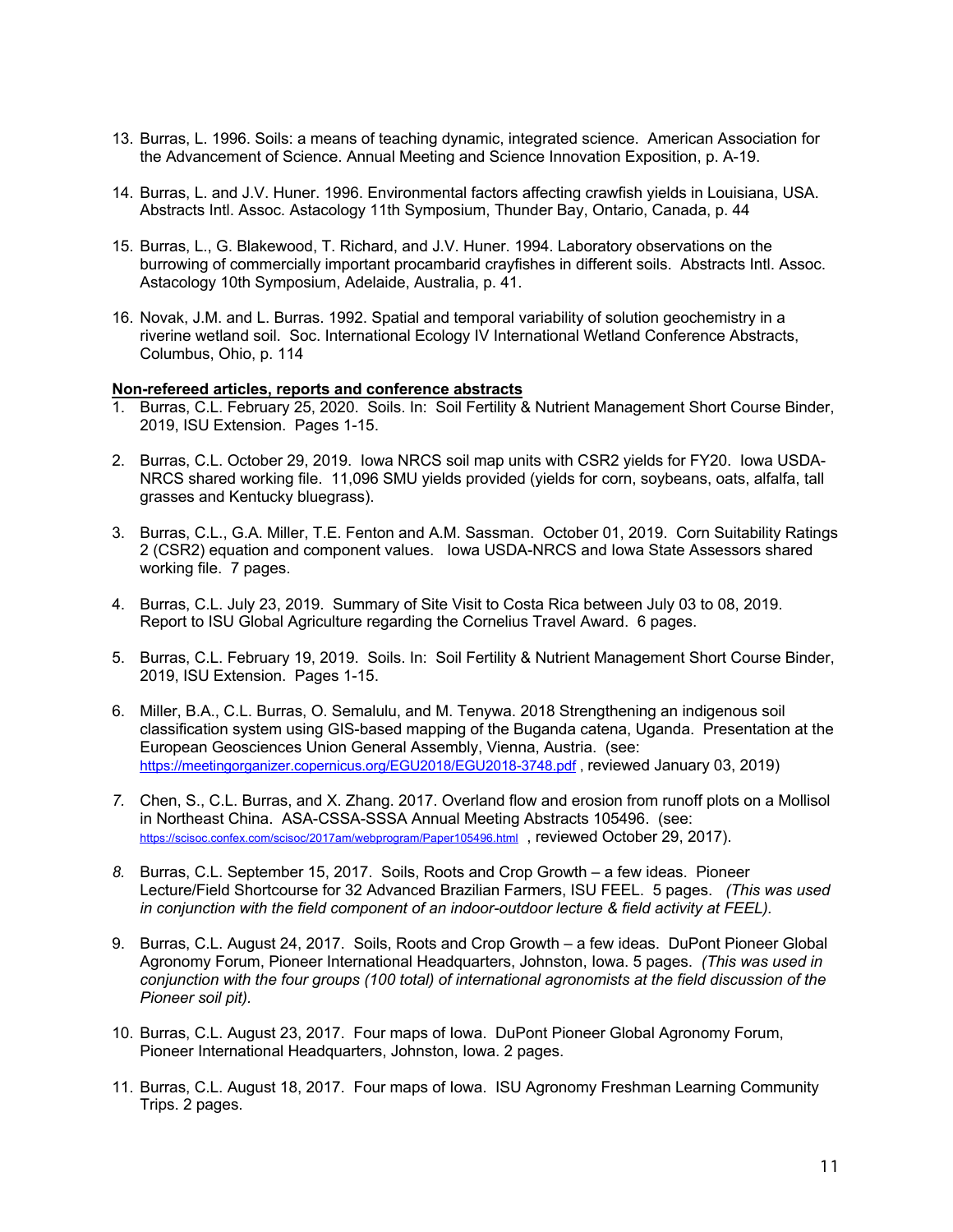13. Burras, L. 1996. Soils: a means of teaching dynamic, integrated science. American Association for the Advancement of Science. Annual Meeting and Science Innovation Exposition, p. A-19.

14. Burras, L. and J.V. Huner. 1996. Environmental factors affecting crawfish yields in Louisiana, USA. Abstracts Intl. Assoc. Astacology 11th Symposium, Thunder Bay, Ontario, Canada, p. 44

15. Burras, L., G. Blakewood, T. Richard, and J.V. Huner. 1994. Laboratory observations on the burrowing of commercially important procambarid crayfishes in different soils. Abstracts Intl. Assoc. Astacology 10th Symposium, Adelaide, Australia, p. 41.

16. Novak, J.M. and L. Burras. 1992. Spatial and temporal variability of solution geochemistry in a riverine wetland soil. Soc. International Ecology IV International Wetland Conference Abstracts, Columbus, Ohio, p. 114

**Non-refereed articles, reports and conference abstracts**

1. Burras, C.L. February 25, 2020. Soils. In: Soil Fertility & Nutrient Management Short Course Binder, 2019, ISU Extension. Pages 1-15.

2. Burras, C.L. October 29, 2019. Iowa NRCS soil map units with CSR2 yields for FY20. Iowa USDA-NRCS shared working file. 11,096 SMU yields provided (yields for corn, soybeans, oats, alfalfa, tall grasses and Kentucky bluegrass).

3. Burras, C.L., G.A. Miller, T.E. Fenton and A.M. Sassman. October 01, 2019. Corn Suitability Ratings 2 (CSR2) equation and component values. Iowa USDA-NRCS and Iowa State Assessors shared working file. 7 pages.

4. Burras, C.L. July 23, 2019. Summary of Site Visit to Costa Rica between July 03 to 08, 2019. Report to ISU Global Agriculture regarding the Cornelius Travel Award. 6 pages.

5. Burras, C.L. February 19, 2019. Soils. In: Soil Fertility & Nutrient Management Short Course Binder, 2019, ISU Extension. Pages 1-15.

6. Miller, B.A., C.L. Burras, O. Semalulu, and M. Tenywa. 2018 Strengthening an indigenous soil classification system using GIS-based mapping of the Buganda catena, Uganda. Presentation at the European Geosciences Union General Assembly, Vienna, Austria. (see: https://meetingorganizer.copernicus.org/EGU2018/EGU2018-3748.pdf , reviewed January 03, 2019)

7. Chen, S., C.L. Burras, and X. Zhang. 2017. Overland flow and erosion from runoff plots on a Mollisol in Northeast China. ASA-CSSA-SSSA Annual Meeting Abstracts 105496. (see: https://scisoc.confex.com/scisoc/2017am/webprogram/Paper105496.html , reviewed October 29, 2017).

8. Burras, C.L. September 15, 2017. Soils, Roots and Crop Growth – a few ideas. Pioneer Lecture/Field Shortcourse for 32 Advanced Brazilian Farmers, ISU FEEL. 5 pages. *(This was used in conjunction with the field component of an indoor-outdoor lecture & field activity at FEEL).*

9. Burras, C.L. August 24, 2017. Soils, Roots and Crop Growth – a few ideas. DuPont Pioneer Global Agronomy Forum, Pioneer International Headquarters, Johnston, Iowa. 5 pages. *(This was used in conjunction with the four groups (100 total) of international agronomists at the field discussion of the Pioneer soil pit).*

10. Burras, C.L. August 23, 2017. Four maps of Iowa. DuPont Pioneer Global Agronomy Forum, Pioneer International Headquarters, Johnston, Iowa. 2 pages.

11. Burras, C.L. August 18, 2017. Four maps of Iowa. ISU Agronomy Freshman Learning Community Trips. 2 pages.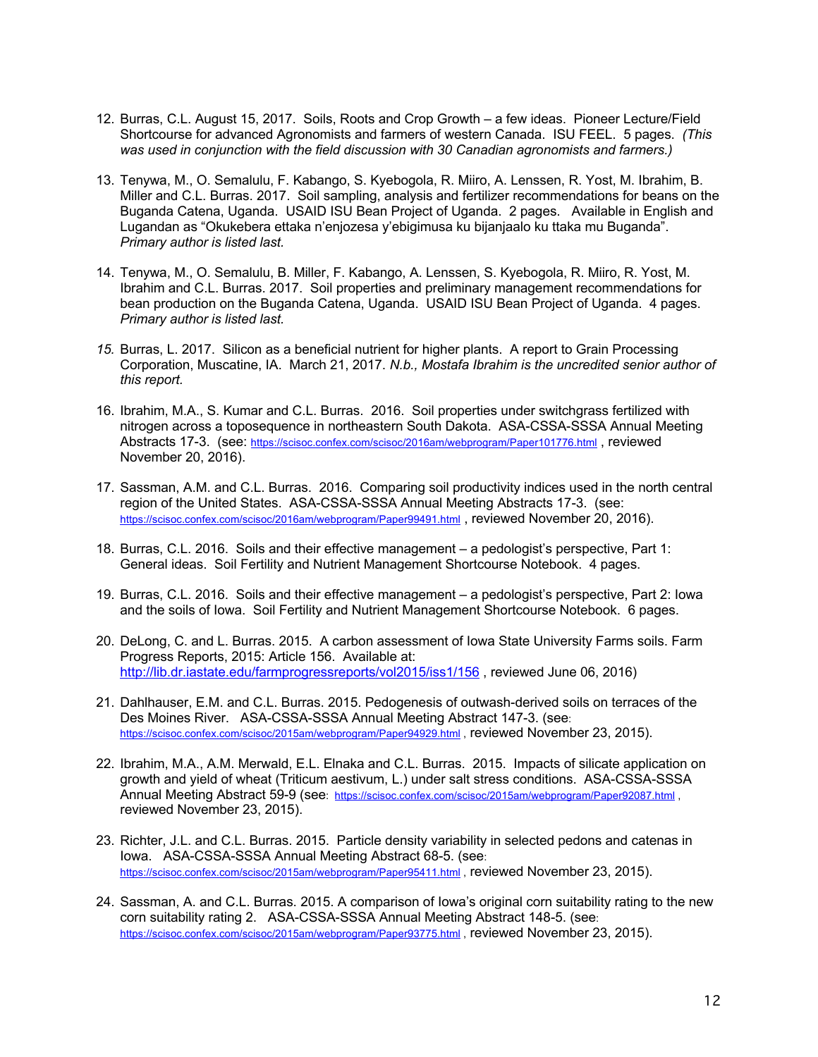12. Burras, C.L. August 15, 2017. Soils, Roots and Crop Growth – a few ideas. Pioneer Lecture/Field Shortcourse for advanced Agronomists and farmers of western Canada. ISU FEEL. 5 pages. *(This was used in conjunction with the field discussion with 30 Canadian agronomists and farmers.)*

13. Tenywa, M., O. Semalulu, F. Kabango, S. Kyebogola, R. Miiro, A. Lenssen, R. Yost, M. Ibrahim, B. Miller and C.L. Burras. 2017. Soil sampling, analysis and fertilizer recommendations for beans on the Buganda Catena, Uganda. USAID ISU Bean Project of Uganda. 2 pages. Available in English and Lugandan as "Okukebera ettaka n'enjozesa y'ebigimusa ku bijanjaalo ku ttaka mu Buganda". *Primary author is listed last.*

14. Tenywa, M., O. Semalulu, B. Miller, F. Kabango, A. Lenssen, S. Kyebogola, R. Miiro, R. Yost, M. Ibrahim and C.L. Burras. 2017. Soil properties and preliminary management recommendations for bean production on the Buganda Catena, Uganda. USAID ISU Bean Project of Uganda. 4 pages. *Primary author is listed last.*

15. Burras, L. 2017. Silicon as a beneficial nutrient for higher plants. A report to Grain Processing Corporation, Muscatine, IA. March 21, 2017. *N.b., Mostafa Ibrahim is the uncredited senior author of this report.*

16. Ibrahim, M.A., S. Kumar and C.L. Burras. 2016. Soil properties under switchgrass fertilized with nitrogen across a toposequence in northeastern South Dakota. ASA-CSSA-SSSA Annual Meeting Abstracts 17-3. (see: https://scisoc.confex.com/scisoc/2016am/webprogram/Paper101776.html , reviewed November 20, 2016).

17. Sassman, A.M. and C.L. Burras. 2016. Comparing soil productivity indices used in the north central region of the United States. ASA-CSSA-SSSA Annual Meeting Abstracts 17-3. (see: https://scisoc.confex.com/scisoc/2016am/webprogram/Paper99491.html , reviewed November 20, 2016).

18. Burras, C.L. 2016. Soils and their effective management – a pedologist's perspective, Part 1: General ideas. Soil Fertility and Nutrient Management Shortcourse Notebook. 4 pages.

19. Burras, C.L. 2016. Soils and their effective management – a pedologist's perspective, Part 2: Iowa and the soils of Iowa. Soil Fertility and Nutrient Management Shortcourse Notebook. 6 pages.

20. DeLong, C. and L. Burras. 2015. A carbon assessment of Iowa State University Farms soils. Farm Progress Reports, 2015: Article 156. Available at: http://lib.dr.iastate.edu/farmprogressreports/vol2015/iss1/156 , reviewed June 06, 2016)

21. Dahlhauser, E.M. and C.L. Burras. 2015. Pedogenesis of outwash-derived soils on terraces of the Des Moines River. ASA-CSSA-SSSA Annual Meeting Abstract 147-3. (see: https://scisoc.confex.com/scisoc/2015am/webprogram/Paper94929.html , reviewed November 23, 2015).

22. Ibrahim, M.A., A.M. Merwald, E.L. Elnaka and C.L. Burras. 2015. Impacts of silicate application on growth and yield of wheat (Triticum aestivum, L.) under salt stress conditions. ASA-CSSA-SSSA Annual Meeting Abstract 59-9 (see: https://scisoc.confex.com/scisoc/2015am/webprogram/Paper92087.html , reviewed November 23, 2015).

23. Richter, J.L. and C.L. Burras. 2015. Particle density variability in selected pedons and catenas in Iowa. ASA-CSSA-SSSA Annual Meeting Abstract 68-5. (see: https://scisoc.confex.com/scisoc/2015am/webprogram/Paper95411.html , reviewed November 23, 2015).

24. Sassman, A. and C.L. Burras. 2015. A comparison of Iowa's original corn suitability rating to the new corn suitability rating 2. ASA-CSSA-SSSA Annual Meeting Abstract 148-5. (see: https://scisoc.confex.com/scisoc/2015am/webprogram/Paper93775.html , reviewed November 23, 2015).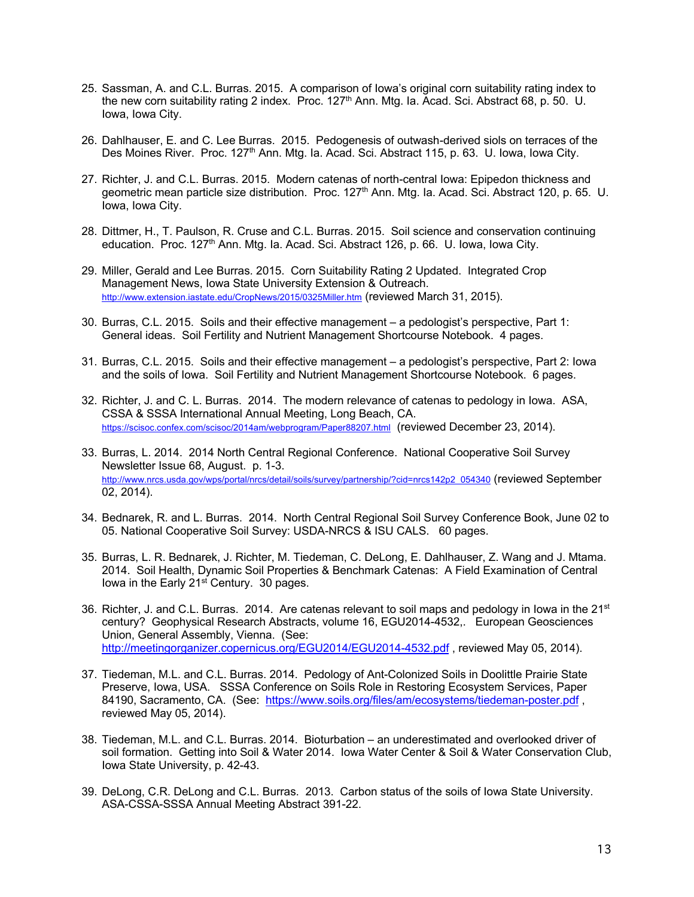25. Sassman, A. and C.L. Burras. 2015. A comparison of Iowa's original corn suitability rating index to the new corn suitability rating 2 index. Proc. 127th Ann. Mtg. Ia. Acad. Sci. Abstract 68, p. 50. U. Iowa, Iowa City.

26. Dahlhauser, E. and C. Lee Burras. 2015. Pedogenesis of outwash-derived siols on terraces of the Des Moines River. Proc. 127th Ann. Mtg. Ia. Acad. Sci. Abstract 115, p. 63. U. Iowa, Iowa City.

27. Richter, J. and C.L. Burras. 2015. Modern catenas of north-central Iowa: Epipedon thickness and geometric mean particle size distribution. Proc. 127th Ann. Mtg. Ia. Acad. Sci. Abstract 120, p. 65. U. Iowa, Iowa City.

28. Dittmer, H., T. Paulson, R. Cruse and C.L. Burras. 2015. Soil science and conservation continuing education. Proc. 127th Ann. Mtg. Ia. Acad. Sci. Abstract 126, p. 66. U. Iowa, Iowa City.

29. Miller, Gerald and Lee Burras. 2015. Corn Suitability Rating 2 Updated. Integrated Crop Management News, Iowa State University Extension & Outreach. http://www.extension.iastate.edu/CropNews/2015/0325Miller.htm (reviewed March 31, 2015).

30. Burras, C.L. 2015. Soils and their effective management – a pedologist's perspective, Part 1: General ideas. Soil Fertility and Nutrient Management Shortcourse Notebook. 4 pages.

31. Burras, C.L. 2015. Soils and their effective management – a pedologist's perspective, Part 2: Iowa and the soils of Iowa. Soil Fertility and Nutrient Management Shortcourse Notebook. 6 pages.

32. Richter, J. and C. L. Burras. 2014. The modern relevance of catenas to pedology in Iowa. ASA, CSSA & SSSA International Annual Meeting, Long Beach, CA. https://scisoc.confex.com/scisoc/2014am/webprogram/Paper88207.html (reviewed December 23, 2014).

33. Burras, L. 2014. 2014 North Central Regional Conference. National Cooperative Soil Survey Newsletter Issue 68, August. p. 1-3. http://www.nrcs.usda.gov/wps/portal/nrcs/detail/soils/survey/partnership/?cid=nrcs142p2_054340 (reviewed September 02, 2014).

34. Bednarek, R. and L. Burras. 2014. North Central Regional Soil Survey Conference Book, June 02 to 05. National Cooperative Soil Survey: USDA-NRCS & ISU CALS. 60 pages.

35. Burras, L. R. Bednarek, J. Richter, M. Tiedeman, C. DeLong, E. Dahlhauser, Z. Wang and J. Mtama. 2014. Soil Health, Dynamic Soil Properties & Benchmark Catenas: A Field Examination of Central Iowa in the Early 21st Century. 30 pages.

36. Richter, J. and C.L. Burras. 2014. Are catenas relevant to soil maps and pedology in Iowa in the 21st century? Geophysical Research Abstracts, volume 16, EGU2014-4532,. European Geosciences Union, General Assembly, Vienna. (See: http://meetingorganizer.copernicus.org/EGU2014/EGU2014-4532.pdf , reviewed May 05, 2014).

37. Tiedeman, M.L. and C.L. Burras. 2014. Pedology of Ant-Colonized Soils in Doolittle Prairie State Preserve, Iowa, USA. SSSA Conference on Soils Role in Restoring Ecosystem Services, Paper 84190, Sacramento, CA. (See: https://www.soils.org/files/am/ecosystems/tiedeman-poster.pdf , reviewed May 05, 2014).

38. Tiedeman, M.L. and C.L. Burras. 2014. Bioturbation – an underestimated and overlooked driver of soil formation. Getting into Soil & Water 2014. Iowa Water Center & Soil & Water Conservation Club, Iowa State University, p. 42-43.

39. DeLong, C.R. DeLong and C.L. Burras. 2013. Carbon status of the soils of Iowa State University. ASA-CSSA-SSSA Annual Meeting Abstract 391-22.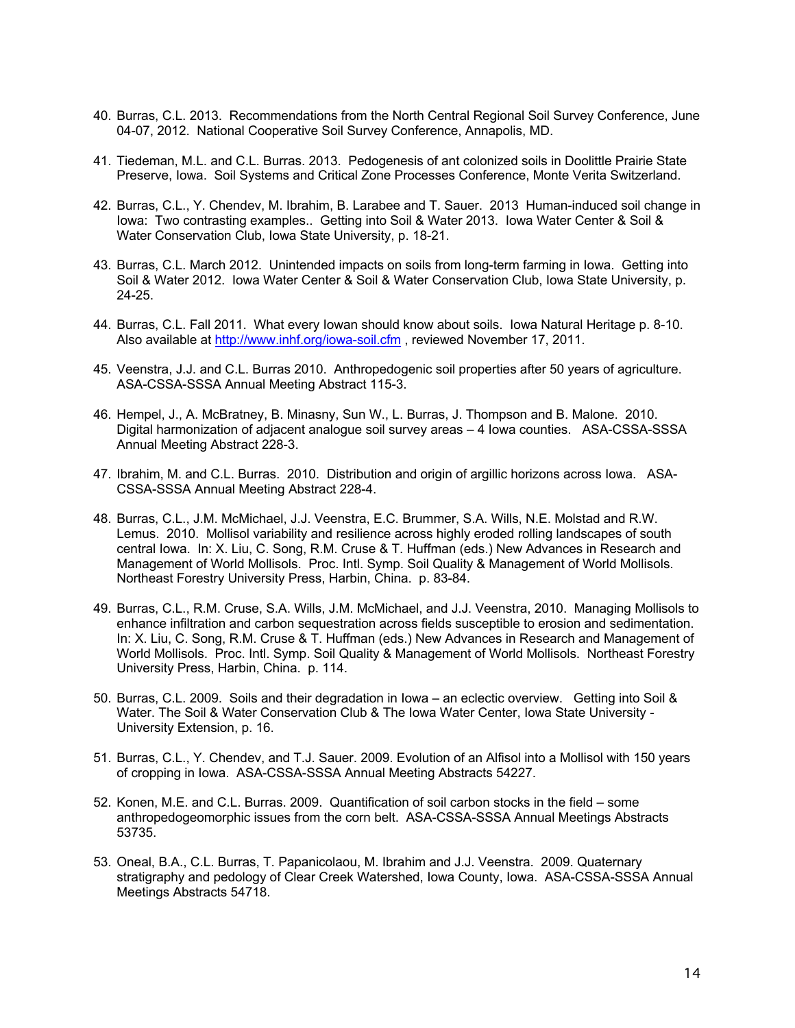40. Burras, C.L. 2013. Recommendations from the North Central Regional Soil Survey Conference, June 04-07, 2012. National Cooperative Soil Survey Conference, Annapolis, MD.

41. Tiedeman, M.L. and C.L. Burras. 2013. Pedogenesis of ant colonized soils in Doolittle Prairie State Preserve, Iowa. Soil Systems and Critical Zone Processes Conference, Monte Verita Switzerland.

42. Burras, C.L., Y. Chendev, M. Ibrahim, B. Larabee and T. Sauer. 2013 Human-induced soil change in Iowa: Two contrasting examples.. Getting into Soil & Water 2013. Iowa Water Center & Soil & Water Conservation Club, Iowa State University, p. 18-21.

43. Burras, C.L. March 2012. Unintended impacts on soils from long-term farming in Iowa. Getting into Soil & Water 2012. Iowa Water Center & Soil & Water Conservation Club, Iowa State University, p. 24-25.

44. Burras, C.L. Fall 2011. What every Iowan should know about soils. Iowa Natural Heritage p. 8-10. Also available at http://www.inhf.org/iowa-soil.cfm , reviewed November 17, 2011.

45. Veenstra, J.J. and C.L. Burras 2010. Anthropedogenic soil properties after 50 years of agriculture. ASA-CSSA-SSSA Annual Meeting Abstract 115-3.

46. Hempel, J., A. McBratney, B. Minasny, Sun W., L. Burras, J. Thompson and B. Malone. 2010. Digital harmonization of adjacent analogue soil survey areas – 4 Iowa counties. ASA-CSSA-SSSA Annual Meeting Abstract 228-3.

47. Ibrahim, M. and C.L. Burras. 2010. Distribution and origin of argillic horizons across Iowa. ASA-CSSA-SSSA Annual Meeting Abstract 228-4.

48. Burras, C.L., J.M. McMichael, J.J. Veenstra, E.C. Brummer, S.A. Wills, N.E. Molstad and R.W. Lemus. 2010. Mollisol variability and resilience across highly eroded rolling landscapes of south central Iowa. In: X. Liu, C. Song, R.M. Cruse & T. Huffman (eds.) New Advances in Research and Management of World Mollisols. Proc. Intl. Symp. Soil Quality & Management of World Mollisols. Northeast Forestry University Press, Harbin, China. p. 83-84.

49. Burras, C.L., R.M. Cruse, S.A. Wills, J.M. McMichael, and J.J. Veenstra, 2010. Managing Mollisols to enhance infiltration and carbon sequestration across fields susceptible to erosion and sedimentation. In: X. Liu, C. Song, R.M. Cruse & T. Huffman (eds.) New Advances in Research and Management of World Mollisols. Proc. Intl. Symp. Soil Quality & Management of World Mollisols. Northeast Forestry University Press, Harbin, China. p. 114.

50. Burras, C.L. 2009. Soils and their degradation in Iowa – an eclectic overview. Getting into Soil & Water. The Soil & Water Conservation Club & The Iowa Water Center, Iowa State University - University Extension, p. 16.

51. Burras, C.L., Y. Chendev, and T.J. Sauer. 2009. Evolution of an Alfisol into a Mollisol with 150 years of cropping in Iowa. ASA-CSSA-SSSA Annual Meeting Abstracts 54227.

52. Konen, M.E. and C.L. Burras. 2009. Quantification of soil carbon stocks in the field – some anthropedogeomorphic issues from the corn belt. ASA-CSSA-SSSA Annual Meetings Abstracts 53735.

53. Oneal, B.A., C.L. Burras, T. Papanicolaou, M. Ibrahim and J.J. Veenstra. 2009. Quaternary stratigraphy and pedology of Clear Creek Watershed, Iowa County, Iowa. ASA-CSSA-SSSA Annual Meetings Abstracts 54718.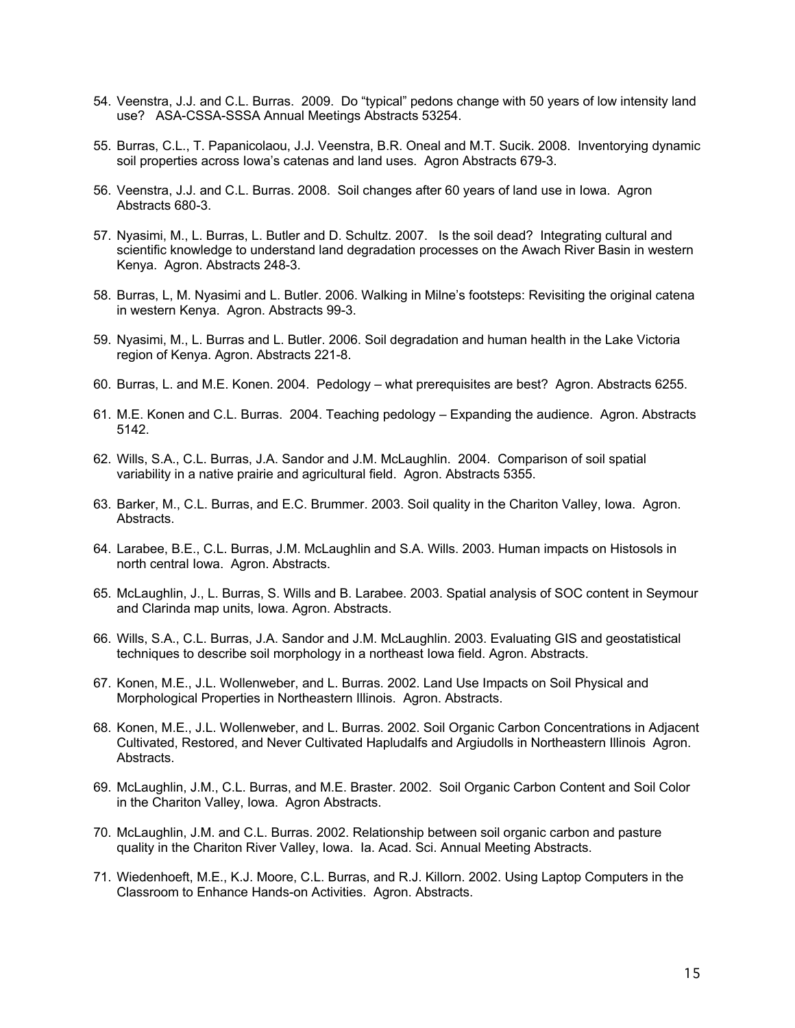54. Veenstra, J.J. and C.L. Burras. 2009. Do "typical" pedons change with 50 years of low intensity land use? ASA-CSSA-SSSA Annual Meetings Abstracts 53254.

55. Burras, C.L., T. Papanicolaou, J.J. Veenstra, B.R. Oneal and M.T. Sucik. 2008. Inventorying dynamic soil properties across Iowa's catenas and land uses. Agron Abstracts 679-3.

56. Veenstra, J.J. and C.L. Burras. 2008. Soil changes after 60 years of land use in Iowa. Agron Abstracts 680-3.

57. Nyasimi, M., L. Burras, L. Butler and D. Schultz. 2007. Is the soil dead? Integrating cultural and scientific knowledge to understand land degradation processes on the Awach River Basin in western Kenya. Agron. Abstracts 248-3.

58. Burras, L, M. Nyasimi and L. Butler. 2006. Walking in Milne's footsteps: Revisiting the original catena in western Kenya. Agron. Abstracts 99-3.

59. Nyasimi, M., L. Burras and L. Butler. 2006. Soil degradation and human health in the Lake Victoria region of Kenya. Agron. Abstracts 221-8.

60. Burras, L. and M.E. Konen. 2004. Pedology – what prerequisites are best? Agron. Abstracts 6255.

61. M.E. Konen and C.L. Burras. 2004. Teaching pedology – Expanding the audience. Agron. Abstracts 5142.

62. Wills, S.A., C.L. Burras, J.A. Sandor and J.M. McLaughlin. 2004. Comparison of soil spatial variability in a native prairie and agricultural field. Agron. Abstracts 5355.

63. Barker, M., C.L. Burras, and E.C. Brummer. 2003. Soil quality in the Chariton Valley, Iowa. Agron. Abstracts.

64. Larabee, B.E., C.L. Burras, J.M. McLaughlin and S.A. Wills. 2003. Human impacts on Histosols in north central Iowa. Agron. Abstracts.

65. McLaughlin, J., L. Burras, S. Wills and B. Larabee. 2003. Spatial analysis of SOC content in Seymour and Clarinda map units, Iowa. Agron. Abstracts.

66. Wills, S.A., C.L. Burras, J.A. Sandor and J.M. McLaughlin. 2003. Evaluating GIS and geostatistical techniques to describe soil morphology in a northeast Iowa field. Agron. Abstracts.

67. Konen, M.E., J.L. Wollenweber, and L. Burras. 2002. Land Use Impacts on Soil Physical and Morphological Properties in Northeastern Illinois. Agron. Abstracts.

68. Konen, M.E., J.L. Wollenweber, and L. Burras. 2002. Soil Organic Carbon Concentrations in Adjacent Cultivated, Restored, and Never Cultivated Hapludalfs and Argiudolls in Northeastern Illinois Agron. Abstracts.

69. McLaughlin, J.M., C.L. Burras, and M.E. Braster. 2002. Soil Organic Carbon Content and Soil Color in the Chariton Valley, Iowa. Agron Abstracts.

70. McLaughlin, J.M. and C.L. Burras. 2002. Relationship between soil organic carbon and pasture quality in the Chariton River Valley, Iowa. Ia. Acad. Sci. Annual Meeting Abstracts.

71. Wiedenhoeft, M.E., K.J. Moore, C.L. Burras, and R.J. Killorn. 2002. Using Laptop Computers in the Classroom to Enhance Hands-on Activities. Agron. Abstracts.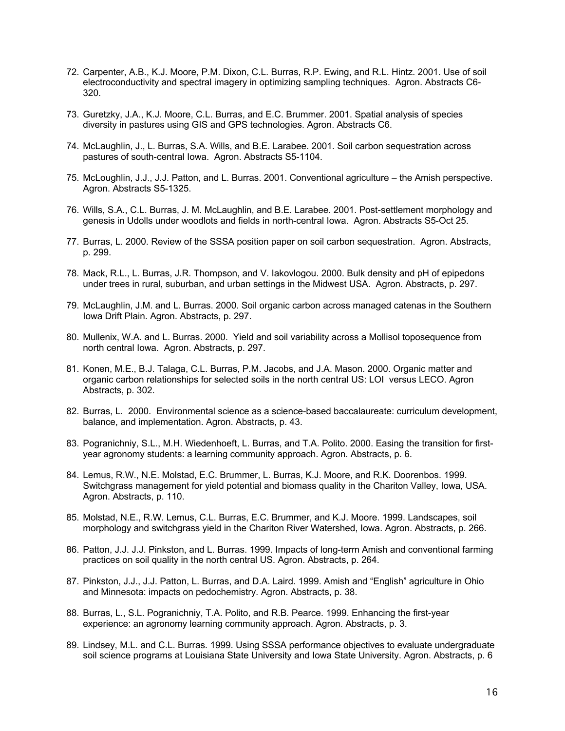72. Carpenter, A.B., K.J. Moore, P.M. Dixon, C.L. Burras, R.P. Ewing, and R.L. Hintz. 2001. Use of soil electroconductivity and spectral imagery in optimizing sampling techniques. Agron. Abstracts C6-320.

73. Guretzky, J.A., K.J. Moore, C.L. Burras, and E.C. Brummer. 2001. Spatial analysis of species diversity in pastures using GIS and GPS technologies. Agron. Abstracts C6.

74. McLaughlin, J., L. Burras, S.A. Wills, and B.E. Larabee. 2001. Soil carbon sequestration across pastures of south-central Iowa. Agron. Abstracts S5-1104.

75. McLoughlin, J.J., J.J. Patton, and L. Burras. 2001. Conventional agriculture – the Amish perspective. Agron. Abstracts S5-1325.

76. Wills, S.A., C.L. Burras, J. M. McLaughlin, and B.E. Larabee. 2001. Post-settlement morphology and genesis in Udolls under woodlots and fields in north-central Iowa. Agron. Abstracts S5-Oct 25.

77. Burras, L. 2000. Review of the SSSA position paper on soil carbon sequestration. Agron. Abstracts, p. 299.

78. Mack, R.L., L. Burras, J.R. Thompson, and V. Iakovlogou. 2000. Bulk density and pH of epipedons under trees in rural, suburban, and urban settings in the Midwest USA. Agron. Abstracts, p. 297.

79. McLaughlin, J.M. and L. Burras. 2000. Soil organic carbon across managed catenas in the Southern Iowa Drift Plain. Agron. Abstracts, p. 297.

80. Mullenix, W.A. and L. Burras. 2000. Yield and soil variability across a Mollisol toposequence from north central Iowa. Agron. Abstracts, p. 297.

81. Konen, M.E., B.J. Talaga, C.L. Burras, P.M. Jacobs, and J.A. Mason. 2000. Organic matter and organic carbon relationships for selected soils in the north central US: LOI versus LECO. Agron Abstracts, p. 302.

82. Burras, L. 2000. Environmental science as a science-based baccalaureate: curriculum development, balance, and implementation. Agron. Abstracts, p. 43.

83. Pogranichniy, S.L., M.H. Wiedenhoeft, L. Burras, and T.A. Polito. 2000. Easing the transition for first-year agronomy students: a learning community approach. Agron. Abstracts, p. 6.

84. Lemus, R.W., N.E. Molstad, E.C. Brummer, L. Burras, K.J. Moore, and R.K. Doorenbos. 1999. Switchgrass management for yield potential and biomass quality in the Chariton Valley, Iowa, USA. Agron. Abstracts, p. 110.

85. Molstad, N.E., R.W. Lemus, C.L. Burras, E.C. Brummer, and K.J. Moore. 1999. Landscapes, soil morphology and switchgrass yield in the Chariton River Watershed, Iowa. Agron. Abstracts, p. 266.

86. Patton, J.J. J.J. Pinkston, and L. Burras. 1999. Impacts of long-term Amish and conventional farming practices on soil quality in the north central US. Agron. Abstracts, p. 264.

87. Pinkston, J.J., J.J. Patton, L. Burras, and D.A. Laird. 1999. Amish and "English" agriculture in Ohio and Minnesota: impacts on pedochemistry. Agron. Abstracts, p. 38.

88. Burras, L., S.L. Pogranichniy, T.A. Polito, and R.B. Pearce. 1999. Enhancing the first-year experience: an agronomy learning community approach. Agron. Abstracts, p. 3.

89. Lindsey, M.L. and C.L. Burras. 1999. Using SSSA performance objectives to evaluate undergraduate soil science programs at Louisiana State University and Iowa State University. Agron. Abstracts, p. 6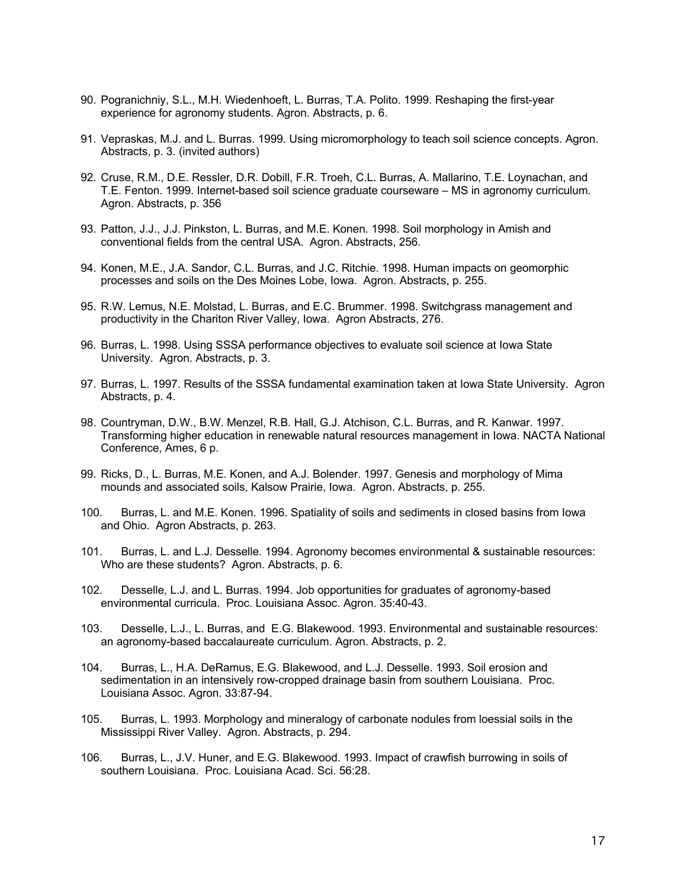90. Pogranichniy, S.L., M.H. Wiedenhoeft, L. Burras, T.A. Polito. 1999. Reshaping the first-year experience for agronomy students. Agron. Abstracts, p. 6.

91. Vepraskas, M.J. and L. Burras. 1999. Using micromorphology to teach soil science concepts. Agron. Abstracts, p. 3. (invited authors)

92. Cruse, R.M., D.E. Ressler, D.R. Dobill, F.R. Troeh, C.L. Burras, A. Mallarino, T.E. Loynachan, and T.E. Fenton. 1999. Internet-based soil science graduate courseware – MS in agronomy curriculum. Agron. Abstracts, p. 356

93. Patton, J.J., J.J. Pinkston, L. Burras, and M.E. Konen. 1998. Soil morphology in Amish and conventional fields from the central USA. Agron. Abstracts, 256.

94. Konen, M.E., J.A. Sandor, C.L. Burras, and J.C. Ritchie. 1998. Human impacts on geomorphic processes and soils on the Des Moines Lobe, Iowa. Agron. Abstracts, p. 255.

95. R.W. Lemus, N.E. Molstad, L. Burras, and E.C. Brummer. 1998. Switchgrass management and productivity in the Chariton River Valley, Iowa. Agron Abstracts, 276.

96. Burras, L. 1998. Using SSSA performance objectives to evaluate soil science at Iowa State University. Agron. Abstracts, p. 3.

97. Burras, L. 1997. Results of the SSSA fundamental examination taken at Iowa State University. Agron Abstracts, p. 4.

98. Countryman, D.W., B.W. Menzel, R.B. Hall, G.J. Atchison, C.L. Burras, and R. Kanwar. 1997. Transforming higher education in renewable natural resources management in Iowa. NACTA National Conference, Ames, 6 p.

99. Ricks, D., L. Burras, M.E. Konen, and A.J. Bolender. 1997. Genesis and morphology of Mima mounds and associated soils, Kalsow Prairie, Iowa. Agron. Abstracts, p. 255.

100. Burras, L. and M.E. Konen. 1996. Spatiality of soils and sediments in closed basins from Iowa and Ohio. Agron Abstracts, p. 263.

101. Burras, L. and L.J. Desselle. 1994. Agronomy becomes environmental & sustainable resources: Who are these students? Agron. Abstracts, p. 6.

102. Desselle, L.J. and L. Burras. 1994. Job opportunities for graduates of agronomy-based environmental curricula. Proc. Louisiana Assoc. Agron. 35:40-43.

103. Desselle, L.J., L. Burras, and E.G. Blakewood. 1993. Environmental and sustainable resources: an agronomy-based baccalaureate curriculum. Agron. Abstracts, p. 2.

104. Burras, L., H.A. DeRamus, E.G. Blakewood, and L.J. Desselle. 1993. Soil erosion and sedimentation in an intensively row-cropped drainage basin from southern Louisiana. Proc. Louisiana Assoc. Agron. 33:87-94.

105. Burras, L. 1993. Morphology and mineralogy of carbonate nodules from loessial soils in the Mississippi River Valley. Agron. Abstracts, p. 294.

106. Burras, L., J.V. Huner, and E.G. Blakewood. 1993. Impact of crawfish burrowing in soils of southern Louisiana. Proc. Louisiana Acad. Sci. 56:28.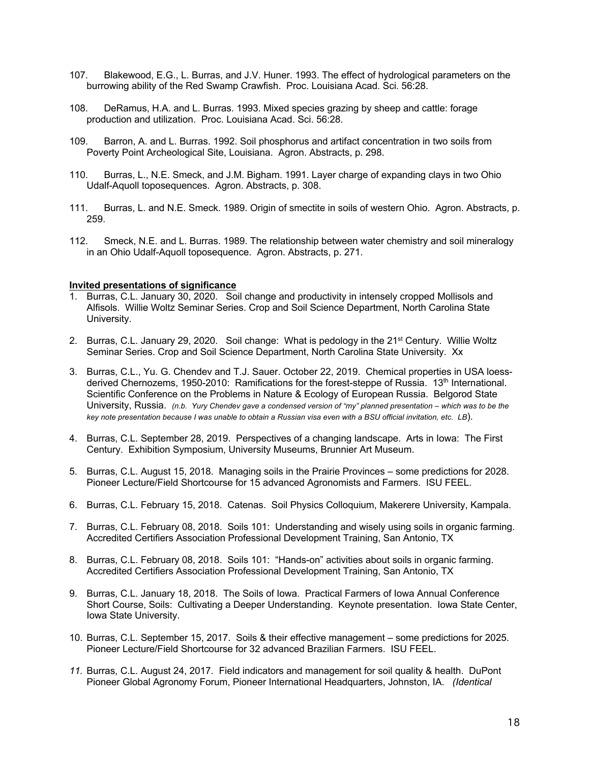107. Blakewood, E.G., L. Burras, and J.V. Huner. 1993. The effect of hydrological parameters on the burrowing ability of the Red Swamp Crawfish. Proc. Louisiana Acad. Sci. 56:28.

108. DeRamus, H.A. and L. Burras. 1993. Mixed species grazing by sheep and cattle: forage production and utilization. Proc. Louisiana Acad. Sci. 56:28.

109. Barron, A. and L. Burras. 1992. Soil phosphorus and artifact concentration in two soils from Poverty Point Archeological Site, Louisiana. Agron. Abstracts, p. 298.

110. Burras, L., N.E. Smeck, and J.M. Bigham. 1991. Layer charge of expanding clays in two Ohio Udalf-Aquoll toposequences. Agron. Abstracts, p. 308.

111. Burras, L. and N.E. Smeck. 1989. Origin of smectite in soils of western Ohio. Agron. Abstracts, p. 259.

112. Smeck, N.E. and L. Burras. 1989. The relationship between water chemistry and soil mineralogy in an Ohio Udalf-Aquoll toposequence. Agron. Abstracts, p. 271.

**Invited presentations of significance**

1. Burras, C.L. January 30, 2020. Soil change and productivity in intensely cropped Mollisols and Alfisols. Willie Woltz Seminar Series. Crop and Soil Science Department, North Carolina State University.

2. Burras, C.L. January 29, 2020. Soil change: What is pedology in the 21st Century. Willie Woltz Seminar Series. Crop and Soil Science Department, North Carolina State University. Xx

3. Burras, C.L., Yu. G. Chendev and T.J. Sauer. October 22, 2019. Chemical properties in USA loess-derived Chernozems, 1950-2010: Ramifications for the forest-steppe of Russia. 13th International. Scientific Conference on the Problems in Nature & Ecology of European Russia. Belgorod State University, Russia. *(n.b. Yury Chendev gave a condensed version of "my" planned presentation – which was to be the key note presentation because I was unable to obtain a Russian visa even with a BSU official invitation, etc. LB)*.

4. Burras, C.L. September 28, 2019. Perspectives of a changing landscape. Arts in Iowa: The First Century. Exhibition Symposium, University Museums, Brunnier Art Museum.

5. Burras, C.L. August 15, 2018. Managing soils in the Prairie Provinces – some predictions for 2028. Pioneer Lecture/Field Shortcourse for 15 advanced Agronomists and Farmers. ISU FEEL.

6. Burras, C.L. February 15, 2018. Catenas. Soil Physics Colloquium, Makerere University, Kampala.

7. Burras, C.L. February 08, 2018. Soils 101: Understanding and wisely using soils in organic farming. Accredited Certifiers Association Professional Development Training, San Antonio, TX

8. Burras, C.L. February 08, 2018. Soils 101: "Hands-on" activities about soils in organic farming. Accredited Certifiers Association Professional Development Training, San Antonio, TX

9. Burras, C.L. January 18, 2018. The Soils of Iowa. Practical Farmers of Iowa Annual Conference Short Course, Soils: Cultivating a Deeper Understanding. Keynote presentation. Iowa State Center, Iowa State University.

10. Burras, C.L. September 15, 2017. Soils & their effective management – some predictions for 2025. Pioneer Lecture/Field Shortcourse for 32 advanced Brazilian Farmers. ISU FEEL.

11. Burras, C.L. August 24, 2017. Field indicators and management for soil quality & health. DuPont Pioneer Global Agronomy Forum, Pioneer International Headquarters, Johnston, IA. *(Identical*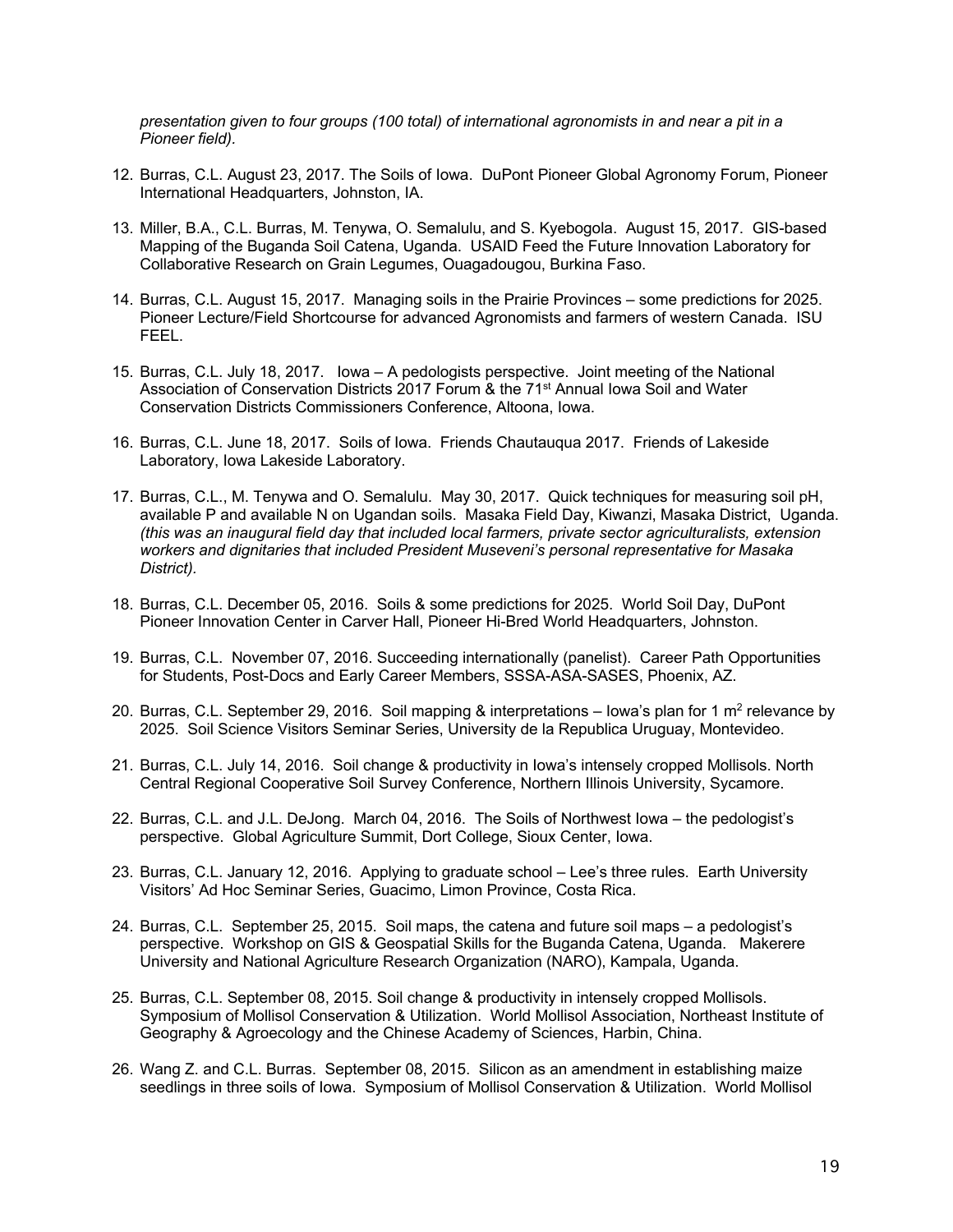*presentation given to four groups (100 total) of international agronomists in and near a pit in a Pioneer field).*

12. Burras, C.L. August 23, 2017. The Soils of Iowa. DuPont Pioneer Global Agronomy Forum, Pioneer International Headquarters, Johnston, IA.

13. Miller, B.A., C.L. Burras, M. Tenywa, O. Semalulu, and S. Kyebogola. August 15, 2017. GIS-based Mapping of the Buganda Soil Catena, Uganda. USAID Feed the Future Innovation Laboratory for Collaborative Research on Grain Legumes, Ouagadougou, Burkina Faso.

14. Burras, C.L. August 15, 2017. Managing soils in the Prairie Provinces – some predictions for 2025. Pioneer Lecture/Field Shortcourse for advanced Agronomists and farmers of western Canada. ISU FEEL.

15. Burras, C.L. July 18, 2017. Iowa – A pedologists perspective. Joint meeting of the National Association of Conservation Districts 2017 Forum & the 71st Annual Iowa Soil and Water Conservation Districts Commissioners Conference, Altoona, Iowa.

16. Burras, C.L. June 18, 2017. Soils of Iowa. Friends Chautauqua 2017. Friends of Lakeside Laboratory, Iowa Lakeside Laboratory.

17. Burras, C.L., M. Tenywa and O. Semalulu. May 30, 2017. Quick techniques for measuring soil pH, available P and available N on Ugandan soils. Masaka Field Day, Kiwanzi, Masaka District, Uganda. *(this was an inaugural field day that included local farmers, private sector agriculturalists, extension workers and dignitaries that included President Museveni's personal representative for Masaka District).*

18. Burras, C.L. December 05, 2016. Soils & some predictions for 2025. World Soil Day, DuPont Pioneer Innovation Center in Carver Hall, Pioneer Hi-Bred World Headquarters, Johnston.

19. Burras, C.L. November 07, 2016. Succeeding internationally (panelist). Career Path Opportunities for Students, Post-Docs and Early Career Members, SSSA-ASA-SASES, Phoenix, AZ.

20. Burras, C.L. September 29, 2016. Soil mapping & interpretations – Iowa's plan for 1 $m^2$ relevance by 2025. Soil Science Visitors Seminar Series, University de la Republica Uruguay, Montevideo.

21. Burras, C.L. July 14, 2016. Soil change & productivity in Iowa's intensely cropped Mollisols. North Central Regional Cooperative Soil Survey Conference, Northern Illinois University, Sycamore.

22. Burras, C.L. and J.L. DeJong. March 04, 2016. The Soils of Northwest Iowa – the pedologist's perspective. Global Agriculture Summit, Dort College, Sioux Center, Iowa.

23. Burras, C.L. January 12, 2016. Applying to graduate school – Lee's three rules. Earth University Visitors' Ad Hoc Seminar Series, Guacimo, Limon Province, Costa Rica.

24. Burras, C.L. September 25, 2015. Soil maps, the catena and future soil maps – a pedologist's perspective. Workshop on GIS & Geospatial Skills for the Buganda Catena, Uganda. Makerere University and National Agriculture Research Organization (NARO), Kampala, Uganda.

25. Burras, C.L. September 08, 2015. Soil change & productivity in intensely cropped Mollisols. Symposium of Mollisol Conservation & Utilization. World Mollisol Association, Northeast Institute of Geography & Agroecology and the Chinese Academy of Sciences, Harbin, China.

26. Wang Z. and C.L. Burras. September 08, 2015. Silicon as an amendment in establishing maize seedlings in three soils of Iowa. Symposium of Mollisol Conservation & Utilization. World Mollisol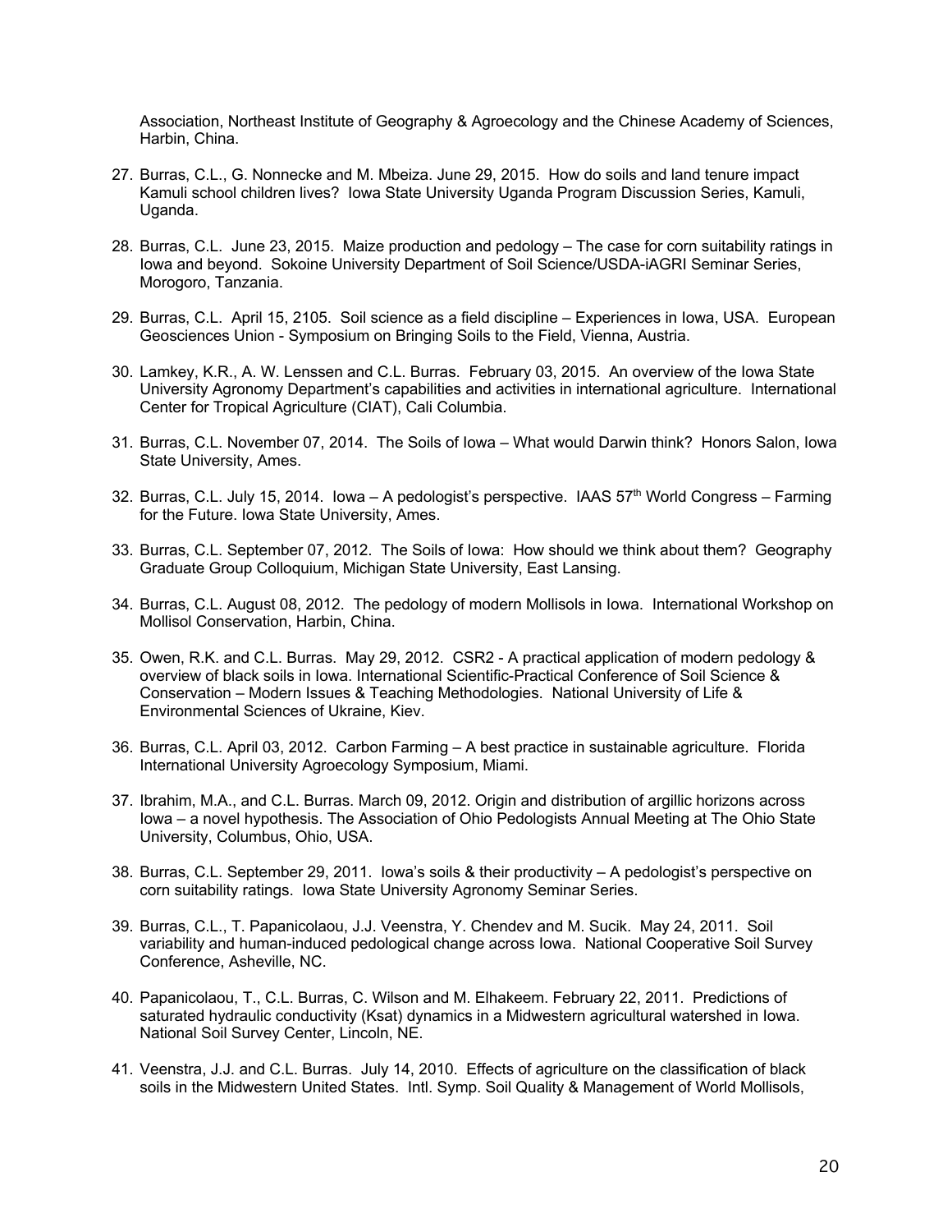Association, Northeast Institute of Geography & Agroecology and the Chinese Academy of Sciences, Harbin, China.

27. Burras, C.L., G. Nonnecke and M. Mbeiza. June 29, 2015. How do soils and land tenure impact Kamuli school children lives? Iowa State University Uganda Program Discussion Series, Kamuli, Uganda.

28. Burras, C.L. June 23, 2015. Maize production and pedology – The case for corn suitability ratings in Iowa and beyond. Sokoine University Department of Soil Science/USDA-iAGRI Seminar Series, Morogoro, Tanzania.

29. Burras, C.L. April 15, 2105. Soil science as a field discipline – Experiences in Iowa, USA. European Geosciences Union - Symposium on Bringing Soils to the Field, Vienna, Austria.

30. Lamkey, K.R., A. W. Lenssen and C.L. Burras. February 03, 2015. An overview of the Iowa State University Agronomy Department's capabilities and activities in international agriculture. International Center for Tropical Agriculture (CIAT), Cali Columbia.

31. Burras, C.L. November 07, 2014. The Soils of Iowa – What would Darwin think? Honors Salon, Iowa State University, Ames.

32. Burras, C.L. July 15, 2014. Iowa – A pedologist's perspective. IAAS 57th World Congress – Farming for the Future. Iowa State University, Ames.

33. Burras, C.L. September 07, 2012. The Soils of Iowa: How should we think about them? Geography Graduate Group Colloquium, Michigan State University, East Lansing.

34. Burras, C.L. August 08, 2012. The pedology of modern Mollisols in Iowa. International Workshop on Mollisol Conservation, Harbin, China.

35. Owen, R.K. and C.L. Burras. May 29, 2012. CSR2 - A practical application of modern pedology & overview of black soils in Iowa. International Scientific-Practical Conference of Soil Science & Conservation – Modern Issues & Teaching Methodologies. National University of Life & Environmental Sciences of Ukraine, Kiev.

36. Burras, C.L. April 03, 2012. Carbon Farming – A best practice in sustainable agriculture. Florida International University Agroecology Symposium, Miami.

37. Ibrahim, M.A., and C.L. Burras. March 09, 2012. Origin and distribution of argillic horizons across Iowa – a novel hypothesis. The Association of Ohio Pedologists Annual Meeting at The Ohio State University, Columbus, Ohio, USA.

38. Burras, C.L. September 29, 2011. Iowa's soils & their productivity – A pedologist's perspective on corn suitability ratings. Iowa State University Agronomy Seminar Series.

39. Burras, C.L., T. Papanicolaou, J.J. Veenstra, Y. Chendev and M. Sucik. May 24, 2011. Soil variability and human-induced pedological change across Iowa. National Cooperative Soil Survey Conference, Asheville, NC.

40. Papanicolaou, T., C.L. Burras, C. Wilson and M. Elhakeem. February 22, 2011. Predictions of saturated hydraulic conductivity (Ksat) dynamics in a Midwestern agricultural watershed in Iowa. National Soil Survey Center, Lincoln, NE.

41. Veenstra, J.J. and C.L. Burras. July 14, 2010. Effects of agriculture on the classification of black soils in the Midwestern United States. Intl. Symp. Soil Quality & Management of World Mollisols,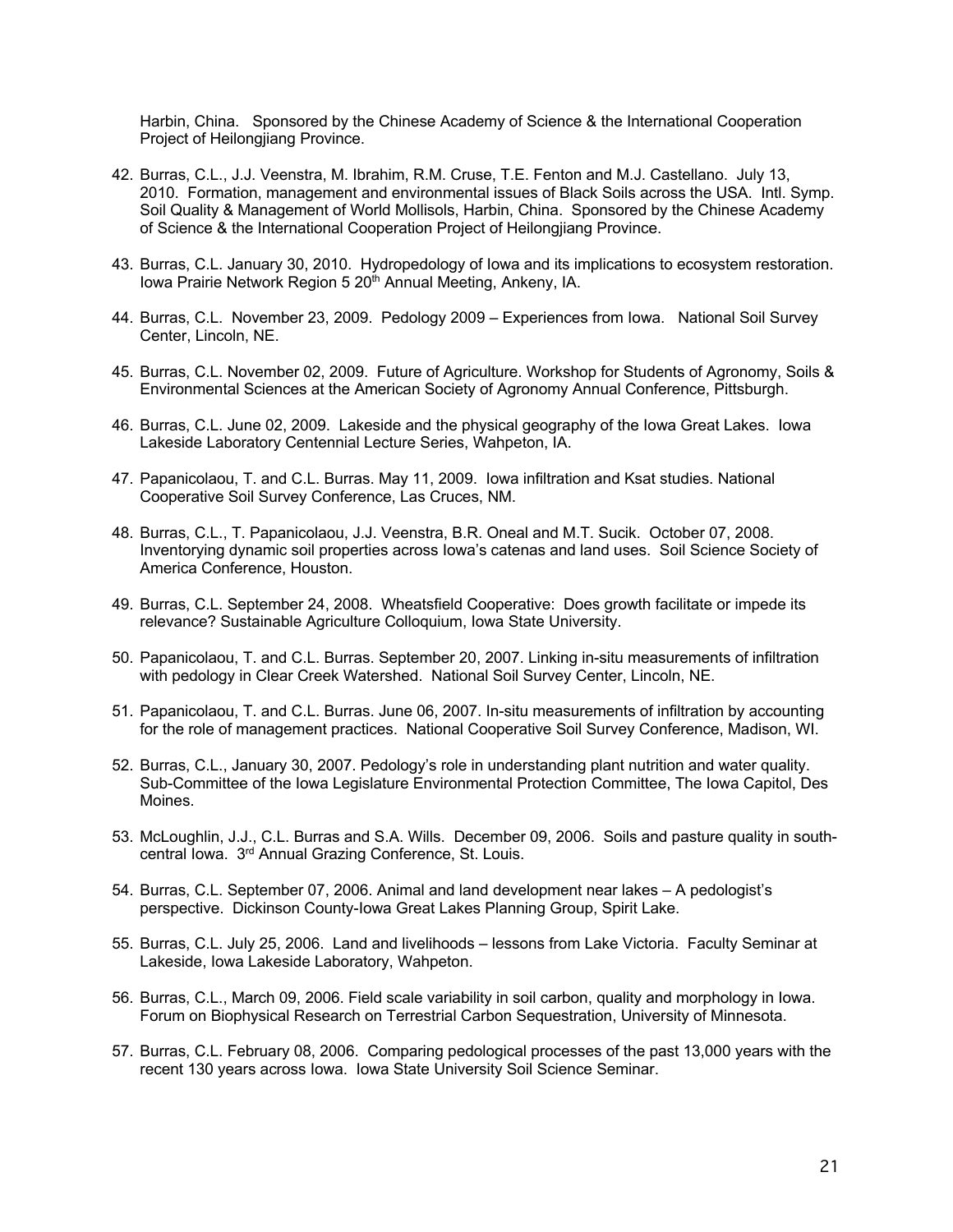Harbin, China. Sponsored by the Chinese Academy of Science & the International Cooperation Project of Heilongjiang Province.

42. Burras, C.L., J.J. Veenstra, M. Ibrahim, R.M. Cruse, T.E. Fenton and M.J. Castellano. July 13, 2010. Formation, management and environmental issues of Black Soils across the USA. Intl. Symp. Soil Quality & Management of World Mollisols, Harbin, China. Sponsored by the Chinese Academy of Science & the International Cooperation Project of Heilongjiang Province.

43. Burras, C.L. January 30, 2010. Hydropedology of Iowa and its implications to ecosystem restoration. Iowa Prairie Network Region 5 20th Annual Meeting, Ankeny, IA.

44. Burras, C.L. November 23, 2009. Pedology 2009 – Experiences from Iowa. National Soil Survey Center, Lincoln, NE.

45. Burras, C.L. November 02, 2009. Future of Agriculture. Workshop for Students of Agronomy, Soils & Environmental Sciences at the American Society of Agronomy Annual Conference, Pittsburgh.

46. Burras, C.L. June 02, 2009. Lakeside and the physical geography of the Iowa Great Lakes. Iowa Lakeside Laboratory Centennial Lecture Series, Wahpeton, IA.

47. Papanicolaou, T. and C.L. Burras. May 11, 2009. Iowa infiltration and Ksat studies. National Cooperative Soil Survey Conference, Las Cruces, NM.

48. Burras, C.L., T. Papanicolaou, J.J. Veenstra, B.R. Oneal and M.T. Sucik. October 07, 2008. Inventorying dynamic soil properties across Iowa's catenas and land uses. Soil Science Society of America Conference, Houston.

49. Burras, C.L. September 24, 2008. Wheatsfield Cooperative: Does growth facilitate or impede its relevance? Sustainable Agriculture Colloquium, Iowa State University.

50. Papanicolaou, T. and C.L. Burras. September 20, 2007. Linking in-situ measurements of infiltration with pedology in Clear Creek Watershed. National Soil Survey Center, Lincoln, NE.

51. Papanicolaou, T. and C.L. Burras. June 06, 2007. In-situ measurements of infiltration by accounting for the role of management practices. National Cooperative Soil Survey Conference, Madison, WI.

52. Burras, C.L., January 30, 2007. Pedology's role in understanding plant nutrition and water quality. Sub-Committee of the Iowa Legislature Environmental Protection Committee, The Iowa Capitol, Des Moines.

53. McLoughlin, J.J., C.L. Burras and S.A. Wills. December 09, 2006. Soils and pasture quality in south-central Iowa. 3rd Annual Grazing Conference, St. Louis.

54. Burras, C.L. September 07, 2006. Animal and land development near lakes – A pedologist's perspective. Dickinson County-Iowa Great Lakes Planning Group, Spirit Lake.

55. Burras, C.L. July 25, 2006. Land and livelihoods – lessons from Lake Victoria. Faculty Seminar at Lakeside, Iowa Lakeside Laboratory, Wahpeton.

56. Burras, C.L., March 09, 2006. Field scale variability in soil carbon, quality and morphology in Iowa. Forum on Biophysical Research on Terrestrial Carbon Sequestration, University of Minnesota.

57. Burras, C.L. February 08, 2006. Comparing pedological processes of the past 13,000 years with the recent 130 years across Iowa. Iowa State University Soil Science Seminar.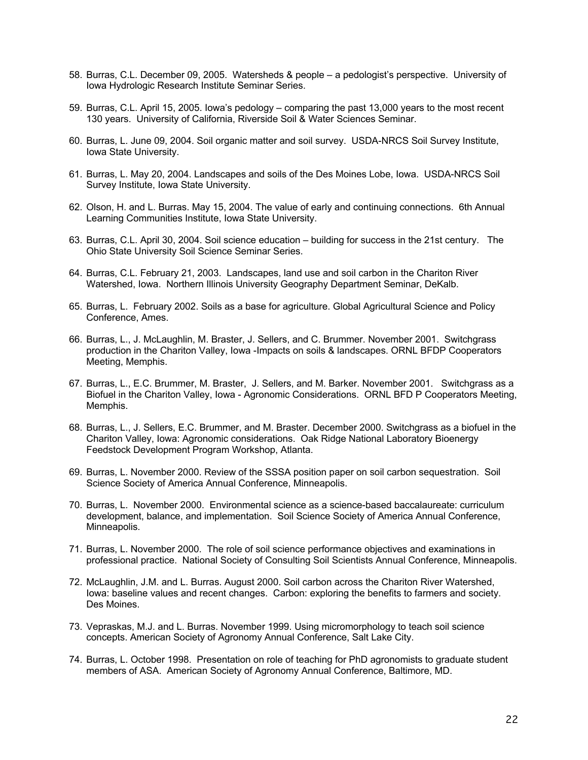58. Burras, C.L. December 09, 2005. Watersheds & people – a pedologist's perspective. University of Iowa Hydrologic Research Institute Seminar Series.

59. Burras, C.L. April 15, 2005. Iowa's pedology – comparing the past 13,000 years to the most recent 130 years. University of California, Riverside Soil & Water Sciences Seminar.

60. Burras, L. June 09, 2004. Soil organic matter and soil survey. USDA-NRCS Soil Survey Institute, Iowa State University.

61. Burras, L. May 20, 2004. Landscapes and soils of the Des Moines Lobe, Iowa. USDA-NRCS Soil Survey Institute, Iowa State University.

62. Olson, H. and L. Burras. May 15, 2004. The value of early and continuing connections. 6th Annual Learning Communities Institute, Iowa State University.

63. Burras, C.L. April 30, 2004. Soil science education – building for success in the 21st century. The Ohio State University Soil Science Seminar Series.

64. Burras, C.L. February 21, 2003. Landscapes, land use and soil carbon in the Chariton River Watershed, Iowa. Northern Illinois University Geography Department Seminar, DeKalb.

65. Burras, L. February 2002. Soils as a base for agriculture. Global Agricultural Science and Policy Conference, Ames.

66. Burras, L., J. McLaughlin, M. Braster, J. Sellers, and C. Brummer. November 2001. Switchgrass production in the Chariton Valley, Iowa -Impacts on soils & landscapes. ORNL BFDP Cooperators Meeting, Memphis.

67. Burras, L., E.C. Brummer, M. Braster, J. Sellers, and M. Barker. November 2001. Switchgrass as a Biofuel in the Chariton Valley, Iowa - Agronomic Considerations. ORNL BFD P Cooperators Meeting, Memphis.

68. Burras, L., J. Sellers, E.C. Brummer, and M. Braster. December 2000. Switchgrass as a biofuel in the Chariton Valley, Iowa: Agronomic considerations. Oak Ridge National Laboratory Bioenergy Feedstock Development Program Workshop, Atlanta.

69. Burras, L. November 2000. Review of the SSSA position paper on soil carbon sequestration. Soil Science Society of America Annual Conference, Minneapolis.

70. Burras, L. November 2000. Environmental science as a science-based baccalaureate: curriculum development, balance, and implementation. Soil Science Society of America Annual Conference, Minneapolis.

71. Burras, L. November 2000. The role of soil science performance objectives and examinations in professional practice. National Society of Consulting Soil Scientists Annual Conference, Minneapolis.

72. McLaughlin, J.M. and L. Burras. August 2000. Soil carbon across the Chariton River Watershed, Iowa: baseline values and recent changes. Carbon: exploring the benefits to farmers and society. Des Moines.

73. Vepraskas, M.J. and L. Burras. November 1999. Using micromorphology to teach soil science concepts. American Society of Agronomy Annual Conference, Salt Lake City.

74. Burras, L. October 1998. Presentation on role of teaching for PhD agronomists to graduate student members of ASA. American Society of Agronomy Annual Conference, Baltimore, MD.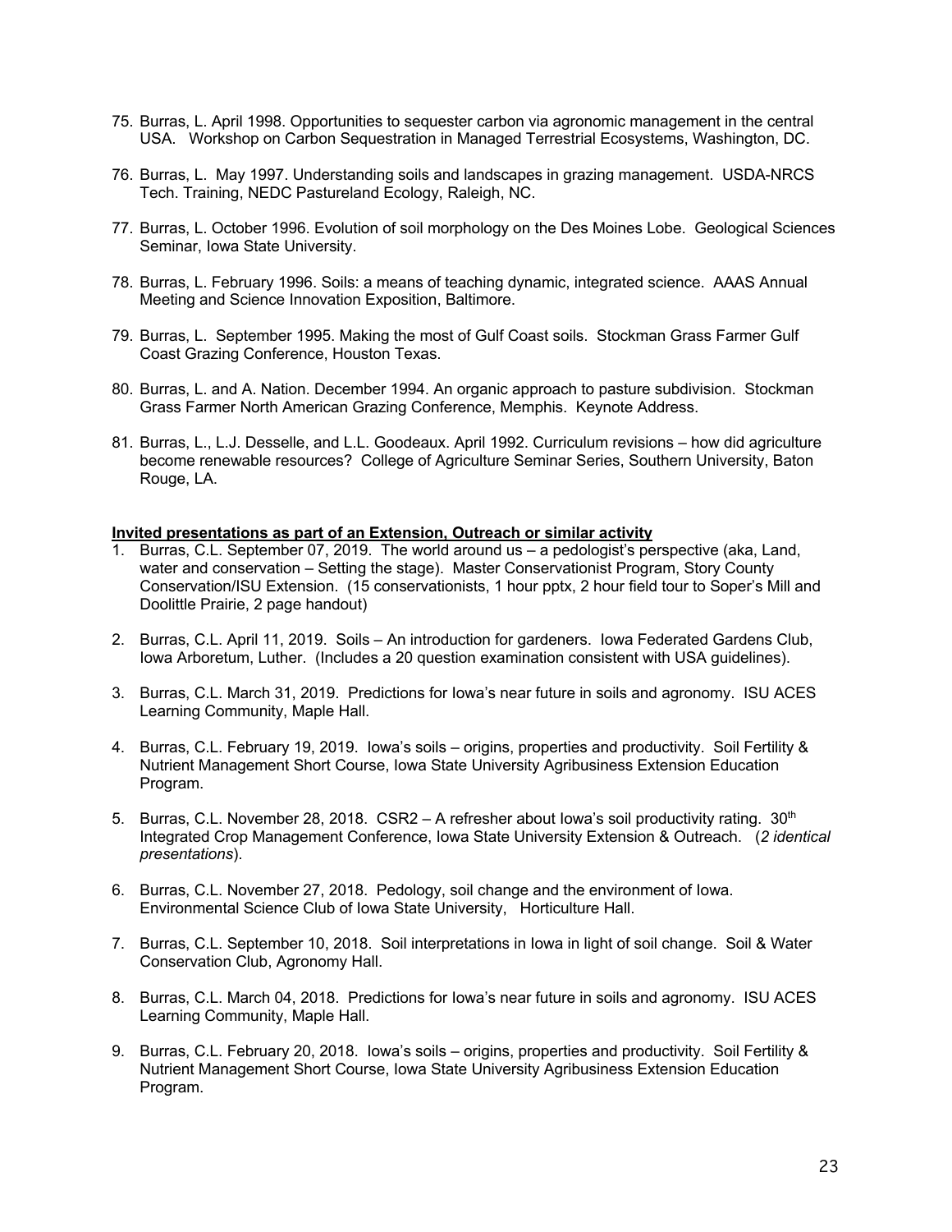75. Burras, L. April 1998. Opportunities to sequester carbon via agronomic management in the central USA. Workshop on Carbon Sequestration in Managed Terrestrial Ecosystems, Washington, DC.

76. Burras, L. May 1997. Understanding soils and landscapes in grazing management. USDA-NRCS Tech. Training, NEDC Pastureland Ecology, Raleigh, NC.

77. Burras, L. October 1996. Evolution of soil morphology on the Des Moines Lobe. Geological Sciences Seminar, Iowa State University.

78. Burras, L. February 1996. Soils: a means of teaching dynamic, integrated science. AAAS Annual Meeting and Science Innovation Exposition, Baltimore.

79. Burras, L. September 1995. Making the most of Gulf Coast soils. Stockman Grass Farmer Gulf Coast Grazing Conference, Houston Texas.

80. Burras, L. and A. Nation. December 1994. An organic approach to pasture subdivision. Stockman Grass Farmer North American Grazing Conference, Memphis. Keynote Address.

81. Burras, L., L.J. Desselle, and L.L. Goodeaux. April 1992. Curriculum revisions – how did agriculture become renewable resources? College of Agriculture Seminar Series, Southern University, Baton Rouge, LA.

**Invited presentations as part of an Extension, Outreach or similar activity**

1. Burras, C.L. September 07, 2019. The world around us – a pedologist's perspective (aka, Land, water and conservation – Setting the stage). Master Conservationist Program, Story County Conservation/ISU Extension. (15 conservationists, 1 hour pptx, 2 hour field tour to Soper's Mill and Doolittle Prairie, 2 page handout)

2. Burras, C.L. April 11, 2019. Soils – An introduction for gardeners. Iowa Federated Gardens Club, Iowa Arboretum, Luther. (Includes a 20 question examination consistent with USA guidelines).

3. Burras, C.L. March 31, 2019. Predictions for Iowa's near future in soils and agronomy. ISU ACES Learning Community, Maple Hall.

4. Burras, C.L. February 19, 2019. Iowa's soils – origins, properties and productivity. Soil Fertility & Nutrient Management Short Course, Iowa State University Agribusiness Extension Education Program.

5. Burras, C.L. November 28, 2018. CSR2 – A refresher about Iowa's soil productivity rating. 30th Integrated Crop Management Conference, Iowa State University Extension & Outreach. (*2 identical presentations*).

6. Burras, C.L. November 27, 2018. Pedology, soil change and the environment of Iowa. Environmental Science Club of Iowa State University, Horticulture Hall.

7. Burras, C.L. September 10, 2018. Soil interpretations in Iowa in light of soil change. Soil & Water Conservation Club, Agronomy Hall.

8. Burras, C.L. March 04, 2018. Predictions for Iowa's near future in soils and agronomy. ISU ACES Learning Community, Maple Hall.

9. Burras, C.L. February 20, 2018. Iowa's soils – origins, properties and productivity. Soil Fertility & Nutrient Management Short Course, Iowa State University Agribusiness Extension Education Program.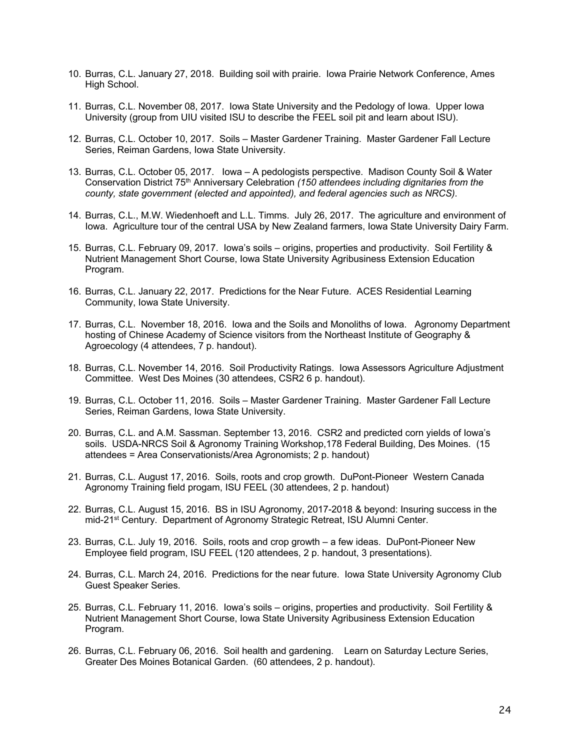10. Burras, C.L. January 27, 2018. Building soil with prairie. Iowa Prairie Network Conference, Ames High School.

11. Burras, C.L. November 08, 2017. Iowa State University and the Pedology of Iowa. Upper Iowa University (group from UIU visited ISU to describe the FEEL soil pit and learn about ISU).

12. Burras, C.L. October 10, 2017. Soils – Master Gardener Training. Master Gardener Fall Lecture Series, Reiman Gardens, Iowa State University.

13. Burras, C.L. October 05, 2017. Iowa – A pedologists perspective. Madison County Soil & Water Conservation District 75th Anniversary Celebration *(150 attendees including dignitaries from the county, state government (elected and appointed), and federal agencies such as NRCS).*

14. Burras, C.L., M.W. Wiedenhoeft and L.L. Timms. July 26, 2017. The agriculture and environment of Iowa. Agriculture tour of the central USA by New Zealand farmers, Iowa State University Dairy Farm.

15. Burras, C.L. February 09, 2017. Iowa's soils – origins, properties and productivity. Soil Fertility & Nutrient Management Short Course, Iowa State University Agribusiness Extension Education Program.

16. Burras, C.L. January 22, 2017. Predictions for the Near Future. ACES Residential Learning Community, Iowa State University.

17. Burras, C.L. November 18, 2016. Iowa and the Soils and Monoliths of Iowa. Agronomy Department hosting of Chinese Academy of Science visitors from the Northeast Institute of Geography & Agroecology (4 attendees, 7 p. handout).

18. Burras, C.L. November 14, 2016. Soil Productivity Ratings. Iowa Assessors Agriculture Adjustment Committee. West Des Moines (30 attendees, CSR2 6 p. handout).

19. Burras, C.L. October 11, 2016. Soils – Master Gardener Training. Master Gardener Fall Lecture Series, Reiman Gardens, Iowa State University.

20. Burras, C.L. and A.M. Sassman. September 13, 2016. CSR2 and predicted corn yields of Iowa's soils. USDA-NRCS Soil & Agronomy Training Workshop,178 Federal Building, Des Moines. (15 attendees = Area Conservationists/Area Agronomists; 2 p. handout)

21. Burras, C.L. August 17, 2016. Soils, roots and crop growth. DuPont-Pioneer Western Canada Agronomy Training field progam, ISU FEEL (30 attendees, 2 p. handout)

22. Burras, C.L. August 15, 2016. BS in ISU Agronomy, 2017-2018 & beyond: Insuring success in the mid-21st Century. Department of Agronomy Strategic Retreat, ISU Alumni Center.

23. Burras, C.L. July 19, 2016. Soils, roots and crop growth – a few ideas. DuPont-Pioneer New Employee field program, ISU FEEL (120 attendees, 2 p. handout, 3 presentations).

24. Burras, C.L. March 24, 2016. Predictions for the near future. Iowa State University Agronomy Club Guest Speaker Series.

25. Burras, C.L. February 11, 2016. Iowa's soils – origins, properties and productivity. Soil Fertility & Nutrient Management Short Course, Iowa State University Agribusiness Extension Education Program.

26. Burras, C.L. February 06, 2016. Soil health and gardening. Learn on Saturday Lecture Series, Greater Des Moines Botanical Garden. (60 attendees, 2 p. handout).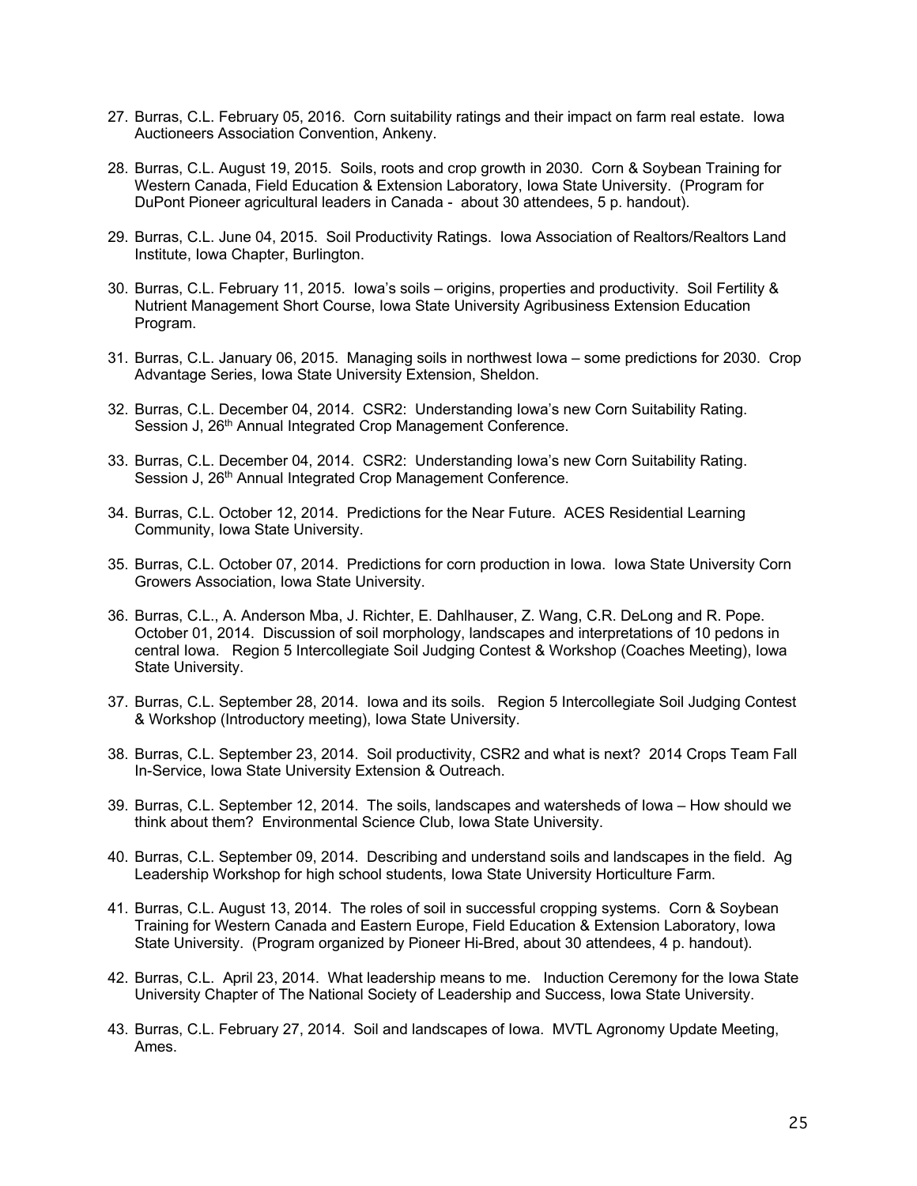27. Burras, C.L. February 05, 2016. Corn suitability ratings and their impact on farm real estate. Iowa Auctioneers Association Convention, Ankeny.

28. Burras, C.L. August 19, 2015. Soils, roots and crop growth in 2030. Corn & Soybean Training for Western Canada, Field Education & Extension Laboratory, Iowa State University. (Program for DuPont Pioneer agricultural leaders in Canada - about 30 attendees, 5 p. handout).

29. Burras, C.L. June 04, 2015. Soil Productivity Ratings. Iowa Association of Realtors/Realtors Land Institute, Iowa Chapter, Burlington.

30. Burras, C.L. February 11, 2015. Iowa's soils – origins, properties and productivity. Soil Fertility & Nutrient Management Short Course, Iowa State University Agribusiness Extension Education Program.

31. Burras, C.L. January 06, 2015. Managing soils in northwest Iowa – some predictions for 2030. Crop Advantage Series, Iowa State University Extension, Sheldon.

32. Burras, C.L. December 04, 2014. CSR2: Understanding Iowa's new Corn Suitability Rating. Session J, 26th Annual Integrated Crop Management Conference.

33. Burras, C.L. December 04, 2014. CSR2: Understanding Iowa's new Corn Suitability Rating. Session J, 26th Annual Integrated Crop Management Conference.

34. Burras, C.L. October 12, 2014. Predictions for the Near Future. ACES Residential Learning Community, Iowa State University.

35. Burras, C.L. October 07, 2014. Predictions for corn production in Iowa. Iowa State University Corn Growers Association, Iowa State University.

36. Burras, C.L., A. Anderson Mba, J. Richter, E. Dahlhauser, Z. Wang, C.R. DeLong and R. Pope. October 01, 2014. Discussion of soil morphology, landscapes and interpretations of 10 pedons in central Iowa. Region 5 Intercollegiate Soil Judging Contest & Workshop (Coaches Meeting), Iowa State University.

37. Burras, C.L. September 28, 2014. Iowa and its soils. Region 5 Intercollegiate Soil Judging Contest & Workshop (Introductory meeting), Iowa State University.

38. Burras, C.L. September 23, 2014. Soil productivity, CSR2 and what is next? 2014 Crops Team Fall In-Service, Iowa State University Extension & Outreach.

39. Burras, C.L. September 12, 2014. The soils, landscapes and watersheds of Iowa – How should we think about them? Environmental Science Club, Iowa State University.

40. Burras, C.L. September 09, 2014. Describing and understand soils and landscapes in the field. Ag Leadership Workshop for high school students, Iowa State University Horticulture Farm.

41. Burras, C.L. August 13, 2014. The roles of soil in successful cropping systems. Corn & Soybean Training for Western Canada and Eastern Europe, Field Education & Extension Laboratory, Iowa State University. (Program organized by Pioneer Hi-Bred, about 30 attendees, 4 p. handout).

42. Burras, C.L. April 23, 2014. What leadership means to me. Induction Ceremony for the Iowa State University Chapter of The National Society of Leadership and Success, Iowa State University.

43. Burras, C.L. February 27, 2014. Soil and landscapes of Iowa. MVTL Agronomy Update Meeting, Ames.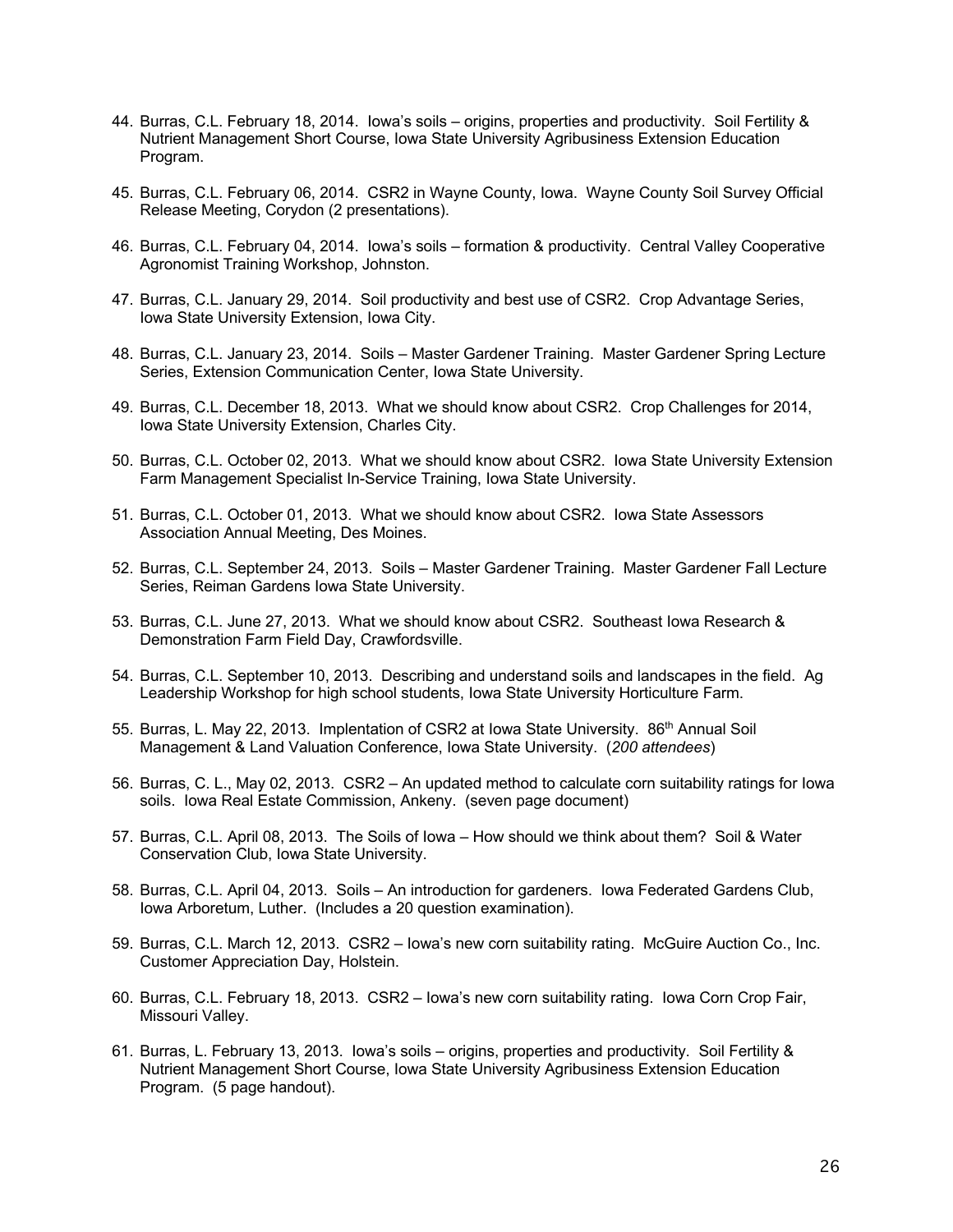44. Burras, C.L. February 18, 2014. Iowa's soils – origins, properties and productivity. Soil Fertility & Nutrient Management Short Course, Iowa State University Agribusiness Extension Education Program.

45. Burras, C.L. February 06, 2014. CSR2 in Wayne County, Iowa. Wayne County Soil Survey Official Release Meeting, Corydon (2 presentations).

46. Burras, C.L. February 04, 2014. Iowa's soils – formation & productivity. Central Valley Cooperative Agronomist Training Workshop, Johnston.

47. Burras, C.L. January 29, 2014. Soil productivity and best use of CSR2. Crop Advantage Series, Iowa State University Extension, Iowa City.

48. Burras, C.L. January 23, 2014. Soils – Master Gardener Training. Master Gardener Spring Lecture Series, Extension Communication Center, Iowa State University.

49. Burras, C.L. December 18, 2013. What we should know about CSR2. Crop Challenges for 2014, Iowa State University Extension, Charles City.

50. Burras, C.L. October 02, 2013. What we should know about CSR2. Iowa State University Extension Farm Management Specialist In-Service Training, Iowa State University.

51. Burras, C.L. October 01, 2013. What we should know about CSR2. Iowa State Assessors Association Annual Meeting, Des Moines.

52. Burras, C.L. September 24, 2013. Soils – Master Gardener Training. Master Gardener Fall Lecture Series, Reiman Gardens Iowa State University.

53. Burras, C.L. June 27, 2013. What we should know about CSR2. Southeast Iowa Research & Demonstration Farm Field Day, Crawfordsville.

54. Burras, C.L. September 10, 2013. Describing and understand soils and landscapes in the field. Ag Leadership Workshop for high school students, Iowa State University Horticulture Farm.

55. Burras, L. May 22, 2013. Implentation of CSR2 at Iowa State University. 86th Annual Soil Management & Land Valuation Conference, Iowa State University. (*200 attendees*)

56. Burras, C. L., May 02, 2013. CSR2 – An updated method to calculate corn suitability ratings for Iowa soils. Iowa Real Estate Commission, Ankeny. (seven page document)

57. Burras, C.L. April 08, 2013. The Soils of Iowa – How should we think about them? Soil & Water Conservation Club, Iowa State University.

58. Burras, C.L. April 04, 2013. Soils – An introduction for gardeners. Iowa Federated Gardens Club, Iowa Arboretum, Luther. (Includes a 20 question examination).

59. Burras, C.L. March 12, 2013. CSR2 – Iowa's new corn suitability rating. McGuire Auction Co., Inc. Customer Appreciation Day, Holstein.

60. Burras, C.L. February 18, 2013. CSR2 – Iowa's new corn suitability rating. Iowa Corn Crop Fair, Missouri Valley.

61. Burras, L. February 13, 2013. Iowa's soils – origins, properties and productivity. Soil Fertility & Nutrient Management Short Course, Iowa State University Agribusiness Extension Education Program. (5 page handout).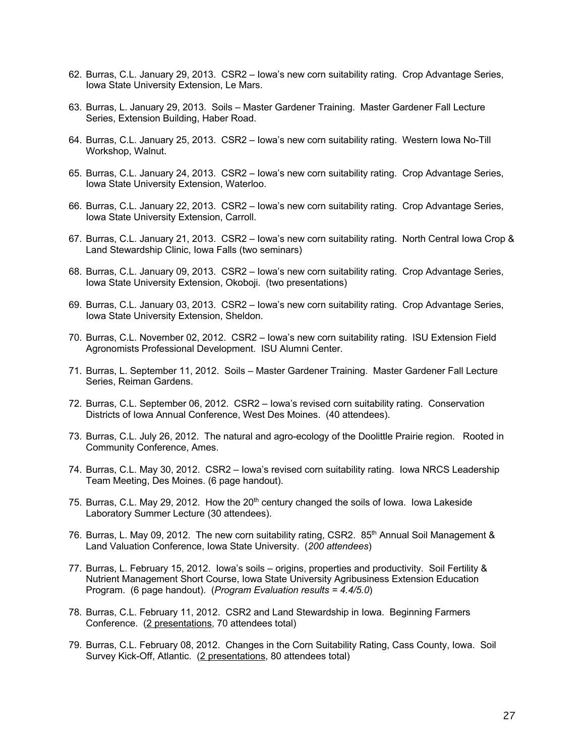62. Burras, C.L. January 29, 2013. CSR2 – Iowa's new corn suitability rating. Crop Advantage Series, Iowa State University Extension, Le Mars.

63. Burras, L. January 29, 2013. Soils – Master Gardener Training. Master Gardener Fall Lecture Series, Extension Building, Haber Road.

64. Burras, C.L. January 25, 2013. CSR2 – Iowa's new corn suitability rating. Western Iowa No-Till Workshop, Walnut.

65. Burras, C.L. January 24, 2013. CSR2 – Iowa's new corn suitability rating. Crop Advantage Series, Iowa State University Extension, Waterloo.

66. Burras, C.L. January 22, 2013. CSR2 – Iowa's new corn suitability rating. Crop Advantage Series, Iowa State University Extension, Carroll.

67. Burras, C.L. January 21, 2013. CSR2 – Iowa's new corn suitability rating. North Central Iowa Crop & Land Stewardship Clinic, Iowa Falls (two seminars)

68. Burras, C.L. January 09, 2013. CSR2 – Iowa's new corn suitability rating. Crop Advantage Series, Iowa State University Extension, Okoboji. (two presentations)

69. Burras, C.L. January 03, 2013. CSR2 – Iowa's new corn suitability rating. Crop Advantage Series, Iowa State University Extension, Sheldon.

70. Burras, C.L. November 02, 2012. CSR2 – Iowa's new corn suitability rating. ISU Extension Field Agronomists Professional Development. ISU Alumni Center.

71. Burras, L. September 11, 2012. Soils – Master Gardener Training. Master Gardener Fall Lecture Series, Reiman Gardens.

72. Burras, C.L. September 06, 2012. CSR2 – Iowa's revised corn suitability rating. Conservation Districts of Iowa Annual Conference, West Des Moines. (40 attendees).

73. Burras, C.L. July 26, 2012. The natural and agro-ecology of the Doolittle Prairie region. Rooted in Community Conference, Ames.

74. Burras, C.L. May 30, 2012. CSR2 – Iowa's revised corn suitability rating. Iowa NRCS Leadership Team Meeting, Des Moines. (6 page handout).

75. Burras, C.L. May 29, 2012. How the 20th century changed the soils of Iowa. Iowa Lakeside Laboratory Summer Lecture (30 attendees).

76. Burras, L. May 09, 2012. The new corn suitability rating, CSR2. 85th Annual Soil Management & Land Valuation Conference, Iowa State University. (*200 attendees*)

77. Burras, L. February 15, 2012. Iowa's soils – origins, properties and productivity. Soil Fertility & Nutrient Management Short Course, Iowa State University Agribusiness Extension Education Program. (6 page handout). (*Program Evaluation results = 4.4/5.0*)

78. Burras, C.L. February 11, 2012. CSR2 and Land Stewardship in Iowa. Beginning Farmers Conference. (2 presentations, 70 attendees total)

79. Burras, C.L. February 08, 2012. Changes in the Corn Suitability Rating, Cass County, Iowa. Soil Survey Kick-Off, Atlantic. (2 presentations, 80 attendees total)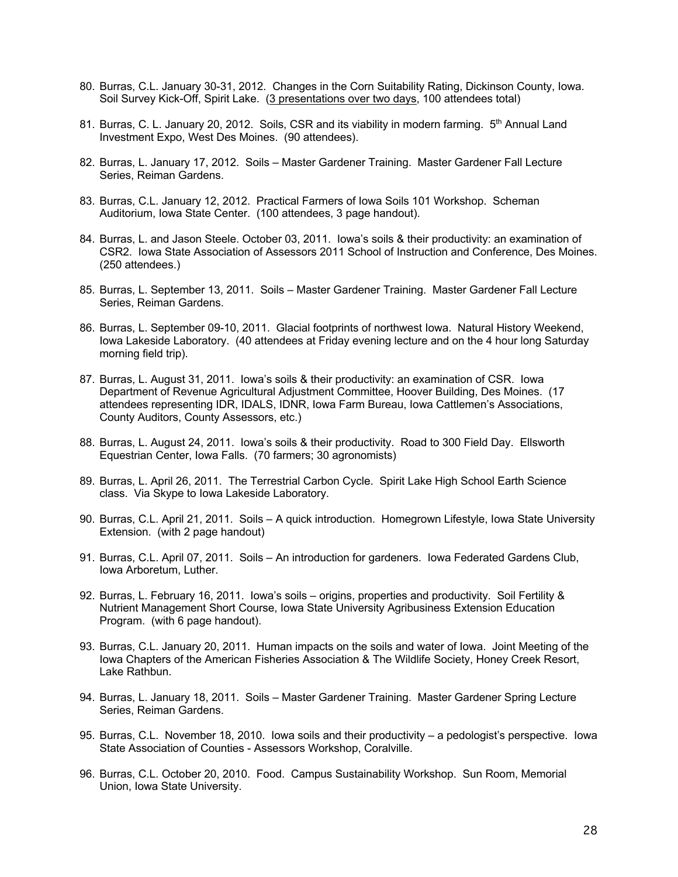80. Burras, C.L. January 30-31, 2012. Changes in the Corn Suitability Rating, Dickinson County, Iowa. Soil Survey Kick-Off, Spirit Lake. (3 presentations over two days, 100 attendees total)

81. Burras, C. L. January 20, 2012. Soils, CSR and its viability in modern farming. 5th Annual Land Investment Expo, West Des Moines. (90 attendees).

82. Burras, L. January 17, 2012. Soils – Master Gardener Training. Master Gardener Fall Lecture Series, Reiman Gardens.

83. Burras, C.L. January 12, 2012. Practical Farmers of Iowa Soils 101 Workshop. Scheman Auditorium, Iowa State Center. (100 attendees, 3 page handout).

84. Burras, L. and Jason Steele. October 03, 2011. Iowa's soils & their productivity: an examination of CSR2. Iowa State Association of Assessors 2011 School of Instruction and Conference, Des Moines. (250 attendees.)

85. Burras, L. September 13, 2011. Soils – Master Gardener Training. Master Gardener Fall Lecture Series, Reiman Gardens.

86. Burras, L. September 09-10, 2011. Glacial footprints of northwest Iowa. Natural History Weekend, Iowa Lakeside Laboratory. (40 attendees at Friday evening lecture and on the 4 hour long Saturday morning field trip).

87. Burras, L. August 31, 2011. Iowa's soils & their productivity: an examination of CSR. Iowa Department of Revenue Agricultural Adjustment Committee, Hoover Building, Des Moines. (17 attendees representing IDR, IDALS, IDNR, Iowa Farm Bureau, Iowa Cattlemen's Associations, County Auditors, County Assessors, etc.)

88. Burras, L. August 24, 2011. Iowa's soils & their productivity. Road to 300 Field Day. Ellsworth Equestrian Center, Iowa Falls. (70 farmers; 30 agronomists)

89. Burras, L. April 26, 2011. The Terrestrial Carbon Cycle. Spirit Lake High School Earth Science class. Via Skype to Iowa Lakeside Laboratory.

90. Burras, C.L. April 21, 2011. Soils – A quick introduction. Homegrown Lifestyle, Iowa State University Extension. (with 2 page handout)

91. Burras, C.L. April 07, 2011. Soils – An introduction for gardeners. Iowa Federated Gardens Club, Iowa Arboretum, Luther.

92. Burras, L. February 16, 2011. Iowa's soils – origins, properties and productivity. Soil Fertility & Nutrient Management Short Course, Iowa State University Agribusiness Extension Education Program. (with 6 page handout).

93. Burras, C.L. January 20, 2011. Human impacts on the soils and water of Iowa. Joint Meeting of the Iowa Chapters of the American Fisheries Association & The Wildlife Society, Honey Creek Resort, Lake Rathbun.

94. Burras, L. January 18, 2011. Soils – Master Gardener Training. Master Gardener Spring Lecture Series, Reiman Gardens.

95. Burras, C.L. November 18, 2010. Iowa soils and their productivity – a pedologist's perspective. Iowa State Association of Counties - Assessors Workshop, Coralville.

96. Burras, C.L. October 20, 2010. Food. Campus Sustainability Workshop. Sun Room, Memorial Union, Iowa State University.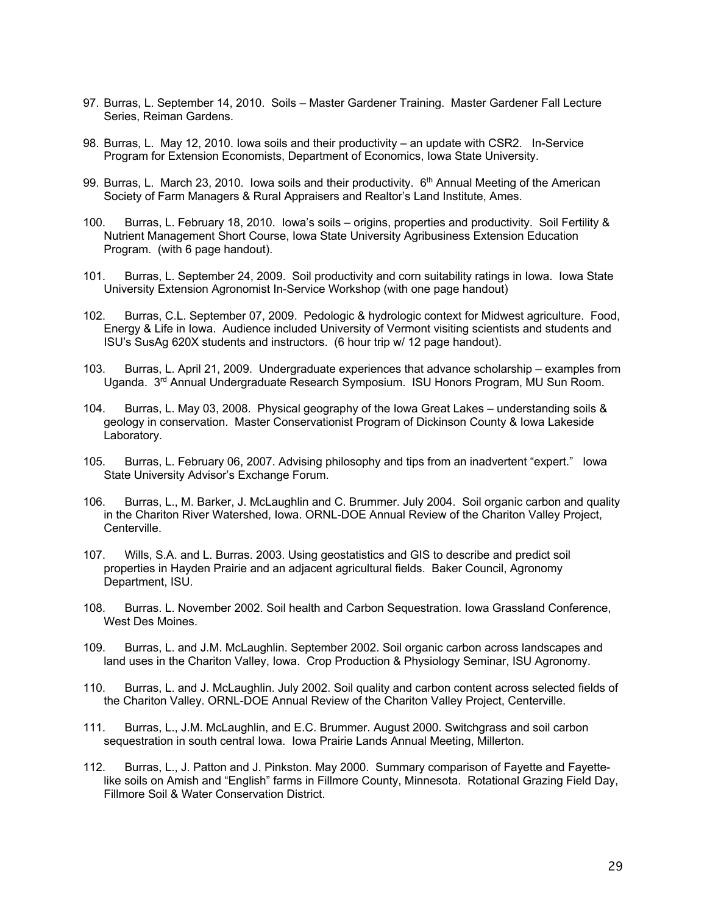97. Burras, L. September 14, 2010. Soils – Master Gardener Training. Master Gardener Fall Lecture Series, Reiman Gardens.

98. Burras, L. May 12, 2010. Iowa soils and their productivity – an update with CSR2. In-Service Program for Extension Economists, Department of Economics, Iowa State University.

99. Burras, L. March 23, 2010. Iowa soils and their productivity. 6th Annual Meeting of the American Society of Farm Managers & Rural Appraisers and Realtor's Land Institute, Ames.

100. Burras, L. February 18, 2010. Iowa's soils – origins, properties and productivity. Soil Fertility & Nutrient Management Short Course, Iowa State University Agribusiness Extension Education Program. (with 6 page handout).

101. Burras, L. September 24, 2009. Soil productivity and corn suitability ratings in Iowa. Iowa State University Extension Agronomist In-Service Workshop (with one page handout)

102. Burras, C.L. September 07, 2009. Pedologic & hydrologic context for Midwest agriculture. Food, Energy & Life in Iowa. Audience included University of Vermont visiting scientists and students and ISU's SusAg 620X students and instructors. (6 hour trip w/ 12 page handout).

103. Burras, L. April 21, 2009. Undergraduate experiences that advance scholarship – examples from Uganda. 3rd Annual Undergraduate Research Symposium. ISU Honors Program, MU Sun Room.

104. Burras, L. May 03, 2008. Physical geography of the Iowa Great Lakes – understanding soils & geology in conservation. Master Conservationist Program of Dickinson County & Iowa Lakeside Laboratory.

105. Burras, L. February 06, 2007. Advising philosophy and tips from an inadvertent "expert." Iowa State University Advisor's Exchange Forum.

106. Burras, L., M. Barker, J. McLaughlin and C. Brummer. July 2004. Soil organic carbon and quality in the Chariton River Watershed, Iowa. ORNL-DOE Annual Review of the Chariton Valley Project, Centerville.

107. Wills, S.A. and L. Burras. 2003. Using geostatistics and GIS to describe and predict soil properties in Hayden Prairie and an adjacent agricultural fields. Baker Council, Agronomy Department, ISU.

108. Burras. L. November 2002. Soil health and Carbon Sequestration. Iowa Grassland Conference, West Des Moines.

109. Burras, L. and J.M. McLaughlin. September 2002. Soil organic carbon across landscapes and land uses in the Chariton Valley, Iowa. Crop Production & Physiology Seminar, ISU Agronomy.

110. Burras, L. and J. McLaughlin. July 2002. Soil quality and carbon content across selected fields of the Chariton Valley. ORNL-DOE Annual Review of the Chariton Valley Project, Centerville.

111. Burras, L., J.M. McLaughlin, and E.C. Brummer. August 2000. Switchgrass and soil carbon sequestration in south central Iowa. Iowa Prairie Lands Annual Meeting, Millerton.

112. Burras, L., J. Patton and J. Pinkston. May 2000. Summary comparison of Fayette and Fayette-like soils on Amish and "English" farms in Fillmore County, Minnesota. Rotational Grazing Field Day, Fillmore Soil & Water Conservation District.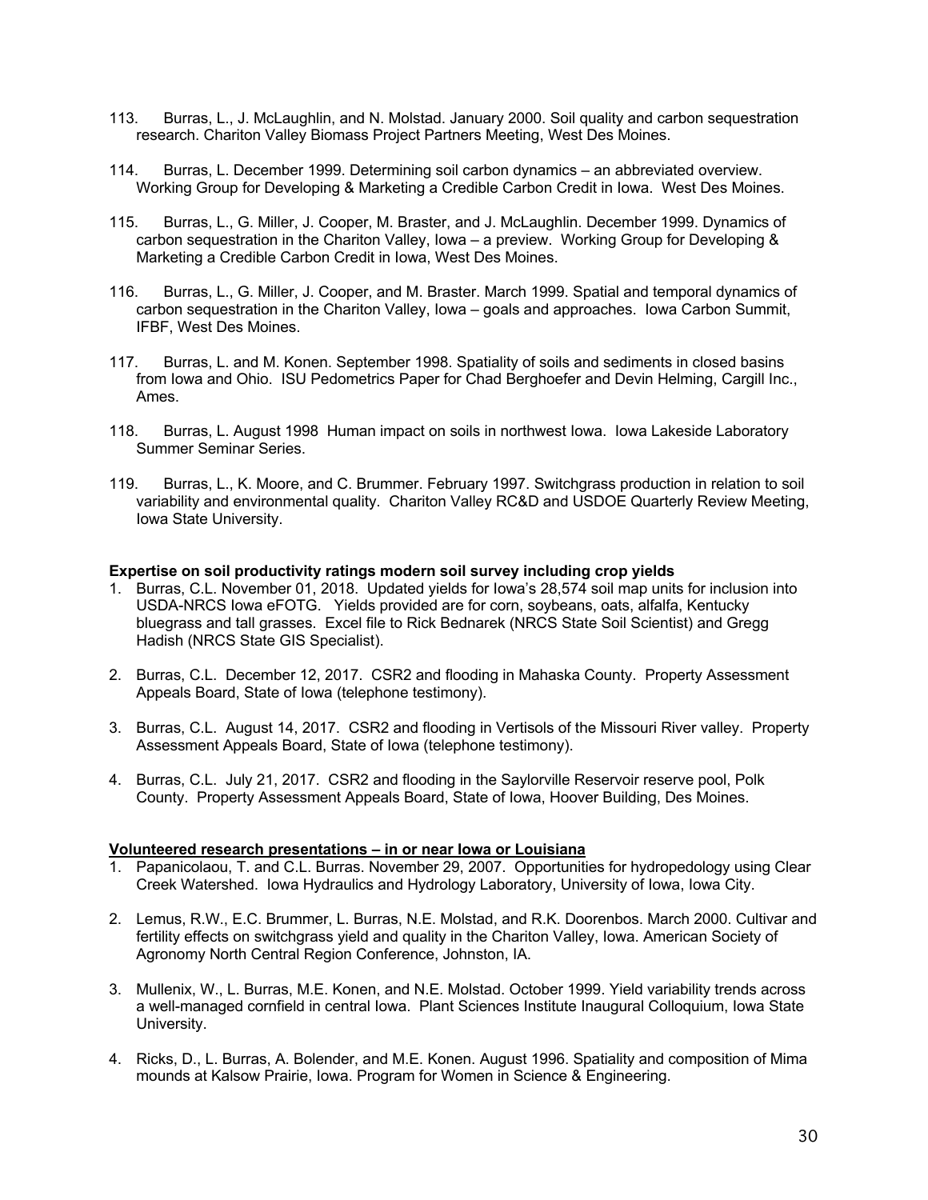113. Burras, L., J. McLaughlin, and N. Molstad. January 2000. Soil quality and carbon sequestration research. Chariton Valley Biomass Project Partners Meeting, West Des Moines.

114. Burras, L. December 1999. Determining soil carbon dynamics – an abbreviated overview. Working Group for Developing & Marketing a Credible Carbon Credit in Iowa. West Des Moines.

115. Burras, L., G. Miller, J. Cooper, M. Braster, and J. McLaughlin. December 1999. Dynamics of carbon sequestration in the Chariton Valley, Iowa – a preview. Working Group for Developing & Marketing a Credible Carbon Credit in Iowa, West Des Moines.

116. Burras, L., G. Miller, J. Cooper, and M. Braster. March 1999. Spatial and temporal dynamics of carbon sequestration in the Chariton Valley, Iowa – goals and approaches. Iowa Carbon Summit, IFBF, West Des Moines.

117. Burras, L. and M. Konen. September 1998. Spatiality of soils and sediments in closed basins from Iowa and Ohio. ISU Pedometrics Paper for Chad Berghoefer and Devin Helming, Cargill Inc., Ames.

118. Burras, L. August 1998 Human impact on soils in northwest Iowa. Iowa Lakeside Laboratory Summer Seminar Series.

119. Burras, L., K. Moore, and C. Brummer. February 1997. Switchgrass production in relation to soil variability and environmental quality. Chariton Valley RC&D and USDOE Quarterly Review Meeting, Iowa State University.

**Expertise on soil productivity ratings modern soil survey including crop yields**

1. Burras, C.L. November 01, 2018. Updated yields for Iowa's 28,574 soil map units for inclusion into USDA-NRCS Iowa eFOTG. Yields provided are for corn, soybeans, oats, alfalfa, Kentucky bluegrass and tall grasses. Excel file to Rick Bednarek (NRCS State Soil Scientist) and Gregg Hadish (NRCS State GIS Specialist).

2. Burras, C.L. December 12, 2017. CSR2 and flooding in Mahaska County. Property Assessment Appeals Board, State of Iowa (telephone testimony).

3. Burras, C.L. August 14, 2017. CSR2 and flooding in Vertisols of the Missouri River valley. Property Assessment Appeals Board, State of Iowa (telephone testimony).

4. Burras, C.L. July 21, 2017. CSR2 and flooding in the Saylorville Reservoir reserve pool, Polk County. Property Assessment Appeals Board, State of Iowa, Hoover Building, Des Moines.

**Volunteered research presentations – in or near Iowa or Louisiana**

1. Papanicolaou, T. and C.L. Burras. November 29, 2007. Opportunities for hydropedology using Clear Creek Watershed. Iowa Hydraulics and Hydrology Laboratory, University of Iowa, Iowa City.

2. Lemus, R.W., E.C. Brummer, L. Burras, N.E. Molstad, and R.K. Doorenbos. March 2000. Cultivar and fertility effects on switchgrass yield and quality in the Chariton Valley, Iowa. American Society of Agronomy North Central Region Conference, Johnston, IA.

3. Mullenix, W., L. Burras, M.E. Konen, and N.E. Molstad. October 1999. Yield variability trends across a well-managed cornfield in central Iowa. Plant Sciences Institute Inaugural Colloquium, Iowa State University.

4. Ricks, D., L. Burras, A. Bolender, and M.E. Konen. August 1996. Spatiality and composition of Mima mounds at Kalsow Prairie, Iowa. Program for Women in Science & Engineering.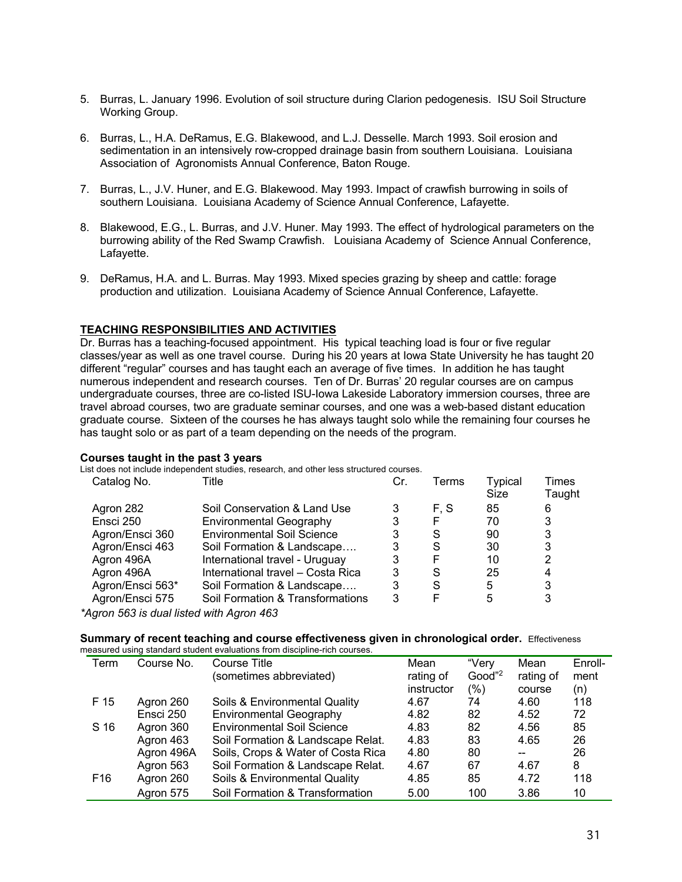5. Burras, L. January 1996. Evolution of soil structure during Clarion pedogenesis. ISU Soil Structure Working Group.

6. Burras, L., H.A. DeRamus, E.G. Blakewood, and L.J. Desselle. March 1993. Soil erosion and sedimentation in an intensively row-cropped drainage basin from southern Louisiana. Louisiana Association of Agronomists Annual Conference, Baton Rouge.

7. Burras, L., J.V. Huner, and E.G. Blakewood. May 1993. Impact of crawfish burrowing in soils of southern Louisiana. Louisiana Academy of Science Annual Conference, Lafayette.

8. Blakewood, E.G., L. Burras, and J.V. Huner. May 1993. The effect of hydrological parameters on the burrowing ability of the Red Swamp Crawfish. Louisiana Academy of Science Annual Conference, Lafayette.

9. DeRamus, H.A. and L. Burras. May 1993. Mixed species grazing by sheep and cattle: forage production and utilization. Louisiana Academy of Science Annual Conference, Lafayette.

## TEACHING RESPONSIBILITIES AND ACTIVITIES

Dr. Burras has a teaching-focused appointment. His typical teaching load is four or five regular classes/year as well as one travel course. During his 20 years at Iowa State University he has taught 20 different "regular" courses and has taught each an average of five times. In addition he has taught numerous independent and research courses. Ten of Dr. Burras' 20 regular courses are on campus undergraduate courses, three are co-listed ISU-Iowa Lakeside Laboratory immersion courses, three are travel abroad courses, two are graduate seminar courses, and one was a web-based distant education graduate course. Sixteen of the courses he has always taught solo while the remaining four courses he has taught solo or as part of a team depending on the needs of the program.

**Courses taught in the past 3 years**

List does not include independent studies, research, and other less structured courses.

| Catalog No. | Title | Cr. | Terms | Typical Size | Times Taught |
|---|---|---|---|---|---|
| Agron 282 | Soil Conservation & Land Use | 3 | F, S | 85 | 6 |
| Ensci 250 | Environmental Geography | 3 | F | 70 | 3 |
| Agron/Ensci 360 | Environmental Soil Science | 3 | S | 90 | 3 |
| Agron/Ensci 463 | Soil Formation & Landscape…. | 3 | S | 30 | 3 |
| Agron 496A | International travel - Uruguay | 3 | F | 10 | 2 |
| Agron 496A | International travel – Costa Rica | 3 | S | 25 | 4 |
| Agron/Ensci 563* | Soil Formation & Landscape…. | 3 | S | 5 | 3 |
| Agron/Ensci 575 | Soil Formation & Transformations | 3 | F | 5 | 3 |

*\*Agron 563 is dual listed with Agron 463*

**Summary of recent teaching and course effectiveness given in chronological order.** Effectiveness measured using standard student evaluations from discipline-rich courses.

| Term | Course No. | Course Title (sometimes abbreviated) | Mean rating of instructor | "Very Good"[2] (%) | Mean rating of course | Enroll-ment (n) |
|---|---|---|---|---|---|---|
| F 15 | Agron 260 | Soils & Environmental Quality | 4.67 | 74 | 4.60 | 118 |
| | Ensci 250 | Environmental Geography | 4.82 | 82 | 4.52 | 72 |
| S 16 | Agron 360 | Environmental Soil Science | 4.83 | 82 | 4.56 | 85 |
| | Agron 463 | Soil Formation & Landscape Relat. | 4.83 | 83 | 4.65 | 26 |
| | Agron 496A | Soils, Crops & Water of Costa Rica | 4.80 | 80 | -- | 26 |
| | Agron 563 | Soil Formation & Landscape Relat. | 4.67 | 67 | 4.67 | 8 |
| F16 | Agron 260 | Soils & Environmental Quality | 4.85 | 85 | 4.72 | 118 |
| | Agron 575 | Soil Formation & Transformation | 5.00 | 100 | 3.86 | 10 |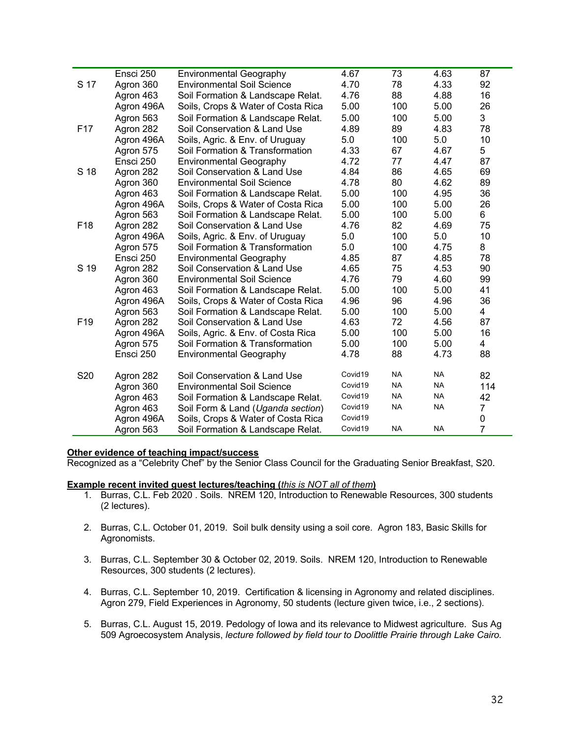| | | | | | | |
|---|---|---|---|---|---|---|
| | Ensci 250 | Environmental Geography | 4.67 | 73 | 4.63 | 87 |
| S 17 | Agron 360 | Environmental Soil Science | 4.70 | 78 | 4.33 | 92 |
| | Agron 463 | Soil Formation & Landscape Relat. | 4.76 | 88 | 4.88 | 16 |
| | Agron 496A | Soils, Crops & Water of Costa Rica | 5.00 | 100 | 5.00 | 26 |
| | Agron 563 | Soil Formation & Landscape Relat. | 5.00 | 100 | 5.00 | 3 |
| F17 | Agron 282 | Soil Conservation & Land Use | 4.89 | 89 | 4.83 | 78 |
| | Agron 496A | Soils, Agric. & Env. of Uruguay | 5.0 | 100 | 5.0 | 10 |
| | Agron 575 | Soil Formation & Transformation | 4.33 | 67 | 4.67 | 5 |
| | Ensci 250 | Environmental Geography | 4.72 | 77 | 4.47 | 87 |
| S 18 | Agron 282 | Soil Conservation & Land Use | 4.84 | 86 | 4.65 | 69 |
| | Agron 360 | Environmental Soil Science | 4.78 | 80 | 4.62 | 89 |
| | Agron 463 | Soil Formation & Landscape Relat. | 5.00 | 100 | 4.95 | 36 |
| | Agron 496A | Soils, Crops & Water of Costa Rica | 5.00 | 100 | 5.00 | 26 |
| | Agron 563 | Soil Formation & Landscape Relat. | 5.00 | 100 | 5.00 | 6 |
| F18 | Agron 282 | Soil Conservation & Land Use | 4.76 | 82 | 4.69 | 75 |
| | Agron 496A | Soils, Agric. & Env. of Uruguay | 5.0 | 100 | 5.0 | 10 |
| | Agron 575 | Soil Formation & Transformation | 5.0 | 100 | 4.75 | 8 |
| | Ensci 250 | Environmental Geography | 4.85 | 87 | 4.85 | 78 |
| S 19 | Agron 282 | Soil Conservation & Land Use | 4.65 | 75 | 4.53 | 90 |
| | Agron 360 | Environmental Soil Science | 4.76 | 79 | 4.60 | 99 |
| | Agron 463 | Soil Formation & Landscape Relat. | 5.00 | 100 | 5.00 | 41 |
| | Agron 496A | Soils, Crops & Water of Costa Rica | 4.96 | 96 | 4.96 | 36 |
| | Agron 563 | Soil Formation & Landscape Relat. | 5.00 | 100 | 5.00 | 4 |
| F19 | Agron 282 | Soil Conservation & Land Use | 4.63 | 72 | 4.56 | 87 |
| | Agron 496A | Soils, Agric. & Env. of Costa Rica | 5.00 | 100 | 5.00 | 16 |
| | Agron 575 | Soil Formation & Transformation | 5.00 | 100 | 5.00 | 4 |
| | Ensci 250 | Environmental Geography | 4.78 | 88 | 4.73 | 88 |
| S20 | Agron 282 | Soil Conservation & Land Use | Covid19 | NA | NA | 82 |
| | Agron 360 | Environmental Soil Science | Covid19 | NA | NA | 114 |
| | Agron 463 | Soil Formation & Landscape Relat. | Covid19 | NA | NA | 42 |
| | Agron 463 | Soil Form & Land (*Uganda section*) | Covid19 | NA | NA | 7 |
| | Agron 496A | Soils, Crops & Water of Costa Rica | Covid19 | | | 0 |
| | Agron 563 | Soil Formation & Landscape Relat. | Covid19 | NA | NA | 7 |

**Other evidence of teaching impact/success**

Recognized as a "Celebrity Chef" by the Senior Class Council for the Graduating Senior Breakfast, S20.

**Example recent invited guest lectures/teaching (*this is NOT all of them*)**

1. Burras, C.L. Feb 2020 . Soils. NREM 120, Introduction to Renewable Resources, 300 students (2 lectures).
2. Burras, C.L. October 01, 2019. Soil bulk density using a soil core. Agron 183, Basic Skills for Agronomists.
3. Burras, C.L. September 30 & October 02, 2019. Soils. NREM 120, Introduction to Renewable Resources, 300 students (2 lectures).
4. Burras, C.L. September 10, 2019. Certification & licensing in Agronomy and related disciplines. Agron 279, Field Experiences in Agronomy, 50 students (lecture given twice, i.e., 2 sections).
5. Burras, C.L. August 15, 2019. Pedology of Iowa and its relevance to Midwest agriculture. Sus Ag 509 Agroecosystem Analysis, *lecture followed by field tour to Doolittle Prairie through Lake Cairo.*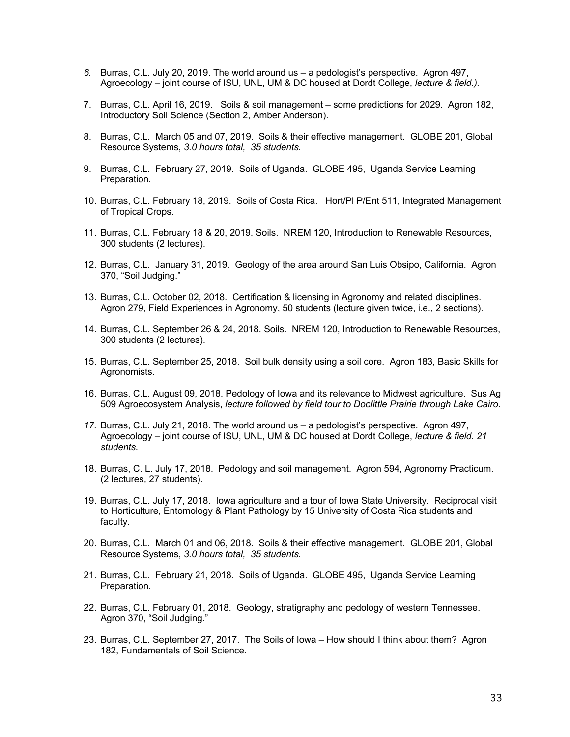6. Burras, C.L. July 20, 2019. The world around us – a pedologist's perspective. Agron 497, Agroecology – joint course of ISU, UNL, UM & DC housed at Dordt College, *lecture & field.).*

7. Burras, C.L. April 16, 2019. Soils & soil management – some predictions for 2029. Agron 182, Introductory Soil Science (Section 2, Amber Anderson).

8. Burras, C.L. March 05 and 07, 2019. Soils & their effective management. GLOBE 201, Global Resource Systems, *3.0 hours total, 35 students.*

9. Burras, C.L. February 27, 2019. Soils of Uganda. GLOBE 495, Uganda Service Learning Preparation.

10. Burras, C.L. February 18, 2019. Soils of Costa Rica. Hort/Pl P/Ent 511, Integrated Management of Tropical Crops.

11. Burras, C.L. February 18 & 20, 2019. Soils. NREM 120, Introduction to Renewable Resources, 300 students (2 lectures).

12. Burras, C.L. January 31, 2019. Geology of the area around San Luis Obsipo, California. Agron 370, "Soil Judging."

13. Burras, C.L. October 02, 2018. Certification & licensing in Agronomy and related disciplines. Agron 279, Field Experiences in Agronomy, 50 students (lecture given twice, i.e., 2 sections).

14. Burras, C.L. September 26 & 24, 2018. Soils. NREM 120, Introduction to Renewable Resources, 300 students (2 lectures).

15. Burras, C.L. September 25, 2018. Soil bulk density using a soil core. Agron 183, Basic Skills for Agronomists.

16. Burras, C.L. August 09, 2018. Pedology of Iowa and its relevance to Midwest agriculture. Sus Ag 509 Agroecosystem Analysis, *lecture followed by field tour to Doolittle Prairie through Lake Cairo.*

17. Burras, C.L. July 21, 2018. The world around us – a pedologist's perspective. Agron 497, Agroecology – joint course of ISU, UNL, UM & DC housed at Dordt College, *lecture & field. 21 students.*

18. Burras, C. L. July 17, 2018. Pedology and soil management. Agron 594, Agronomy Practicum. (2 lectures, 27 students).

19. Burras, C.L. July 17, 2018. Iowa agriculture and a tour of Iowa State University. Reciprocal visit to Horticulture, Entomology & Plant Pathology by 15 University of Costa Rica students and faculty.

20. Burras, C.L. March 01 and 06, 2018. Soils & their effective management. GLOBE 201, Global Resource Systems, *3.0 hours total, 35 students.*

21. Burras, C.L. February 21, 2018. Soils of Uganda. GLOBE 495, Uganda Service Learning Preparation.

22. Burras, C.L. February 01, 2018. Geology, stratigraphy and pedology of western Tennessee. Agron 370, "Soil Judging."

23. Burras, C.L. September 27, 2017. The Soils of Iowa – How should I think about them? Agron 182, Fundamentals of Soil Science.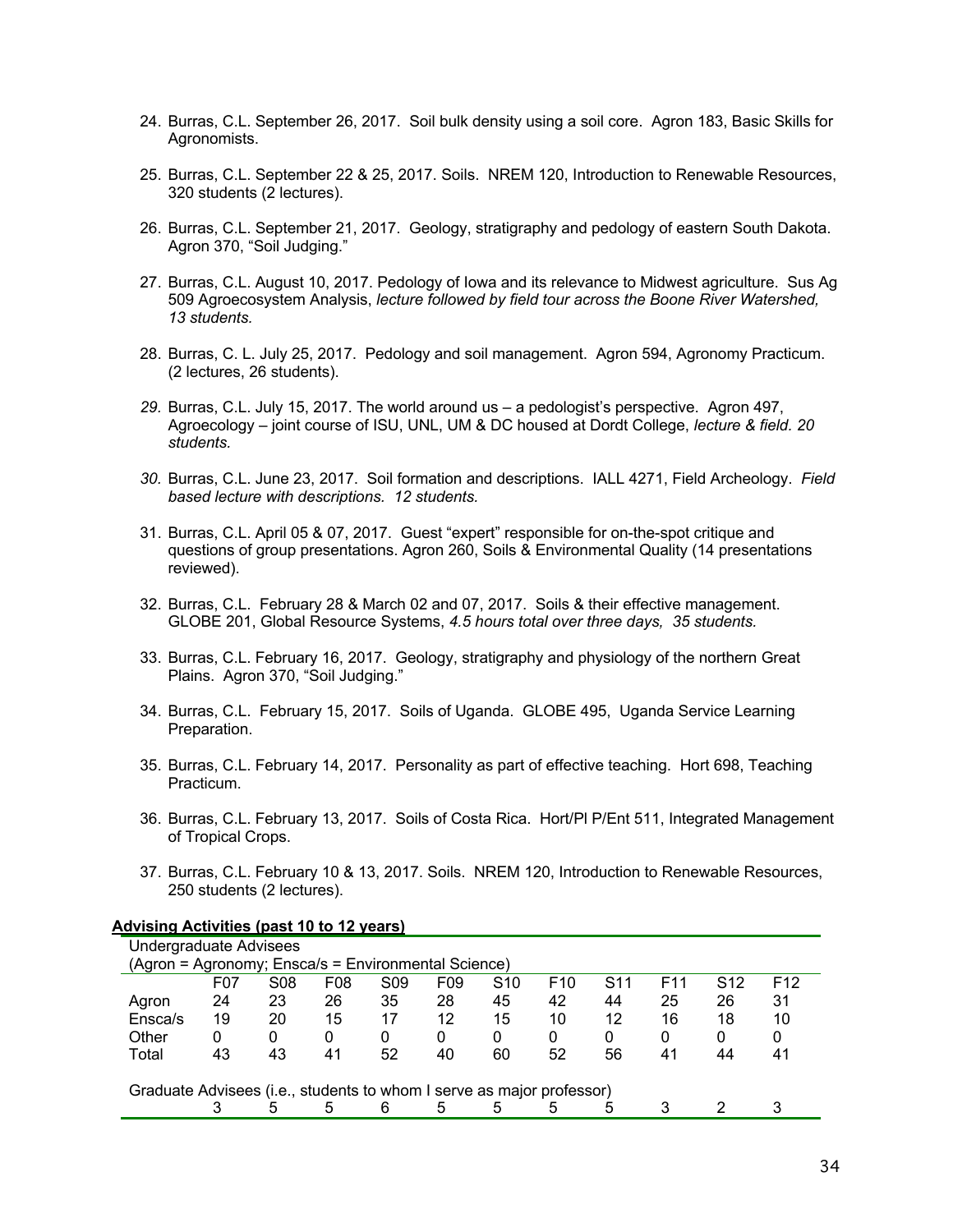24. Burras, C.L. September 26, 2017. Soil bulk density using a soil core. Agron 183, Basic Skills for Agronomists.

25. Burras, C.L. September 22 & 25, 2017. Soils. NREM 120, Introduction to Renewable Resources, 320 students (2 lectures).

26. Burras, C.L. September 21, 2017. Geology, stratigraphy and pedology of eastern South Dakota. Agron 370, "Soil Judging."

27. Burras, C.L. August 10, 2017. Pedology of Iowa and its relevance to Midwest agriculture. Sus Ag 509 Agroecosystem Analysis, *lecture followed by field tour across the Boone River Watershed, 13 students.*

28. Burras, C. L. July 25, 2017. Pedology and soil management. Agron 594, Agronomy Practicum. (2 lectures, 26 students).

29. Burras, C.L. July 15, 2017. The world around us – a pedologist's perspective. Agron 497, Agroecology – joint course of ISU, UNL, UM & DC housed at Dordt College, *lecture & field. 20 students.*

30. Burras, C.L. June 23, 2017. Soil formation and descriptions. IALL 4271, Field Archeology. *Field based lecture with descriptions. 12 students.*

31. Burras, C.L. April 05 & 07, 2017. Guest "expert" responsible for on-the-spot critique and questions of group presentations. Agron 260, Soils & Environmental Quality (14 presentations reviewed).

32. Burras, C.L. February 28 & March 02 and 07, 2017. Soils & their effective management. GLOBE 201, Global Resource Systems, *4.5 hours total over three days, 35 students.*

33. Burras, C.L. February 16, 2017. Geology, stratigraphy and physiology of the northern Great Plains. Agron 370, "Soil Judging."

34. Burras, C.L. February 15, 2017. Soils of Uganda. GLOBE 495, Uganda Service Learning Preparation.

35. Burras, C.L. February 14, 2017. Personality as part of effective teaching. Hort 698, Teaching Practicum.

36. Burras, C.L. February 13, 2017. Soils of Costa Rica. Hort/Pl P/Ent 511, Integrated Management of Tropical Crops.

37. Burras, C.L. February 10 & 13, 2017. Soils. NREM 120, Introduction to Renewable Resources, 250 students (2 lectures).

**Advising Activities (past 10 to 12 years)**

Undergraduate Advisees
(Agron = Agronomy; Ensca/s = Environmental Science)

| | F07 | S08 | F08 | S09 | F09 | S10 | F10 | S11 | F11 | S12 | F12 |
|---|---|---|---|---|---|---|---|---|---|---|---|
| Agron | 24 | 23 | 26 | 35 | 28 | 45 | 42 | 44 | 25 | 26 | 31 |
| Ensca/s | 19 | 20 | 15 | 17 | 12 | 15 | 10 | 12 | 16 | 18 | 10 |
| Other | 0 | 0 | 0 | 0 | 0 | 0 | 0 | 0 | 0 | 0 | 0 |
| Total | 43 | 43 | 41 | 52 | 40 | 60 | 52 | 56 | 41 | 44 | 41 |
| Graduate Advisees (i.e., students to whom I serve as major professor) | | | | | | | | | | | |
| | 3 | 5 | 5 | 6 | 5 | 5 | 5 | 5 | 3 | 2 | 3 |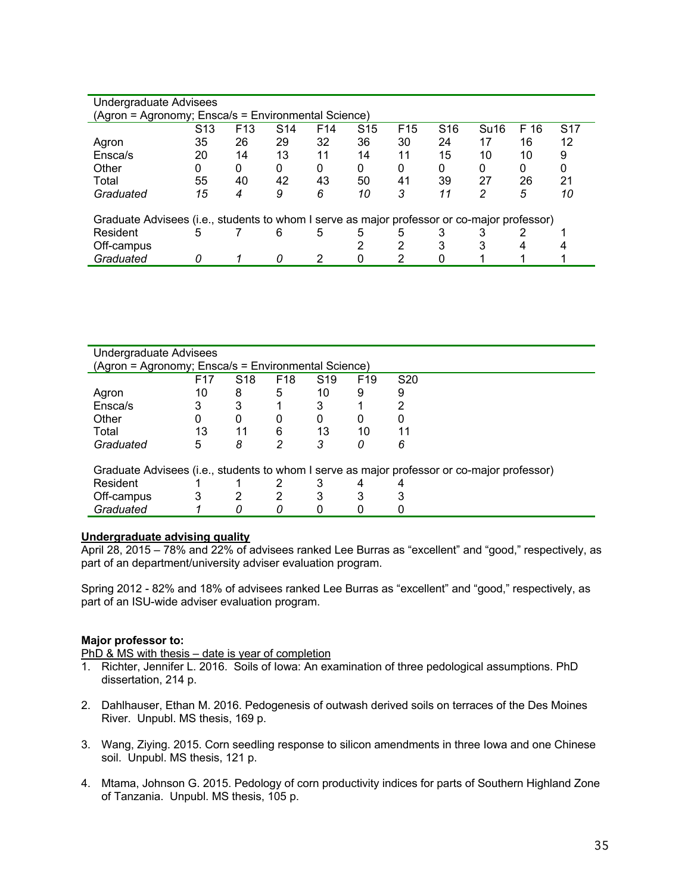| Undergraduate Advisees (Agron = Agronomy; Ensca/s = Environmental Science) | | | | | | | | | | |
|---|---|---|---|---|---|---|---|---|---|---|
| | S13 | F13 | S14 | F14 | S15 | F15 | S16 | Su16 | F 16 | S17 |
| Agron | 35 | 26 | 29 | 32 | 36 | 30 | 24 | 17 | 16 | 12 |
| Ensca/s | 20 | 14 | 13 | 11 | 14 | 11 | 15 | 10 | 10 | 9 |
| Other | 0 | 0 | 0 | 0 | 0 | 0 | 0 | 0 | 0 | 0 |
| Total | 55 | 40 | 42 | 43 | 50 | 41 | 39 | 27 | 26 | 21 |
| *Graduated* | *15* | *4* | *9* | *6* | *10* | *3* | *11* | *2* | *5* | *10* |
| Graduate Advisees (i.e., students to whom I serve as major professor or co-major professor) | | | | | | | | | | |
| Resident | 5 | 7 | 6 | 5 | 5 | 5 | 3 | 3 | 2 | 1 |
| Off-campus | | | | | 2 | 2 | 3 | 3 | 4 | 4 |
| *Graduated* | *0* | *1* | *0* | 2 | 0 | 2 | 0 | 1 | 1 | 1 |

| Undergraduate Advisees (Agron = Agronomy; Ensca/s = Environmental Science) | | | | | | |
|---|---|---|---|---|---|---|
| | F17 | S18 | F18 | S19 | F19 | S20 |
| Agron | 10 | 8 | 5 | 10 | 9 | 9 |
| Ensca/s | 3 | 3 | 1 | 3 | 1 | 2 |
| Other | 0 | 0 | 0 | 0 | 0 | 0 |
| Total | 13 | 11 | 6 | 13 | 10 | 11 |
| *Graduated* | 5 | *8* | *2* | *3* | *0* | *6* |
| Graduate Advisees (i.e., students to whom I serve as major professor or co-major professor) | | | | | | |
| Resident | 1 | 1 | 2 | 3 | 4 | 4 |
| Off-campus | 3 | 2 | 2 | 3 | 3 | 3 |
| *Graduated* | *1* | *0* | *0* | 0 | 0 | 0 |

**Undergraduate advising quality**

April 28, 2015 – 78% and 22% of advisees ranked Lee Burras as "excellent" and "good," respectively, as part of an department/university adviser evaluation program.

Spring 2012 - 82% and 18% of advisees ranked Lee Burras as "excellent" and "good," respectively, as part of an ISU-wide adviser evaluation program.

**Major professor to:**

PhD & MS with thesis – date is year of completion

1. Richter, Jennifer L. 2016. Soils of Iowa: An examination of three pedological assumptions. PhD dissertation, 214 p.
2. Dahlhauser, Ethan M. 2016. Pedogenesis of outwash derived soils on terraces of the Des Moines River. Unpubl. MS thesis, 169 p.
3. Wang, Ziying. 2015. Corn seedling response to silicon amendments in three Iowa and one Chinese soil. Unpubl. MS thesis, 121 p.
4. Mtama, Johnson G. 2015. Pedology of corn productivity indices for parts of Southern Highland Zone of Tanzania. Unpubl. MS thesis, 105 p.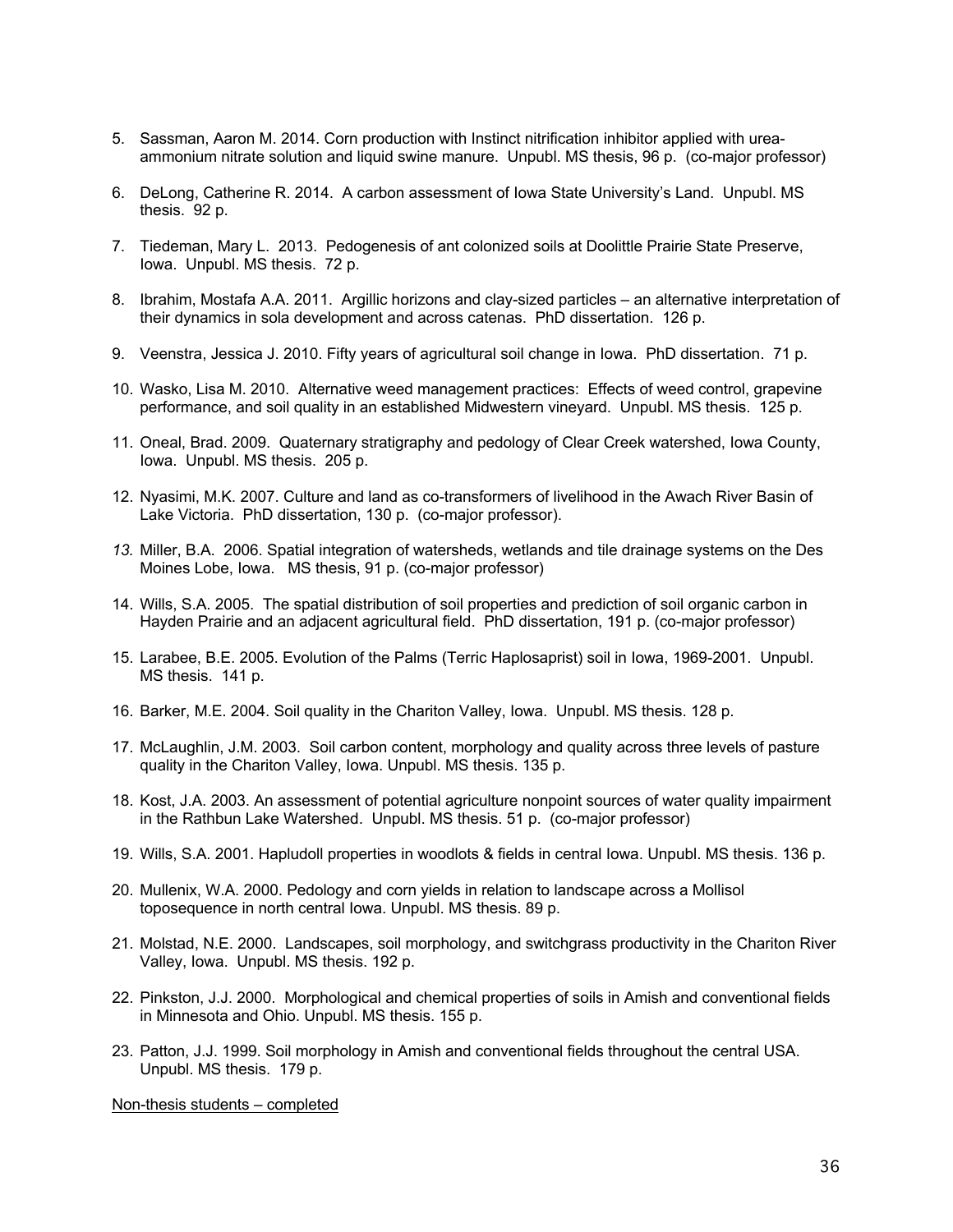5. Sassman, Aaron M. 2014. Corn production with Instinct nitrification inhibitor applied with urea-ammonium nitrate solution and liquid swine manure. Unpubl. MS thesis, 96 p. (co-major professor)

6. DeLong, Catherine R. 2014. A carbon assessment of Iowa State University's Land. Unpubl. MS thesis. 92 p.

7. Tiedeman, Mary L. 2013. Pedogenesis of ant colonized soils at Doolittle Prairie State Preserve, Iowa. Unpubl. MS thesis. 72 p.

8. Ibrahim, Mostafa A.A. 2011. Argillic horizons and clay-sized particles – an alternative interpretation of their dynamics in sola development and across catenas. PhD dissertation. 126 p.

9. Veenstra, Jessica J. 2010. Fifty years of agricultural soil change in Iowa. PhD dissertation. 71 p.

10. Wasko, Lisa M. 2010. Alternative weed management practices: Effects of weed control, grapevine performance, and soil quality in an established Midwestern vineyard. Unpubl. MS thesis. 125 p.

11. Oneal, Brad. 2009. Quaternary stratigraphy and pedology of Clear Creek watershed, Iowa County, Iowa. Unpubl. MS thesis. 205 p.

12. Nyasimi, M.K. 2007. Culture and land as co-transformers of livelihood in the Awach River Basin of Lake Victoria. PhD dissertation, 130 p. (co-major professor).

13. Miller, B.A. 2006. Spatial integration of watersheds, wetlands and tile drainage systems on the Des Moines Lobe, Iowa. MS thesis, 91 p. (co-major professor)

14. Wills, S.A. 2005. The spatial distribution of soil properties and prediction of soil organic carbon in Hayden Prairie and an adjacent agricultural field. PhD dissertation, 191 p. (co-major professor)

15. Larabee, B.E. 2005. Evolution of the Palms (Terric Haplosaprist) soil in Iowa, 1969-2001. Unpubl. MS thesis. 141 p.

16. Barker, M.E. 2004. Soil quality in the Chariton Valley, Iowa. Unpubl. MS thesis. 128 p.

17. McLaughlin, J.M. 2003. Soil carbon content, morphology and quality across three levels of pasture quality in the Chariton Valley, Iowa. Unpubl. MS thesis. 135 p.

18. Kost, J.A. 2003. An assessment of potential agriculture nonpoint sources of water quality impairment in the Rathbun Lake Watershed. Unpubl. MS thesis. 51 p. (co-major professor)

19. Wills, S.A. 2001. Hapludoll properties in woodlots & fields in central Iowa. Unpubl. MS thesis. 136 p.

20. Mullenix, W.A. 2000. Pedology and corn yields in relation to landscape across a Mollisol toposequence in north central Iowa. Unpubl. MS thesis. 89 p.

21. Molstad, N.E. 2000. Landscapes, soil morphology, and switchgrass productivity in the Chariton River Valley, Iowa. Unpubl. MS thesis. 192 p.

22. Pinkston, J.J. 2000. Morphological and chemical properties of soils in Amish and conventional fields in Minnesota and Ohio. Unpubl. MS thesis. 155 p.

23. Patton, J.J. 1999. Soil morphology in Amish and conventional fields throughout the central USA. Unpubl. MS thesis. 179 p.

Non-thesis students – completed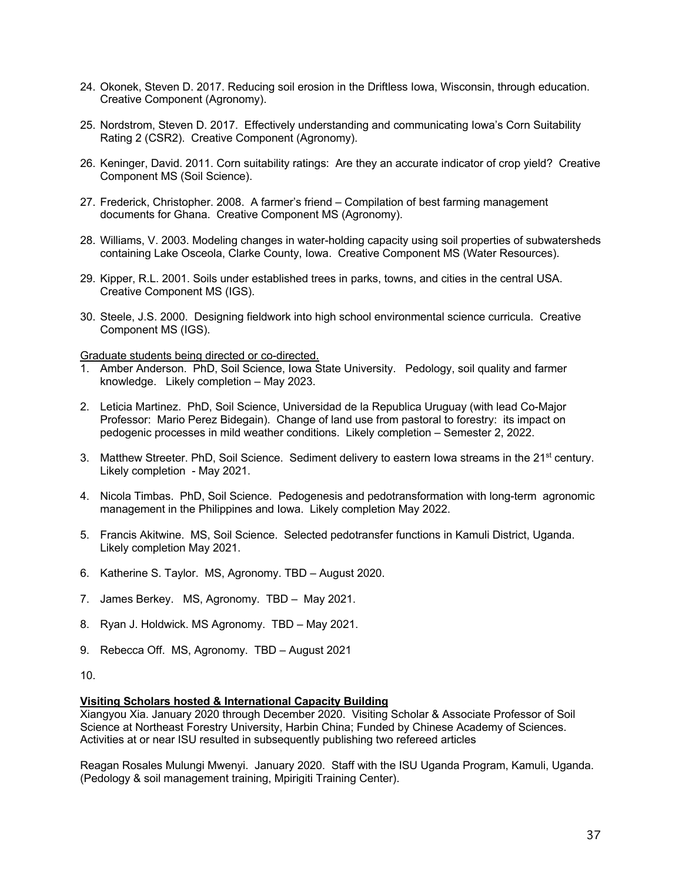24. Okonek, Steven D. 2017. Reducing soil erosion in the Driftless Iowa, Wisconsin, through education. Creative Component (Agronomy).

25. Nordstrom, Steven D. 2017. Effectively understanding and communicating Iowa's Corn Suitability Rating 2 (CSR2). Creative Component (Agronomy).

26. Keninger, David. 2011. Corn suitability ratings: Are they an accurate indicator of crop yield? Creative Component MS (Soil Science).

27. Frederick, Christopher. 2008. A farmer's friend – Compilation of best farming management documents for Ghana. Creative Component MS (Agronomy).

28. Williams, V. 2003. Modeling changes in water-holding capacity using soil properties of subwatersheds containing Lake Osceola, Clarke County, Iowa. Creative Component MS (Water Resources).

29. Kipper, R.L. 2001. Soils under established trees in parks, towns, and cities in the central USA. Creative Component MS (IGS).

30. Steele, J.S. 2000. Designing fieldwork into high school environmental science curricula. Creative Component MS (IGS).

<u>Graduate students being directed or co-directed.</u>

1. Amber Anderson. PhD, Soil Science, Iowa State University. Pedology, soil quality and farmer knowledge. Likely completion – May 2023.

2. Leticia Martinez. PhD, Soil Science, Universidad de la Republica Uruguay (with lead Co-Major Professor: Mario Perez Bidegain). Change of land use from pastoral to forestry: its impact on pedogenic processes in mild weather conditions. Likely completion – Semester 2, 2022.

3. Matthew Streeter. PhD, Soil Science. Sediment delivery to eastern Iowa streams in the 21st century. Likely completion - May 2021.

4. Nicola Timbas. PhD, Soil Science. Pedogenesis and pedotransformation with long-term agronomic management in the Philippines and Iowa. Likely completion May 2022.

5. Francis Akitwine. MS, Soil Science. Selected pedotransfer functions in Kamuli District, Uganda. Likely completion May 2021.

6. Katherine S. Taylor. MS, Agronomy. TBD – August 2020.

7. James Berkey. MS, Agronomy. TBD – May 2021.

8. Ryan J. Holdwick. MS Agronomy. TBD – May 2021.

9. Rebecca Off. MS, Agronomy. TBD – August 2021

10.

**<u>Visiting Scholars hosted & International Capacity Building</u>**

Xiangyou Xia. January 2020 through December 2020. Visiting Scholar & Associate Professor of Soil Science at Northeast Forestry University, Harbin China; Funded by Chinese Academy of Sciences. Activities at or near ISU resulted in subsequently publishing two refereed articles

Reagan Rosales Mulungi Mwenyi. January 2020. Staff with the ISU Uganda Program, Kamuli, Uganda. (Pedology & soil management training, Mpirigiti Training Center).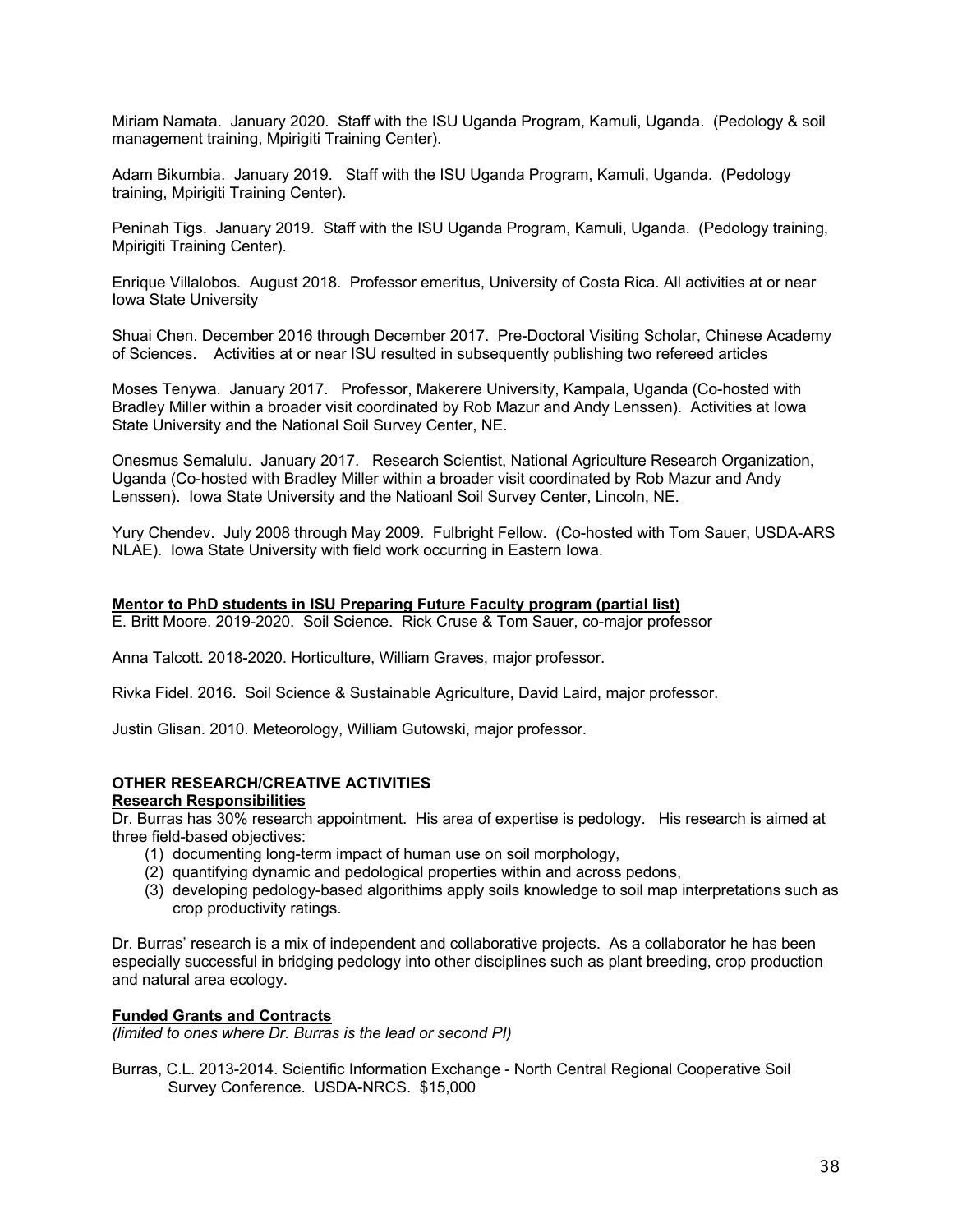Miriam Namata. January 2020. Staff with the ISU Uganda Program, Kamuli, Uganda. (Pedology & soil management training, Mpirigiti Training Center).

Adam Bikumbia. January 2019. Staff with the ISU Uganda Program, Kamuli, Uganda. (Pedology training, Mpirigiti Training Center).

Peninah Tigs. January 2019. Staff with the ISU Uganda Program, Kamuli, Uganda. (Pedology training, Mpirigiti Training Center).

Enrique Villalobos. August 2018. Professor emeritus, University of Costa Rica. All activities at or near Iowa State University

Shuai Chen. December 2016 through December 2017. Pre-Doctoral Visiting Scholar, Chinese Academy of Sciences. Activities at or near ISU resulted in subsequently publishing two refereed articles

Moses Tenywa. January 2017. Professor, Makerere University, Kampala, Uganda (Co-hosted with Bradley Miller within a broader visit coordinated by Rob Mazur and Andy Lenssen). Activities at Iowa State University and the National Soil Survey Center, NE.

Onesmus Semalulu. January 2017. Research Scientist, National Agriculture Research Organization, Uganda (Co-hosted with Bradley Miller within a broader visit coordinated by Rob Mazur and Andy Lenssen). Iowa State University and the Natioanl Soil Survey Center, Lincoln, NE.

Yury Chendev. July 2008 through May 2009. Fulbright Fellow. (Co-hosted with Tom Sauer, USDA-ARS NLAE). Iowa State University with field work occurring in Eastern Iowa.

**Mentor to PhD students in ISU Preparing Future Faculty program (partial list)**

E. Britt Moore. 2019-2020. Soil Science. Rick Cruse & Tom Sauer, co-major professor

Anna Talcott. 2018-2020. Horticulture, William Graves, major professor.

Rivka Fidel. 2016. Soil Science & Sustainable Agriculture, David Laird, major professor.

Justin Glisan. 2010. Meteorology, William Gutowski, major professor.

## OTHER RESEARCH/CREATIVE ACTIVITIES

**Research Responsibilities**

Dr. Burras has 30% research appointment. His area of expertise is pedology. His research is aimed at three field-based objectives:

1. documenting long-term impact of human use on soil morphology,
2. quantifying dynamic and pedological properties within and across pedons,
3. developing pedology-based algorithims apply soils knowledge to soil map interpretations such as crop productivity ratings.

Dr. Burras' research is a mix of independent and collaborative projects. As a collaborator he has been especially successful in bridging pedology into other disciplines such as plant breeding, crop production and natural area ecology.

**Funded Grants and Contracts**

*(limited to ones where Dr. Burras is the lead or second PI)*

Burras, C.L. 2013-2014. Scientific Information Exchange - North Central Regional Cooperative Soil Survey Conference. USDA-NRCS. $15,000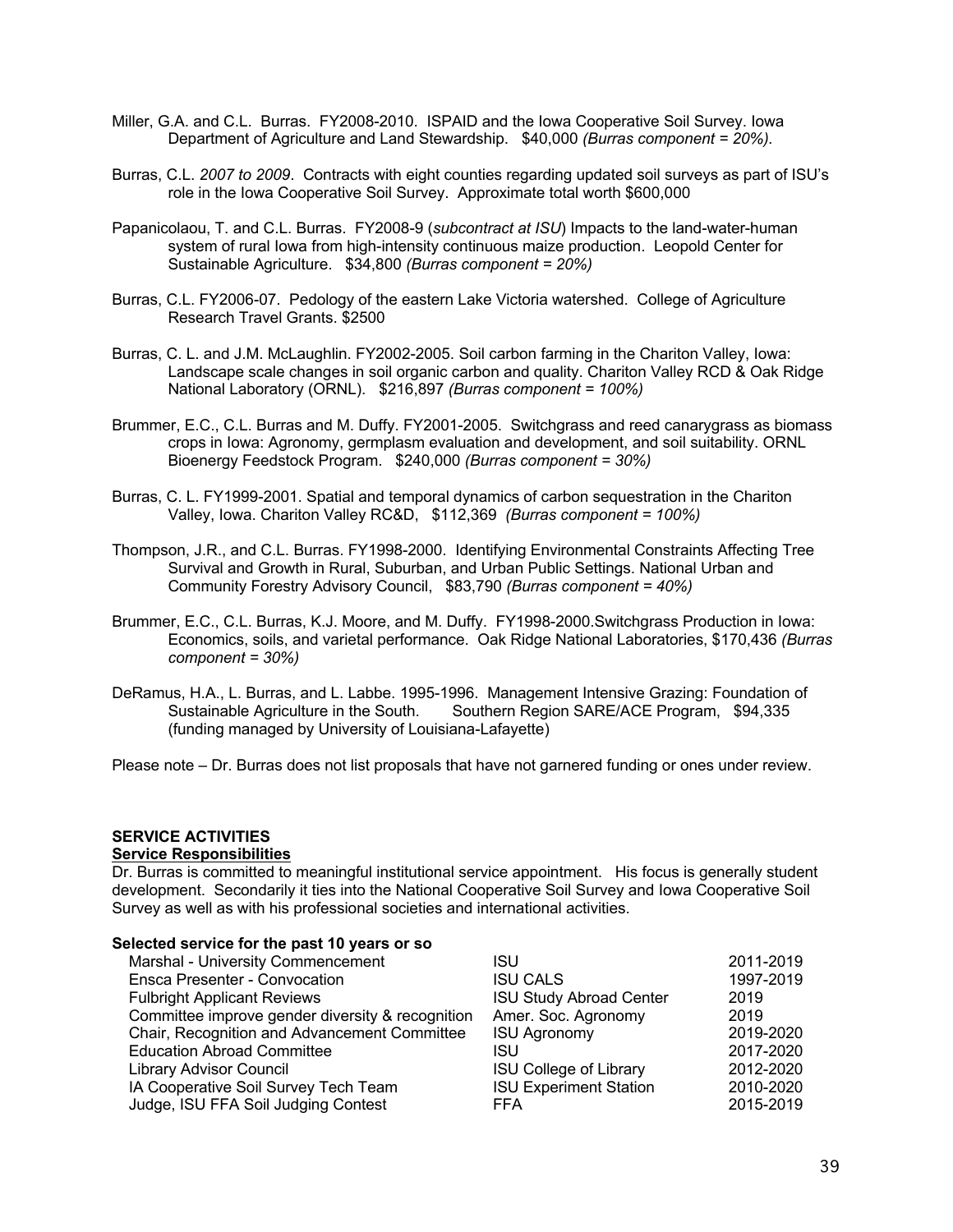Miller, G.A. and C.L. Burras. FY2008-2010. ISPAID and the Iowa Cooperative Soil Survey. Iowa Department of Agriculture and Land Stewardship. $40,000 *(Burras component = 20%).*

Burras, C.L. *2007 to 2009*. Contracts with eight counties regarding updated soil surveys as part of ISU's role in the Iowa Cooperative Soil Survey. Approximate total worth $600,000

Papanicolaou, T. and C.L. Burras. FY2008-9 (*subcontract at ISU*) Impacts to the land-water-human system of rural Iowa from high-intensity continuous maize production. Leopold Center for Sustainable Agriculture. $34,800 *(Burras component = 20%)*

Burras, C.L. FY2006-07. Pedology of the eastern Lake Victoria watershed. College of Agriculture Research Travel Grants. $2500

Burras, C. L. and J.M. McLaughlin. FY2002-2005. Soil carbon farming in the Chariton Valley, Iowa: Landscape scale changes in soil organic carbon and quality. Chariton Valley RCD & Oak Ridge National Laboratory (ORNL). $216,897 *(Burras component = 100%)*

Brummer, E.C., C.L. Burras and M. Duffy. FY2001-2005. Switchgrass and reed canarygrass as biomass crops in Iowa: Agronomy, germplasm evaluation and development, and soil suitability. ORNL Bioenergy Feedstock Program. $240,000 *(Burras component = 30%)*

Burras, C. L. FY1999-2001. Spatial and temporal dynamics of carbon sequestration in the Chariton Valley, Iowa. Chariton Valley RC&D, $112,369 *(Burras component = 100%)*

Thompson, J.R., and C.L. Burras. FY1998-2000. Identifying Environmental Constraints Affecting Tree Survival and Growth in Rural, Suburban, and Urban Public Settings. National Urban and Community Forestry Advisory Council, $83,790 *(Burras component = 40%)*

Brummer, E.C., C.L. Burras, K.J. Moore, and M. Duffy. FY1998-2000.Switchgrass Production in Iowa: Economics, soils, and varietal performance. Oak Ridge National Laboratories, $170,436 *(Burras component = 30%)*

DeRamus, H.A., L. Burras, and L. Labbe. 1995-1996. Management Intensive Grazing: Foundation of Sustainable Agriculture in the South. Southern Region SARE/ACE Program, $94,335 (funding managed by University of Louisiana-Lafayette)

Please note – Dr. Burras does not list proposals that have not garnered funding or ones under review.

## SERVICE ACTIVITIES

**Service Responsibilities**

Dr. Burras is committed to meaningful institutional service appointment. His focus is generally student development. Secondarily it ties into the National Cooperative Soil Survey and Iowa Cooperative Soil Survey as well as with his professional societies and international activities.

**Selected service for the past 10 years or so**

| | | |
|---|---|---|
| Marshal - University Commencement | ISU | 2011-2019 |
| Ensca Presenter - Convocation | ISU CALS | 1997-2019 |
| Fulbright Applicant Reviews | ISU Study Abroad Center | 2019 |
| Committee improve gender diversity & recognition | Amer. Soc. Agronomy | 2019 |
| Chair, Recognition and Advancement Committee | ISU Agronomy | 2019-2020 |
| Education Abroad Committee | ISU | 2017-2020 |
| Library Advisor Council | ISU College of Library | 2012-2020 |
| IA Cooperative Soil Survey Tech Team | ISU Experiment Station | 2010-2020 |
| Judge, ISU FFA Soil Judging Contest | FFA | 2015-2019 |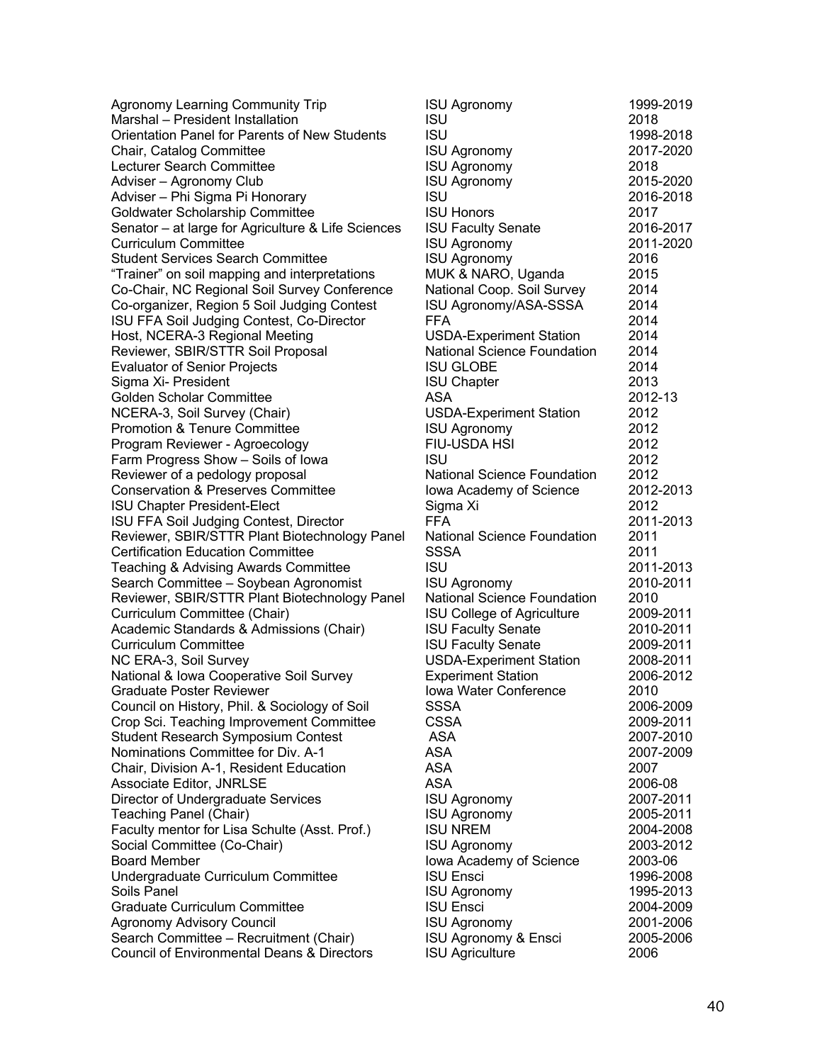| | | |
|---|---|---|
| Agronomy Learning Community Trip | ISU Agronomy | 1999-2019 |
| Marshal – President Installation | ISU | 2018 |
| Orientation Panel for Parents of New Students | ISU | 1998-2018 |
| Chair, Catalog Committee | ISU Agronomy | 2017-2020 |
| Lecturer Search Committee | ISU Agronomy | 2018 |
| Adviser – Agronomy Club | ISU Agronomy | 2015-2020 |
| Adviser – Phi Sigma Pi Honorary | ISU | 2016-2018 |
| Goldwater Scholarship Committee | ISU Honors | 2017 |
| Senator – at large for Agriculture & Life Sciences | ISU Faculty Senate | 2016-2017 |
| Curriculum Committee | ISU Agronomy | 2011-2020 |
| Student Services Search Committee | ISU Agronomy | 2016 |
| "Trainer" on soil mapping and interpretations | MUK & NARO, Uganda | 2015 |
| Co-Chair, NC Regional Soil Survey Conference | National Coop. Soil Survey | 2014 |
| Co-organizer, Region 5 Soil Judging Contest | ISU Agronomy/ASA-SSSA | 2014 |
| ISU FFA Soil Judging Contest, Co-Director | FFA | 2014 |
| Host, NCERA-3 Regional Meeting | USDA-Experiment Station | 2014 |
| Reviewer, SBIR/STTR Soil Proposal | National Science Foundation | 2014 |
| Evaluator of Senior Projects | ISU GLOBE | 2014 |
| Sigma Xi- President | ISU Chapter | 2013 |
| Golden Scholar Committee | ASA | 2012-13 |
| NCERA-3, Soil Survey (Chair) | USDA-Experiment Station | 2012 |
| Promotion & Tenure Committee | ISU Agronomy | 2012 |
| Program Reviewer - Agroecology | FIU-USDA HSI | 2012 |
| Farm Progress Show – Soils of Iowa | ISU | 2012 |
| Reviewer of a pedology proposal | National Science Foundation | 2012 |
| Conservation & Preserves Committee | Iowa Academy of Science | 2012-2013 |
| ISU Chapter President-Elect | Sigma Xi | 2012 |
| ISU FFA Soil Judging Contest, Director | FFA | 2011-2013 |
| Reviewer, SBIR/STTR Plant Biotechnology Panel | National Science Foundation | 2011 |
| Certification Education Committee | SSSA | 2011 |
| Teaching & Advising Awards Committee | ISU | 2011-2013 |
| Search Committee – Soybean Agronomist | ISU Agronomy | 2010-2011 |
| Reviewer, SBIR/STTR Plant Biotechnology Panel | National Science Foundation | 2010 |
| Curriculum Committee (Chair) | ISU College of Agriculture | 2009-2011 |
| Academic Standards & Admissions (Chair) | ISU Faculty Senate | 2010-2011 |
| Curriculum Committee | ISU Faculty Senate | 2009-2011 |
| NC ERA-3, Soil Survey | USDA-Experiment Station | 2008-2011 |
| National & Iowa Cooperative Soil Survey | Experiment Station | 2006-2012 |
| Graduate Poster Reviewer | Iowa Water Conference | 2010 |
| Council on History, Phil. & Sociology of Soil | SSSA | 2006-2009 |
| Crop Sci. Teaching Improvement Committee | CSSA | 2009-2011 |
| Student Research Symposium Contest | ASA | 2007-2010 |
| Nominations Committee for Div. A-1 | ASA | 2007-2009 |
| Chair, Division A-1, Resident Education | ASA | 2007 |
| Associate Editor, JNRLSE | ASA | 2006-08 |
| Director of Undergraduate Services | ISU Agronomy | 2007-2011 |
| Teaching Panel (Chair) | ISU Agronomy | 2005-2011 |
| Faculty mentor for Lisa Schulte (Asst. Prof.) | ISU NREM | 2004-2008 |
| Social Committee (Co-Chair) | ISU Agronomy | 2003-2012 |
| Board Member | Iowa Academy of Science | 2003-06 |
| Undergraduate Curriculum Committee | ISU Ensci | 1996-2008 |
| Soils Panel | ISU Agronomy | 1995-2013 |
| Graduate Curriculum Committee | ISU Ensci | 2004-2009 |
| Agronomy Advisory Council | ISU Agronomy | 2001-2006 |
| Search Committee – Recruitment (Chair) | ISU Agronomy & Ensci | 2005-2006 |
| Council of Environmental Deans & Directors | ISU Agriculture | 2006 |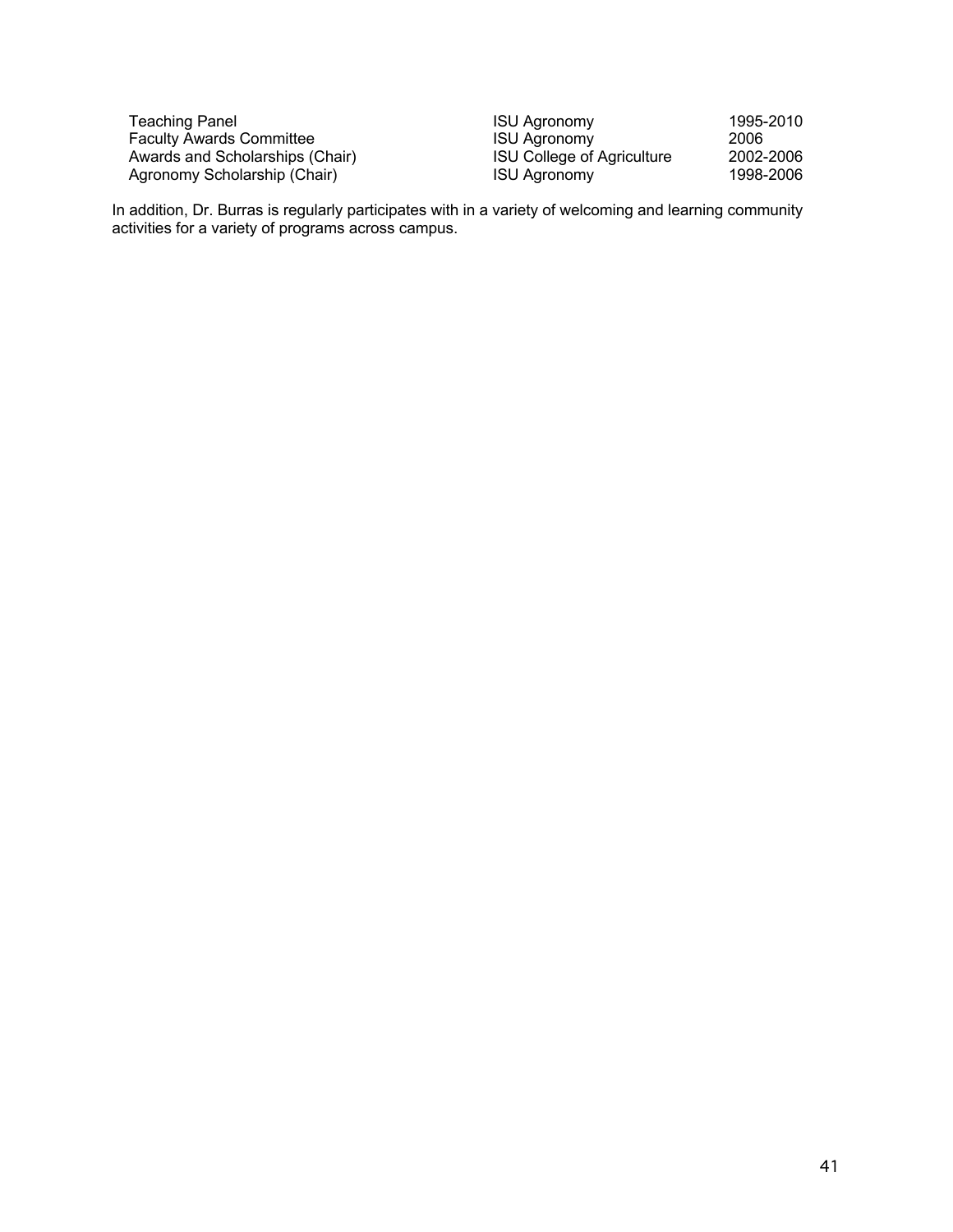| | | |
|---|---|---|
| Teaching Panel | ISU Agronomy | 1995-2010 |
| Faculty Awards Committee | ISU Agronomy | 2006 |
| Awards and Scholarships (Chair) | ISU College of Agriculture | 2002-2006 |
| Agronomy Scholarship (Chair) | ISU Agronomy | 1998-2006 |

In addition, Dr. Burras is regularly participates with in a variety of welcoming and learning community activities for a variety of programs across campus.